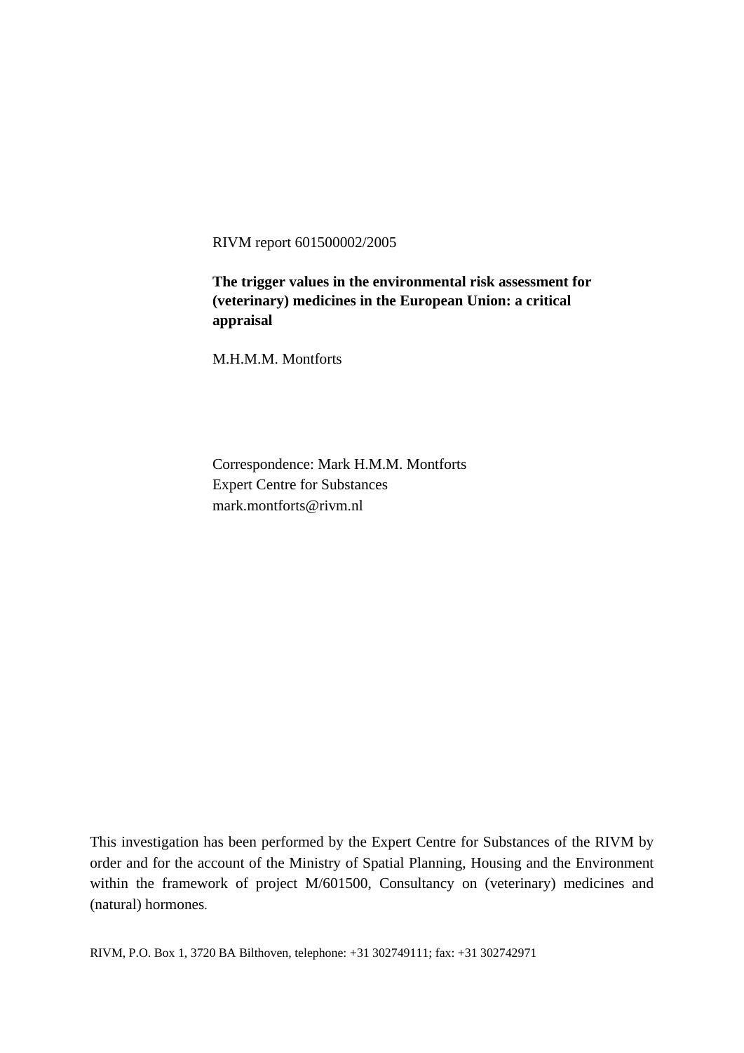RIVM report 601500002/2005

# The trigger values in the environmental risk assessment for (veterinary) medicines in the European Union: a critical appraisal

M.H.M.M. Montforts

Correspondence: Mark H.M.M. Montforts
Expert Centre for Substances
mark.montforts@rivm.nl

This investigation has been performed by the Expert Centre for Substances of the RIVM by order and for the account of the Ministry of Spatial Planning, Housing and the Environment within the framework of project M/601500, Consultancy on (veterinary) medicines and (natural) hormones.

RIVM, P.O. Box 1, 3720 BA Bilthoven, telephone: +31 302749111; fax: +31 302742971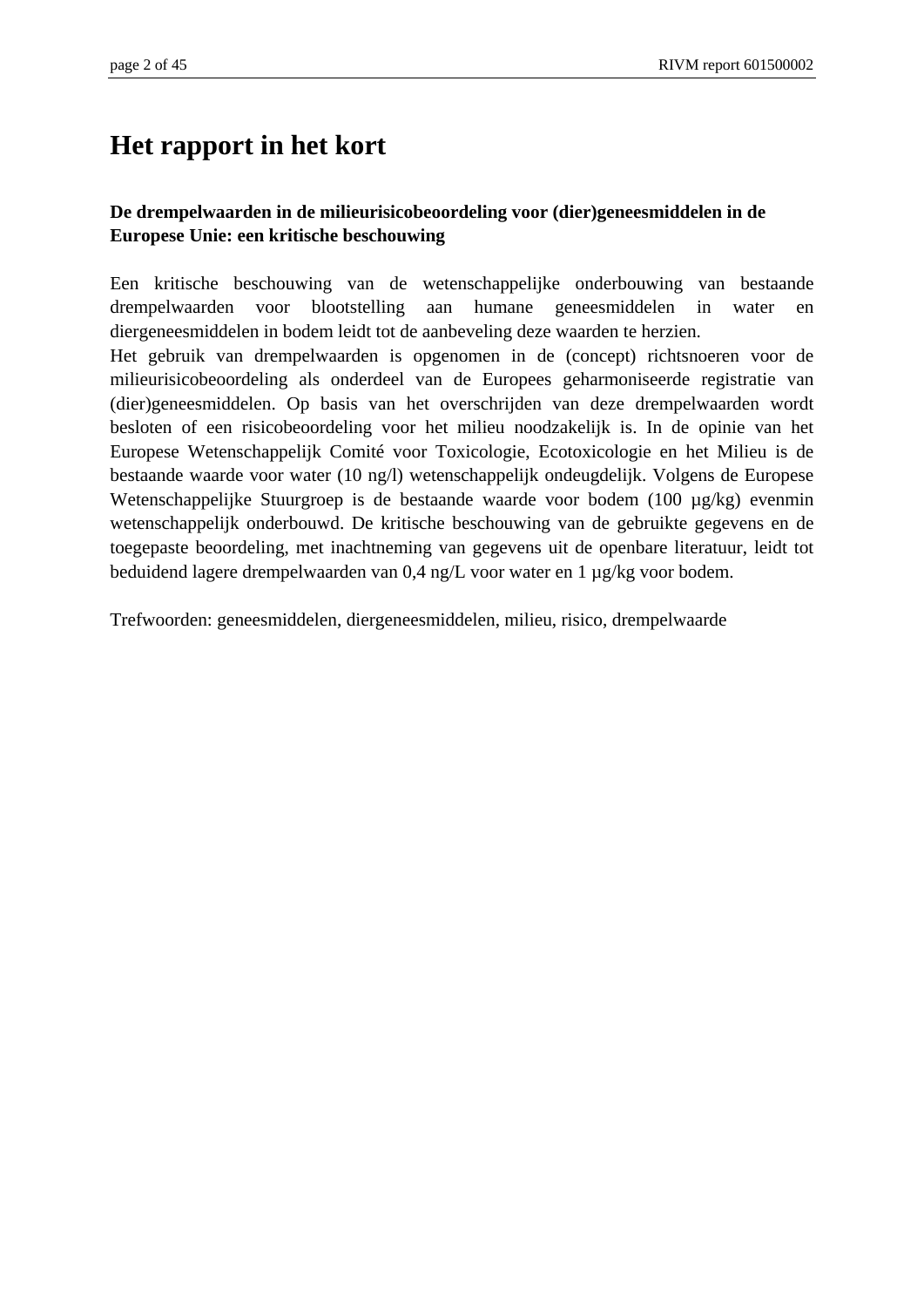# Het rapport in het kort

**De drempelwaarden in de milieurisicobeoordeling voor (dier)geneesmiddelen in de Europese Unie: een kritische beschouwing**

Een kritische beschouwing van de wetenschappelijke onderbouwing van bestaande drempelwaarden voor blootstelling aan humane geneesmiddelen in water en diergeneesmiddelen in bodem leidt tot de aanbeveling deze waarden te herzien.
Het gebruik van drempelwaarden is opgenomen in de (concept) richtsnoeren voor de milieurisicobeoordeling als onderdeel van de Europees geharmoniseerde registratie van (dier)geneesmiddelen. Op basis van het overschrijden van deze drempelwaarden wordt besloten of een risicobeoordeling voor het milieu noodzakelijk is. In de opinie van het Europese Wetenschappelijk Comité voor Toxicologie, Ecotoxicologie en het Milieu is de bestaande waarde voor water (10 ng/l) wetenschappelijk ondeugdelijk. Volgens de Europese Wetenschappelijke Stuurgroep is de bestaande waarde voor bodem (100 µg/kg) evenmin wetenschappelijk onderbouwd. De kritische beschouwing van de gebruikte gegevens en de toegepaste beoordeling, met inachtneming van gegevens uit de openbare literatuur, leidt tot beduidend lagere drempelwaarden van 0,4 ng/L voor water en 1 µg/kg voor bodem.

Trefwoorden: geneesmiddelen, diergeneesmiddelen, milieu, risico, drempelwaarde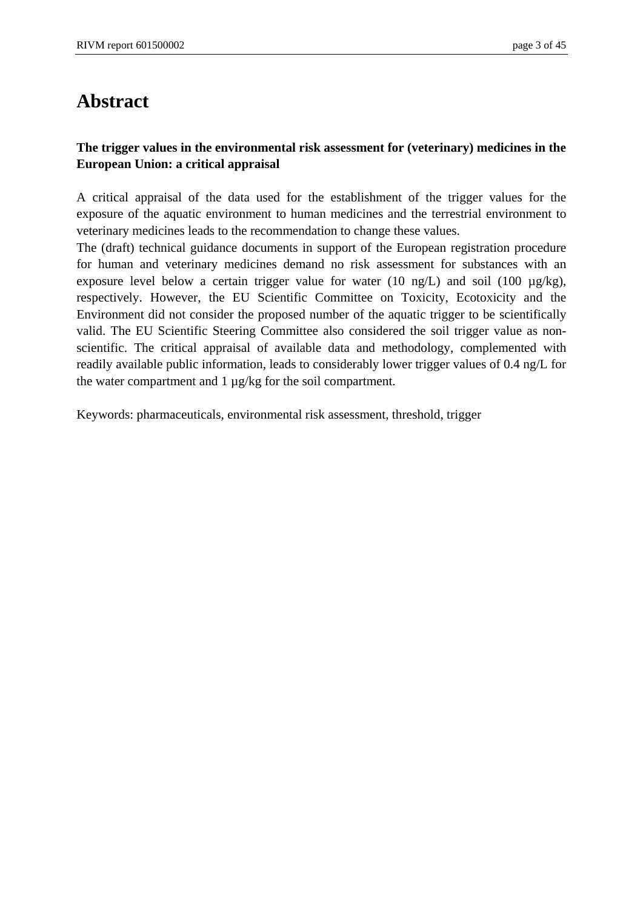# Abstract

**The trigger values in the environmental risk assessment for (veterinary) medicines in the European Union: a critical appraisal**

A critical appraisal of the data used for the establishment of the trigger values for the exposure of the aquatic environment to human medicines and the terrestrial environment to veterinary medicines leads to the recommendation to change these values.
The (draft) technical guidance documents in support of the European registration procedure for human and veterinary medicines demand no risk assessment for substances with an exposure level below a certain trigger value for water (10 ng/L) and soil (100 µg/kg), respectively. However, the EU Scientific Committee on Toxicity, Ecotoxicity and the Environment did not consider the proposed number of the aquatic trigger to be scientifically valid. The EU Scientific Steering Committee also considered the soil trigger value as non-scientific. The critical appraisal of available data and methodology, complemented with readily available public information, leads to considerably lower trigger values of 0.4 ng/L for the water compartment and 1 µg/kg for the soil compartment.

Keywords: pharmaceuticals, environmental risk assessment, threshold, trigger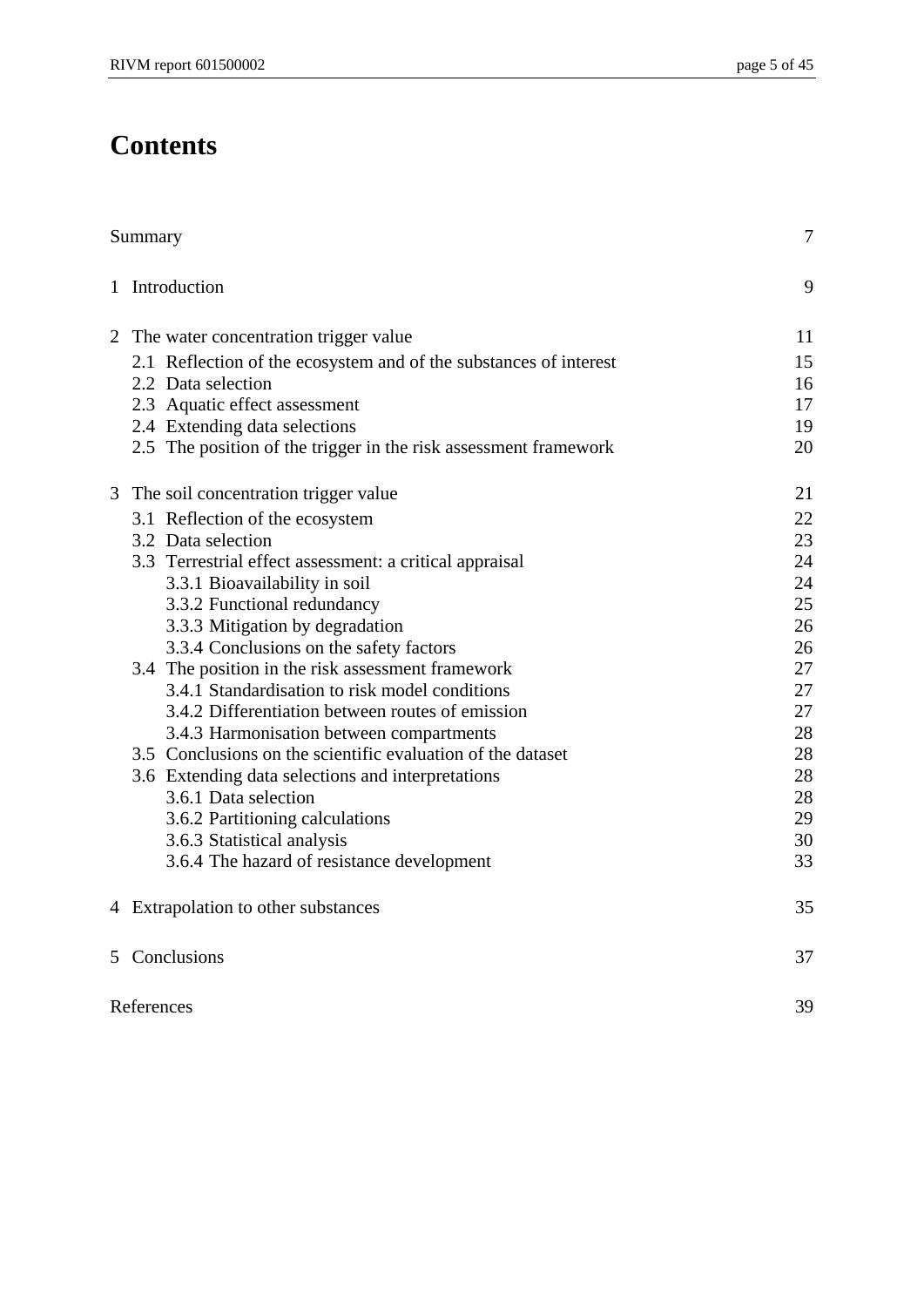# Contents

| | |
|---|---|
| Summary | 7 |
| 1 Introduction | 9 |
| 2 The water concentration trigger value | 11 |
| 2.1 Reflection of the ecosystem and of the substances of interest | 15 |
| 2.2 Data selection | 16 |
| 2.3 Aquatic effect assessment | 17 |
| 2.4 Extending data selections | 19 |
| 2.5 The position of the trigger in the risk assessment framework | 20 |
| 3 The soil concentration trigger value | 21 |
| 3.1 Reflection of the ecosystem | 22 |
| 3.2 Data selection | 23 |
| 3.3 Terrestrial effect assessment: a critical appraisal | 24 |
| 3.3.1 Bioavailability in soil | 24 |
| 3.3.2 Functional redundancy | 25 |
| 3.3.3 Mitigation by degradation | 26 |
| 3.3.4 Conclusions on the safety factors | 26 |
| 3.4 The position in the risk assessment framework | 27 |
| 3.4.1 Standardisation to risk model conditions | 27 |
| 3.4.2 Differentiation between routes of emission | 27 |
| 3.4.3 Harmonisation between compartments | 28 |
| 3.5 Conclusions on the scientific evaluation of the dataset | 28 |
| 3.6 Extending data selections and interpretations | 28 |
| 3.6.1 Data selection | 28 |
| 3.6.2 Partitioning calculations | 29 |
| 3.6.3 Statistical analysis | 30 |
| 3.6.4 The hazard of resistance development | 33 |
| 4 Extrapolation to other substances | 35 |
| 5 Conclusions | 37 |
| References | 39 |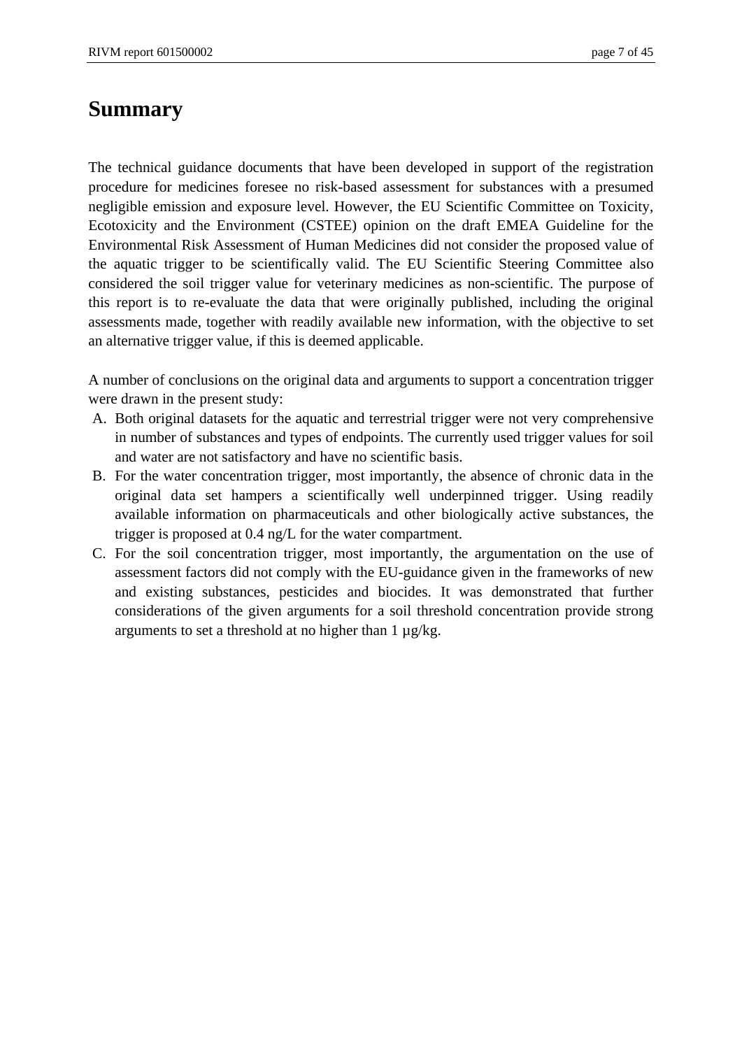# Summary

The technical guidance documents that have been developed in support of the registration procedure for medicines foresee no risk-based assessment for substances with a presumed negligible emission and exposure level. However, the EU Scientific Committee on Toxicity, Ecotoxicity and the Environment (CSTEE) opinion on the draft EMEA Guideline for the Environmental Risk Assessment of Human Medicines did not consider the proposed value of the aquatic trigger to be scientifically valid. The EU Scientific Steering Committee also considered the soil trigger value for veterinary medicines as non-scientific. The purpose of this report is to re-evaluate the data that were originally published, including the original assessments made, together with readily available new information, with the objective to set an alternative trigger value, if this is deemed applicable.

A number of conclusions on the original data and arguments to support a concentration trigger were drawn in the present study:

A. Both original datasets for the aquatic and terrestrial trigger were not very comprehensive in number of substances and types of endpoints. The currently used trigger values for soil and water are not satisfactory and have no scientific basis.

B. For the water concentration trigger, most importantly, the absence of chronic data in the original data set hampers a scientifically well underpinned trigger. Using readily available information on pharmaceuticals and other biologically active substances, the trigger is proposed at 0.4 ng/L for the water compartment.

C. For the soil concentration trigger, most importantly, the argumentation on the use of assessment factors did not comply with the EU-guidance given in the frameworks of new and existing substances, pesticides and biocides. It was demonstrated that further considerations of the given arguments for a soil threshold concentration provide strong arguments to set a threshold at no higher than 1 µg/kg.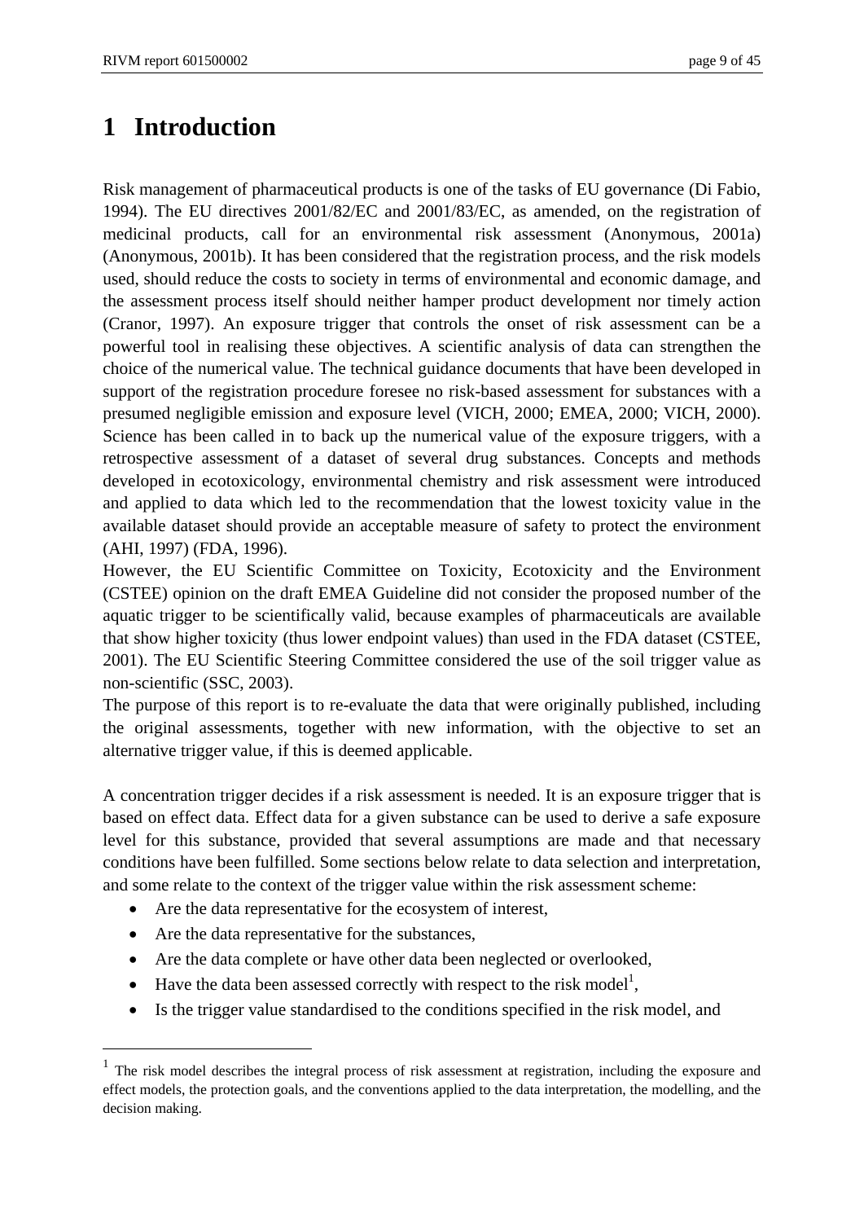# 1 Introduction

Risk management of pharmaceutical products is one of the tasks of EU governance (Di Fabio, 1994). The EU directives 2001/82/EC and 2001/83/EC, as amended, on the registration of medicinal products, call for an environmental risk assessment (Anonymous, 2001a) (Anonymous, 2001b). It has been considered that the registration process, and the risk models used, should reduce the costs to society in terms of environmental and economic damage, and the assessment process itself should neither hamper product development nor timely action (Cranor, 1997). An exposure trigger that controls the onset of risk assessment can be a powerful tool in realising these objectives. A scientific analysis of data can strengthen the choice of the numerical value. The technical guidance documents that have been developed in support of the registration procedure foresee no risk-based assessment for substances with a presumed negligible emission and exposure level (VICH, 2000; EMEA, 2000; VICH, 2000). Science has been called in to back up the numerical value of the exposure triggers, with a retrospective assessment of a dataset of several drug substances. Concepts and methods developed in ecotoxicology, environmental chemistry and risk assessment were introduced and applied to data which led to the recommendation that the lowest toxicity value in the available dataset should provide an acceptable measure of safety to protect the environment (AHI, 1997) (FDA, 1996).

However, the EU Scientific Committee on Toxicity, Ecotoxicity and the Environment (CSTEE) opinion on the draft EMEA Guideline did not consider the proposed number of the aquatic trigger to be scientifically valid, because examples of pharmaceuticals are available that show higher toxicity (thus lower endpoint values) than used in the FDA dataset (CSTEE, 2001). The EU Scientific Steering Committee considered the use of the soil trigger value as non-scientific (SSC, 2003).

The purpose of this report is to re-evaluate the data that were originally published, including the original assessments, together with new information, with the objective to set an alternative trigger value, if this is deemed applicable.

A concentration trigger decides if a risk assessment is needed. It is an exposure trigger that is based on effect data. Effect data for a given substance can be used to derive a safe exposure level for this substance, provided that several assumptions are made and that necessary conditions have been fulfilled. Some sections below relate to data selection and interpretation, and some relate to the context of the trigger value within the risk assessment scheme:

- Are the data representative for the ecosystem of interest,
- Are the data representative for the substances,
- Are the data complete or have other data been neglected or overlooked,
- Have the data been assessed correctly with respect to the risk model[1],
- Is the trigger value standardised to the conditions specified in the risk model, and

[1] The risk model describes the integral process of risk assessment at registration, including the exposure and effect models, the protection goals, and the conventions applied to the data interpretation, the modelling, and the decision making.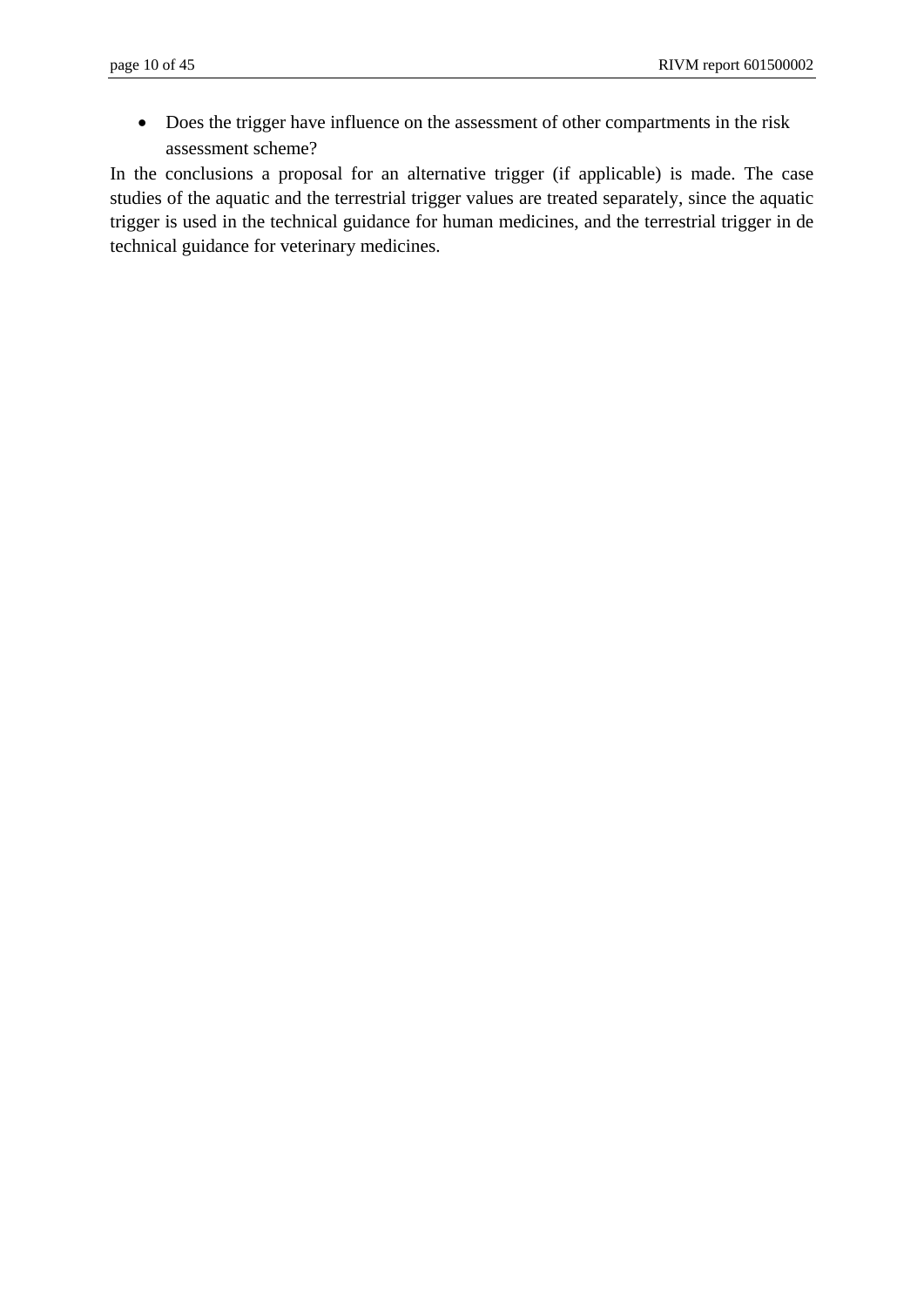- Does the trigger have influence on the assessment of other compartments in the risk assessment scheme?

In the conclusions a proposal for an alternative trigger (if applicable) is made. The case studies of the aquatic and the terrestrial trigger values are treated separately, since the aquatic trigger is used in the technical guidance for human medicines, and the terrestrial trigger in de technical guidance for veterinary medicines.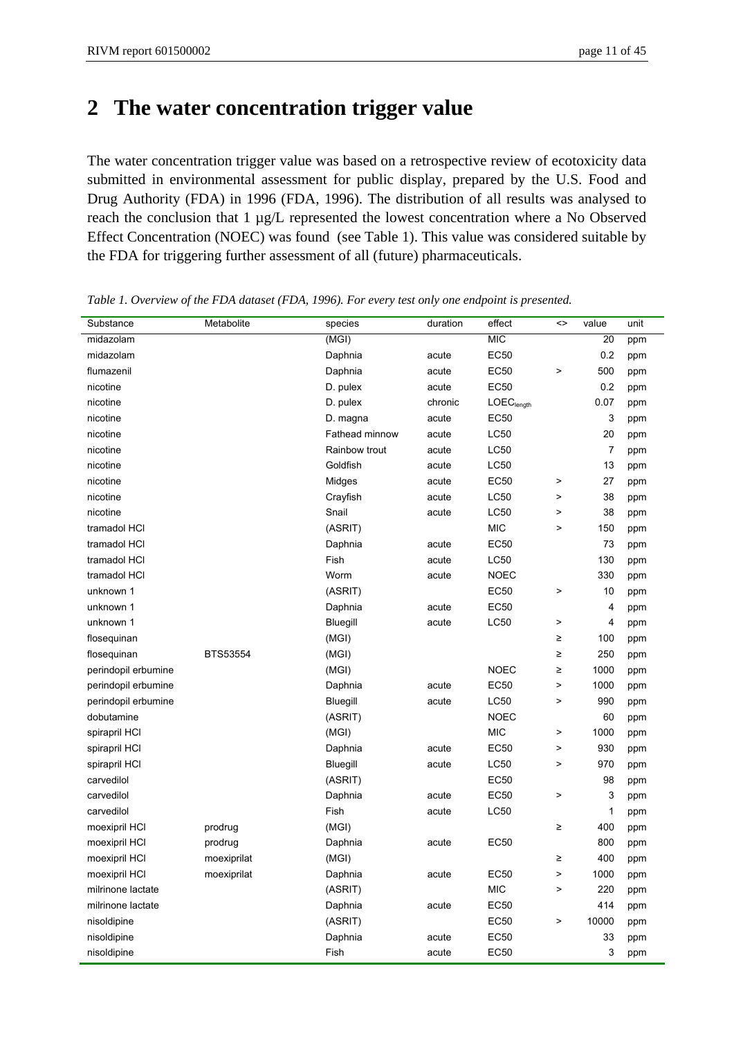# 2 The water concentration trigger value

The water concentration trigger value was based on a retrospective review of ecotoxicity data submitted in environmental assessment for public display, prepared by the U.S. Food and Drug Authority (FDA) in 1996 (FDA, 1996). The distribution of all results was analysed to reach the conclusion that 1 µg/L represented the lowest concentration where a No Observed Effect Concentration (NOEC) was found (see Table 1). This value was considered suitable by the FDA for triggering further assessment of all (future) pharmaceuticals.

*Table 1. Overview of the FDA dataset (FDA, 1996). For every test only one endpoint is presented.*

| Substance | Metabolite | species | duration | effect | <> | value | unit |
|---|---|---|---|---|---|---|---|
| midazolam | | (MGI) | | MIC | | 20 | ppm |
| midazolam | | Daphnia | acute | EC50 | | 0.2 | ppm |
| flumazenil | | Daphnia | acute | EC50 | > | 500 | ppm |
| nicotine | | D. pulex | acute | EC50 | | 0.2 | ppm |
| nicotine | | D. pulex | chronic | $LOEC_{length}$ | | 0.07 | ppm |
| nicotine | | D. magna | acute | EC50 | | 3 | ppm |
| nicotine | | Fathead minnow | acute | LC50 | | 20 | ppm |
| nicotine | | Rainbow trout | acute | LC50 | | 7 | ppm |
| nicotine | | Goldfish | acute | LC50 | | 13 | ppm |
| nicotine | | Midges | acute | EC50 | > | 27 | ppm |
| nicotine | | Crayfish | acute | LC50 | > | 38 | ppm |
| nicotine | | Snail | acute | LC50 | > | 38 | ppm |
| tramadol HCl | | (ASRIT) | | MIC | > | 150 | ppm |
| tramadol HCl | | Daphnia | acute | EC50 | | 73 | ppm |
| tramadol HCl | | Fish | acute | LC50 | | 130 | ppm |
| tramadol HCl | | Worm | acute | NOEC | | 330 | ppm |
| unknown 1 | | (ASRIT) | | EC50 | > | 10 | ppm |
| unknown 1 | | Daphnia | acute | EC50 | | 4 | ppm |
| unknown 1 | | Bluegill | acute | LC50 | > | 4 | ppm |
| flosequinan | | (MGI) | | | ≥ | 100 | ppm |
| flosequinan | BTS53554 | (MGI) | | | ≥ | 250 | ppm |
| perindopil erbumine | | (MGI) | | NOEC | ≥ | 1000 | ppm |
| perindopil erbumine | | Daphnia | acute | EC50 | > | 1000 | ppm |
| perindopil erbumine | | Bluegill | acute | LC50 | > | 990 | ppm |
| dobutamine | | (ASRIT) | | NOEC | | 60 | ppm |
| spirapril HCl | | (MGI) | | MIC | > | 1000 | ppm |
| spirapril HCl | | Daphnia | acute | EC50 | > | 930 | ppm |
| spirapril HCl | | Bluegill | acute | LC50 | > | 970 | ppm |
| carvedilol | | (ASRIT) | | EC50 | | 98 | ppm |
| carvedilol | | Daphnia | acute | EC50 | > | 3 | ppm |
| carvedilol | | Fish | acute | LC50 | | 1 | ppm |
| moexipril HCl | prodrug | (MGI) | | | ≥ | 400 | ppm |
| moexipril HCl | prodrug | Daphnia | acute | EC50 | | 800 | ppm |
| moexipril HCl | moexiprilat | (MGI) | | | ≥ | 400 | ppm |
| moexipril HCl | moexiprilat | Daphnia | acute | EC50 | > | 1000 | ppm |
| milrinone lactate | | (ASRIT) | | MIC | > | 220 | ppm |
| milrinone lactate | | Daphnia | acute | EC50 | | 414 | ppm |
| nisoldipine | | (ASRIT) | | EC50 | > | 10000 | ppm |
| nisoldipine | | Daphnia | acute | EC50 | | 33 | ppm |
| nisoldipine | | Fish | acute | EC50 | | 3 | ppm |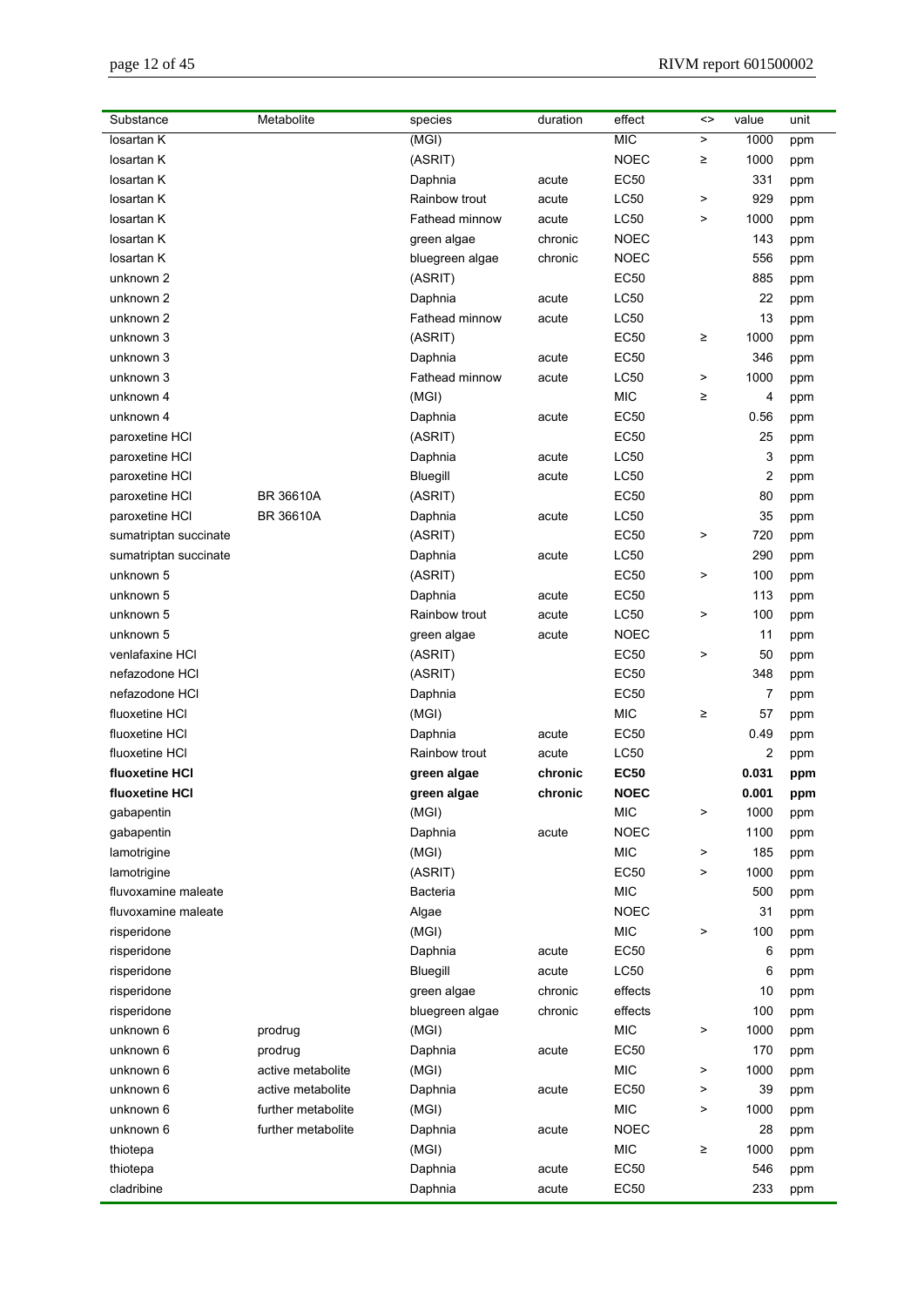| Substance | Metabolite | species | duration | effect | <> | value | unit |
|---|---|---|---|---|---|---|---|
| losartan K | | (MGI) | | MIC | > | 1000 | ppm |
| losartan K | | (ASRIT) | | NOEC | ≥ | 1000 | ppm |
| losartan K | | Daphnia | acute | EC50 | | 331 | ppm |
| losartan K | | Rainbow trout | acute | LC50 | > | 929 | ppm |
| losartan K | | Fathead minnow | acute | LC50 | > | 1000 | ppm |
| losartan K | | green algae | chronic | NOEC | | 143 | ppm |
| losartan K | | bluegreen algae | chronic | NOEC | | 556 | ppm |
| unknown 2 | | (ASRIT) | | EC50 | | 885 | ppm |
| unknown 2 | | Daphnia | acute | LC50 | | 22 | ppm |
| unknown 2 | | Fathead minnow | acute | LC50 | | 13 | ppm |
| unknown 3 | | (ASRIT) | | EC50 | ≥ | 1000 | ppm |
| unknown 3 | | Daphnia | acute | EC50 | | 346 | ppm |
| unknown 3 | | Fathead minnow | acute | LC50 | > | 1000 | ppm |
| unknown 4 | | (MGI) | | MIC | ≥ | 4 | ppm |
| unknown 4 | | Daphnia | acute | EC50 | | 0.56 | ppm |
| paroxetine HCl | | (ASRIT) | | EC50 | | 25 | ppm |
| paroxetine HCl | | Daphnia | acute | LC50 | | 3 | ppm |
| paroxetine HCl | | Bluegill | acute | LC50 | | 2 | ppm |
| paroxetine HCl | BR 36610A | (ASRIT) | | EC50 | | 80 | ppm |
| paroxetine HCl | BR 36610A | Daphnia | acute | LC50 | | 35 | ppm |
| sumatriptan succinate | | (ASRIT) | | EC50 | > | 720 | ppm |
| sumatriptan succinate | | Daphnia | acute | LC50 | | 290 | ppm |
| unknown 5 | | (ASRIT) | | EC50 | > | 100 | ppm |
| unknown 5 | | Daphnia | acute | EC50 | | 113 | ppm |
| unknown 5 | | Rainbow trout | acute | LC50 | > | 100 | ppm |
| unknown 5 | | green algae | acute | NOEC | | 11 | ppm |
| venlafaxine HCl | | (ASRIT) | | EC50 | > | 50 | ppm |
| nefazodone HCl | | (ASRIT) | | EC50 | | 348 | ppm |
| nefazodone HCl | | Daphnia | | EC50 | | 7 | ppm |
| fluoxetine HCl | | (MGI) | | MIC | ≥ | 57 | ppm |
| fluoxetine HCl | | Daphnia | acute | EC50 | | 0.49 | ppm |
| fluoxetine HCl | | Rainbow trout | acute | LC50 | | 2 | ppm |
| **fluoxetine HCl** | | **green algae** | **chronic** | **EC50** | | **0.031** | **ppm** |
| **fluoxetine HCl** | | **green algae** | **chronic** | **NOEC** | | **0.001** | **ppm** |
| gabapentin | | (MGI) | | MIC | > | 1000 | ppm |
| gabapentin | | Daphnia | acute | NOEC | | 1100 | ppm |
| lamotrigine | | (MGI) | | MIC | > | 185 | ppm |
| lamotrigine | | (ASRIT) | | EC50 | > | 1000 | ppm |
| fluvoxamine maleate | | Bacteria | | MIC | | 500 | ppm |
| fluvoxamine maleate | | Algae | | NOEC | | 31 | ppm |
| risperidone | | (MGI) | | MIC | > | 100 | ppm |
| risperidone | | Daphnia | acute | EC50 | | 6 | ppm |
| risperidone | | Bluegill | acute | LC50 | | 6 | ppm |
| risperidone | | green algae | chronic | effects | | 10 | ppm |
| risperidone | | bluegreen algae | chronic | effects | | 100 | ppm |
| unknown 6 | prodrug | (MGI) | | MIC | > | 1000 | ppm |
| unknown 6 | prodrug | Daphnia | acute | EC50 | | 170 | ppm |
| unknown 6 | active metabolite | (MGI) | | MIC | > | 1000 | ppm |
| unknown 6 | active metabolite | Daphnia | acute | EC50 | > | 39 | ppm |
| unknown 6 | further metabolite | (MGI) | | MIC | > | 1000 | ppm |
| unknown 6 | further metabolite | Daphnia | acute | NOEC | | 28 | ppm |
| thiotepa | | (MGI) | | MIC | ≥ | 1000 | ppm |
| thiotepa | | Daphnia | acute | EC50 | | 546 | ppm |
| cladribine | | Daphnia | acute | EC50 | | 233 | ppm |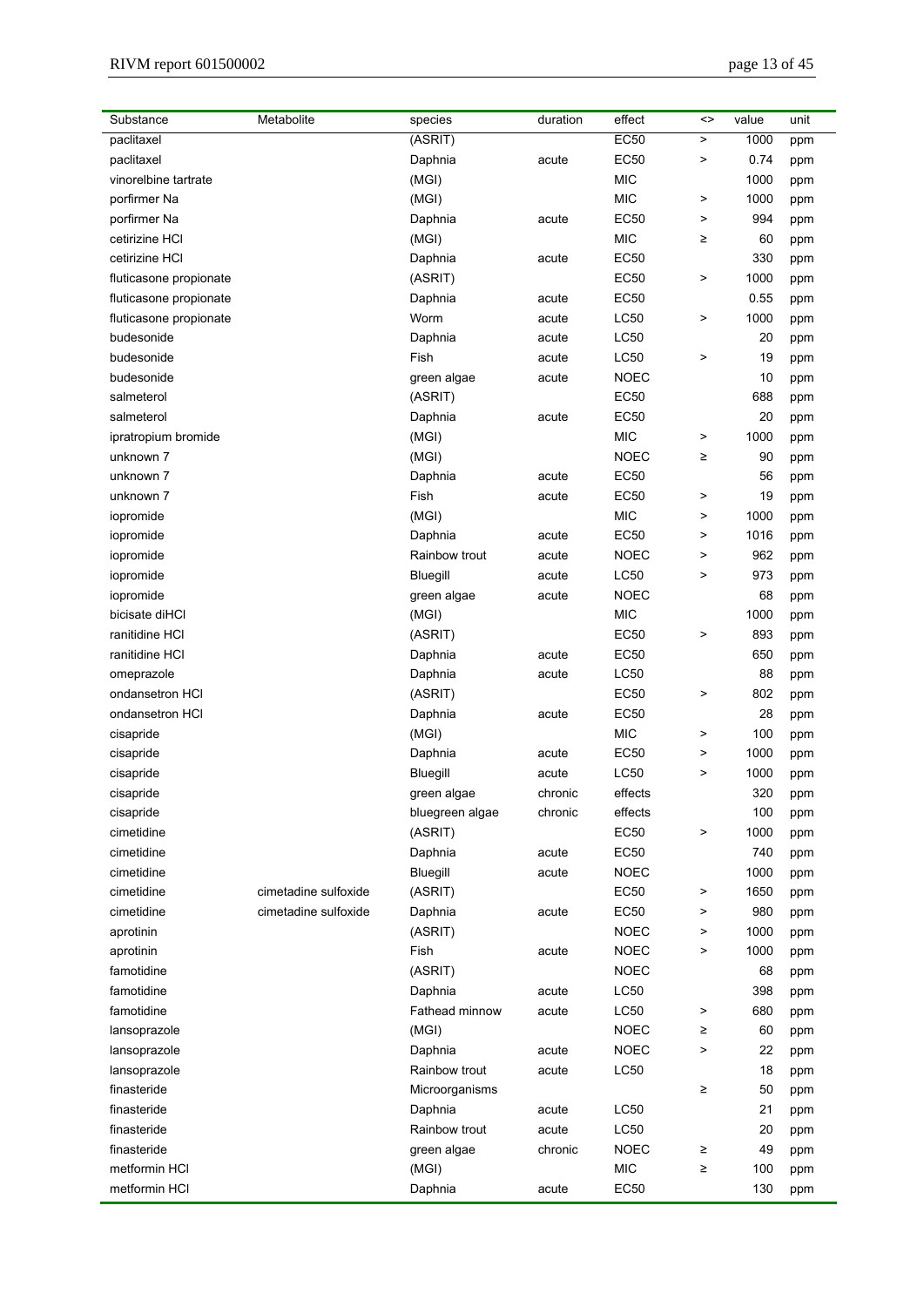| Substance | Metabolite | species | duration | effect | <> | value | unit |
|---|---|---|---|---|---|---|---|
| paclitaxel | | (ASRIT) | | EC50 | > | 1000 | ppm |
| paclitaxel | | Daphnia | acute | EC50 | > | 0.74 | ppm |
| vinorelbine tartrate | | (MGI) | | MIC | | 1000 | ppm |
| porfirmer Na | | (MGI) | | MIC | > | 1000 | ppm |
| porfirmer Na | | Daphnia | acute | EC50 | > | 994 | ppm |
| cetirizine HCl | | (MGI) | | MIC | ≥ | 60 | ppm |
| cetirizine HCl | | Daphnia | acute | EC50 | | 330 | ppm |
| fluticasone propionate | | (ASRIT) | | EC50 | > | 1000 | ppm |
| fluticasone propionate | | Daphnia | acute | EC50 | | 0.55 | ppm |
| fluticasone propionate | | Worm | acute | LC50 | > | 1000 | ppm |
| budesonide | | Daphnia | acute | LC50 | | 20 | ppm |
| budesonide | | Fish | acute | LC50 | > | 19 | ppm |
| budesonide | | green algae | acute | NOEC | | 10 | ppm |
| salmeterol | | (ASRIT) | | EC50 | | 688 | ppm |
| salmeterol | | Daphnia | acute | EC50 | | 20 | ppm |
| ipratropium bromide | | (MGI) | | MIC | > | 1000 | ppm |
| unknown 7 | | (MGI) | | NOEC | ≥ | 90 | ppm |
| unknown 7 | | Daphnia | acute | EC50 | | 56 | ppm |
| unknown 7 | | Fish | acute | EC50 | > | 19 | ppm |
| iopromide | | (MGI) | | MIC | > | 1000 | ppm |
| iopromide | | Daphnia | acute | EC50 | > | 1016 | ppm |
| iopromide | | Rainbow trout | acute | NOEC | > | 962 | ppm |
| iopromide | | Bluegill | acute | LC50 | > | 973 | ppm |
| iopromide | | green algae | acute | NOEC | | 68 | ppm |
| bicisate diHCl | | (MGI) | | MIC | | 1000 | ppm |
| ranitidine HCl | | (ASRIT) | | EC50 | > | 893 | ppm |
| ranitidine HCl | | Daphnia | acute | EC50 | | 650 | ppm |
| omeprazole | | Daphnia | acute | LC50 | | 88 | ppm |
| ondansetron HCl | | (ASRIT) | | EC50 | > | 802 | ppm |
| ondansetron HCl | | Daphnia | acute | EC50 | | 28 | ppm |
| cisapride | | (MGI) | | MIC | > | 100 | ppm |
| cisapride | | Daphnia | acute | EC50 | > | 1000 | ppm |
| cisapride | | Bluegill | acute | LC50 | > | 1000 | ppm |
| cisapride | | green algae | chronic | effects | | 320 | ppm |
| cisapride | | bluegreen algae | chronic | effects | | 100 | ppm |
| cimetidine | | (ASRIT) | | EC50 | > | 1000 | ppm |
| cimetidine | | Daphnia | acute | EC50 | | 740 | ppm |
| cimetidine | | Bluegill | acute | NOEC | | 1000 | ppm |
| cimetidine | cimetadine sulfoxide | (ASRIT) | | EC50 | > | 1650 | ppm |
| cimetidine | cimetadine sulfoxide | Daphnia | acute | EC50 | > | 980 | ppm |
| aprotinin | | (ASRIT) | | NOEC | > | 1000 | ppm |
| aprotinin | | Fish | acute | NOEC | > | 1000 | ppm |
| famotidine | | (ASRIT) | | NOEC | | 68 | ppm |
| famotidine | | Daphnia | acute | LC50 | | 398 | ppm |
| famotidine | | Fathead minnow | acute | LC50 | > | 680 | ppm |
| lansoprazole | | (MGI) | | NOEC | ≥ | 60 | ppm |
| lansoprazole | | Daphnia | acute | NOEC | > | 22 | ppm |
| lansoprazole | | Rainbow trout | acute | LC50 | | 18 | ppm |
| finasteride | | Microorganisms | | | ≥ | 50 | ppm |
| finasteride | | Daphnia | acute | LC50 | | 21 | ppm |
| finasteride | | Rainbow trout | acute | LC50 | | 20 | ppm |
| finasteride | | green algae | chronic | NOEC | ≥ | 49 | ppm |
| metformin HCl | | (MGI) | | MIC | ≥ | 100 | ppm |
| metformin HCl | | Daphnia | acute | EC50 | | 130 | ppm |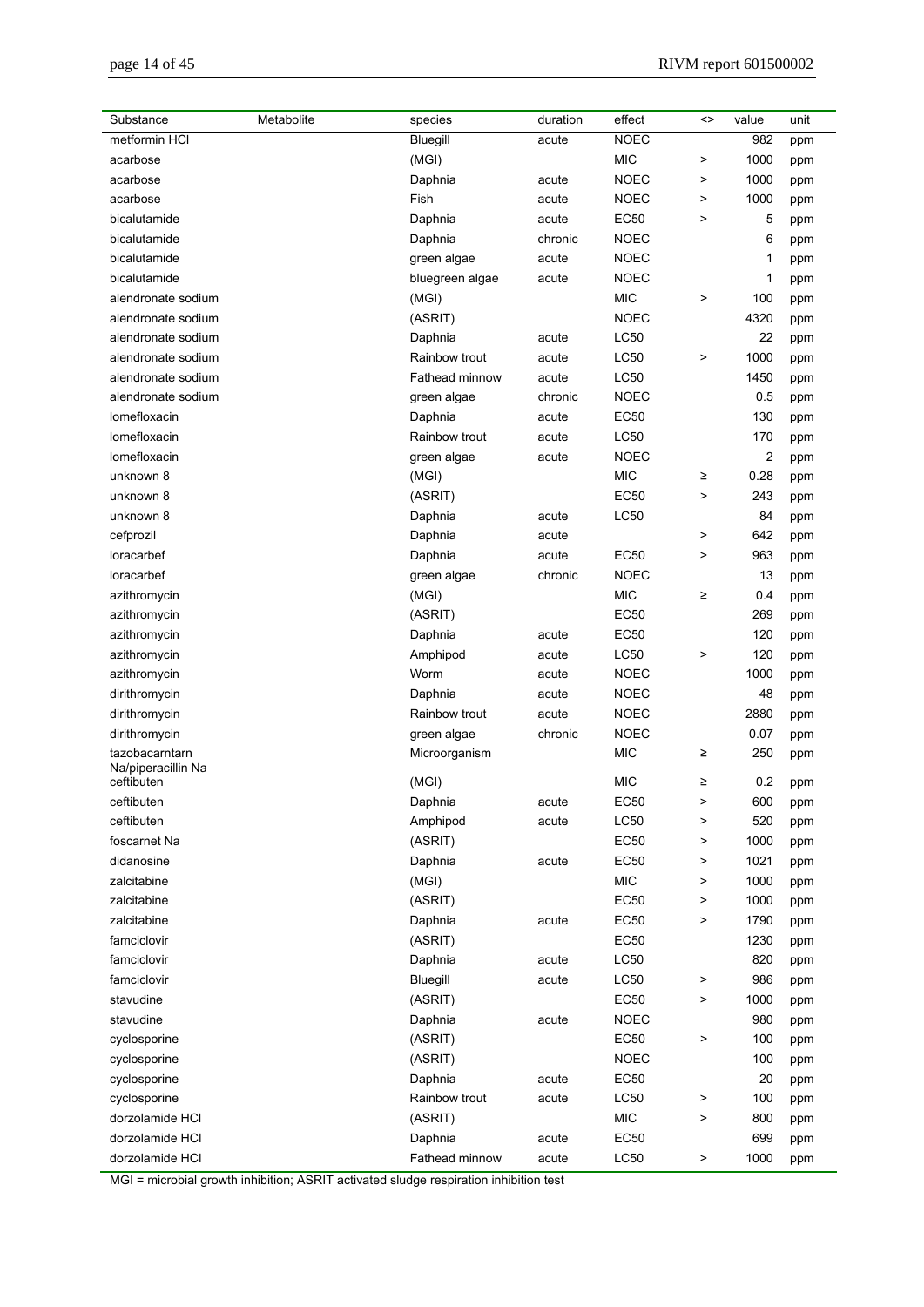| Substance | Metabolite | species | duration | effect | <> | value | unit |
|---|---|---|---|---|---|---|---|
| metformin HCl | | Bluegill | acute | NOEC | | 982 | ppm |
| acarbose | | (MGI) | | MIC | > | 1000 | ppm |
| acarbose | | Daphnia | acute | NOEC | > | 1000 | ppm |
| acarbose | | Fish | acute | NOEC | > | 1000 | ppm |
| bicalutamide | | Daphnia | acute | EC50 | > | 5 | ppm |
| bicalutamide | | Daphnia | chronic | NOEC | | 6 | ppm |
| bicalutamide | | green algae | acute | NOEC | | 1 | ppm |
| bicalutamide | | bluegreen algae | acute | NOEC | | 1 | ppm |
| alendronate sodium | | (MGI) | | MIC | > | 100 | ppm |
| alendronate sodium | | (ASRIT) | | NOEC | | 4320 | ppm |
| alendronate sodium | | Daphnia | acute | LC50 | | 22 | ppm |
| alendronate sodium | | Rainbow trout | acute | LC50 | > | 1000 | ppm |
| alendronate sodium | | Fathead minnow | acute | LC50 | | 1450 | ppm |
| alendronate sodium | | green algae | chronic | NOEC | | 0.5 | ppm |
| lomefloxacin | | Daphnia | acute | EC50 | | 130 | ppm |
| lomefloxacin | | Rainbow trout | acute | LC50 | | 170 | ppm |
| lomefloxacin | | green algae | acute | NOEC | | 2 | ppm |
| unknown 8 | | (MGI) | | MIC | ≥ | 0.28 | ppm |
| unknown 8 | | (ASRIT) | | EC50 | > | 243 | ppm |
| unknown 8 | | Daphnia | acute | LC50 | | 84 | ppm |
| cefprozil | | Daphnia | acute | | > | 642 | ppm |
| loracarbef | | Daphnia | acute | EC50 | > | 963 | ppm |
| loracarbef | | green algae | chronic | NOEC | | 13 | ppm |
| azithromycin | | (MGI) | | MIC | ≥ | 0.4 | ppm |
| azithromycin | | (ASRIT) | | EC50 | | 269 | ppm |
| azithromycin | | Daphnia | acute | EC50 | | 120 | ppm |
| azithromycin | | Amphipod | acute | LC50 | > | 120 | ppm |
| azithromycin | | Worm | acute | NOEC | | 1000 | ppm |
| dirithromycin | | Daphnia | acute | NOEC | | 48 | ppm |
| dirithromycin | | Rainbow trout | acute | NOEC | | 2880 | ppm |
| dirithromycin | | green algae | chronic | NOEC | | 0.07 | ppm |
| tazobacarntarn Na/piperacillin Na | | Microorganism | | MIC | ≥ | 250 | ppm |
| ceftibuten | | (MGI) | | MIC | ≥ | 0.2 | ppm |
| ceftibuten | | Daphnia | acute | EC50 | > | 600 | ppm |
| ceftibuten | | Amphipod | acute | LC50 | > | 520 | ppm |
| foscarnet Na | | (ASRIT) | | EC50 | > | 1000 | ppm |
| didanosine | | Daphnia | acute | EC50 | > | 1021 | ppm |
| zalcitabine | | (MGI) | | MIC | > | 1000 | ppm |
| zalcitabine | | (ASRIT) | | EC50 | > | 1000 | ppm |
| zalcitabine | | Daphnia | acute | EC50 | > | 1790 | ppm |
| famciclovir | | (ASRIT) | | EC50 | | 1230 | ppm |
| famciclovir | | Daphnia | acute | LC50 | | 820 | ppm |
| famciclovir | | Bluegill | acute | LC50 | > | 986 | ppm |
| stavudine | | (ASRIT) | | EC50 | > | 1000 | ppm |
| stavudine | | Daphnia | acute | NOEC | | 980 | ppm |
| cyclosporine | | (ASRIT) | | EC50 | > | 100 | ppm |
| cyclosporine | | (ASRIT) | | NOEC | | 100 | ppm |
| cyclosporine | | Daphnia | acute | EC50 | | 20 | ppm |
| cyclosporine | | Rainbow trout | acute | LC50 | > | 100 | ppm |
| dorzolamide HCl | | (ASRIT) | | MIC | > | 800 | ppm |
| dorzolamide HCl | | Daphnia | acute | EC50 | | 699 | ppm |
| dorzolamide HCl | | Fathead minnow | acute | LC50 | > | 1000 | ppm |

MGI = microbial growth inhibition; ASRIT activated sludge respiration inhibition test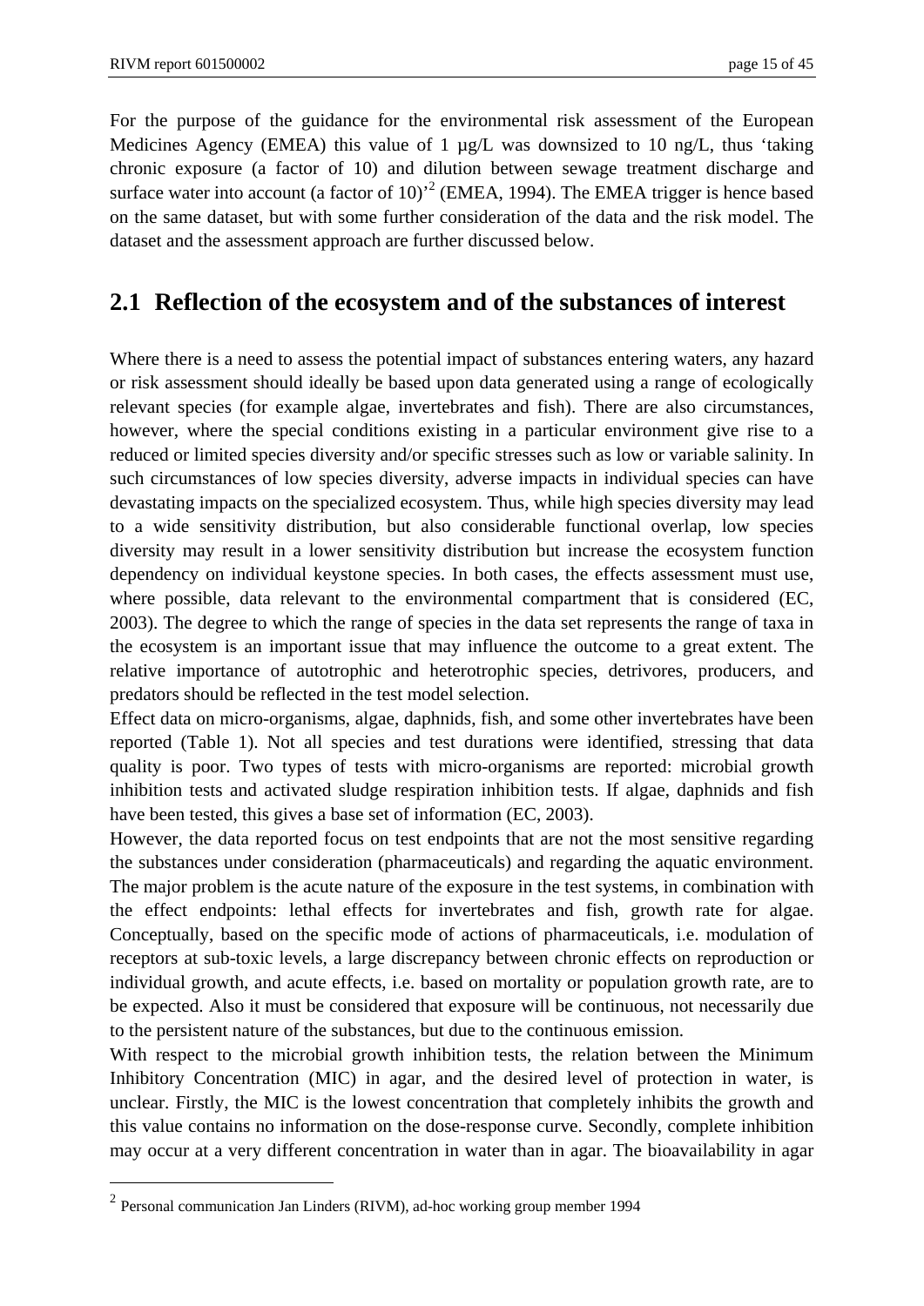For the purpose of the guidance for the environmental risk assessment of the European Medicines Agency (EMEA) this value of 1 µg/L was downsized to 10 ng/L, thus 'taking chronic exposure (a factor of 10) and dilution between sewage treatment discharge and surface water into account (a factor of 10)'[2] (EMEA, 1994). The EMEA trigger is hence based on the same dataset, but with some further consideration of the data and the risk model. The dataset and the assessment approach are further discussed below.

## 2.1 Reflection of the ecosystem and of the substances of interest

Where there is a need to assess the potential impact of substances entering waters, any hazard or risk assessment should ideally be based upon data generated using a range of ecologically relevant species (for example algae, invertebrates and fish). There are also circumstances, however, where the special conditions existing in a particular environment give rise to a reduced or limited species diversity and/or specific stresses such as low or variable salinity. In such circumstances of low species diversity, adverse impacts in individual species can have devastating impacts on the specialized ecosystem. Thus, while high species diversity may lead to a wide sensitivity distribution, but also considerable functional overlap, low species diversity may result in a lower sensitivity distribution but increase the ecosystem function dependency on individual keystone species. In both cases, the effects assessment must use, where possible, data relevant to the environmental compartment that is considered (EC, 2003). The degree to which the range of species in the data set represents the range of taxa in the ecosystem is an important issue that may influence the outcome to a great extent. The relative importance of autotrophic and heterotrophic species, detrivores, producers, and predators should be reflected in the test model selection.

Effect data on micro-organisms, algae, daphnids, fish, and some other invertebrates have been reported (Table 1). Not all species and test durations were identified, stressing that data quality is poor. Two types of tests with micro-organisms are reported: microbial growth inhibition tests and activated sludge respiration inhibition tests. If algae, daphnids and fish have been tested, this gives a base set of information (EC, 2003).

However, the data reported focus on test endpoints that are not the most sensitive regarding the substances under consideration (pharmaceuticals) and regarding the aquatic environment. The major problem is the acute nature of the exposure in the test systems, in combination with the effect endpoints: lethal effects for invertebrates and fish, growth rate for algae. Conceptually, based on the specific mode of actions of pharmaceuticals, i.e. modulation of receptors at sub-toxic levels, a large discrepancy between chronic effects on reproduction or individual growth, and acute effects, i.e. based on mortality or population growth rate, are to be expected. Also it must be considered that exposure will be continuous, not necessarily due to the persistent nature of the substances, but due to the continuous emission.

With respect to the microbial growth inhibition tests, the relation between the Minimum Inhibitory Concentration (MIC) in agar, and the desired level of protection in water, is unclear. Firstly, the MIC is the lowest concentration that completely inhibits the growth and this value contains no information on the dose-response curve. Secondly, complete inhibition may occur at a very different concentration in water than in agar. The bioavailability in agar

[2] Personal communication Jan Linders (RIVM), ad-hoc working group member 1994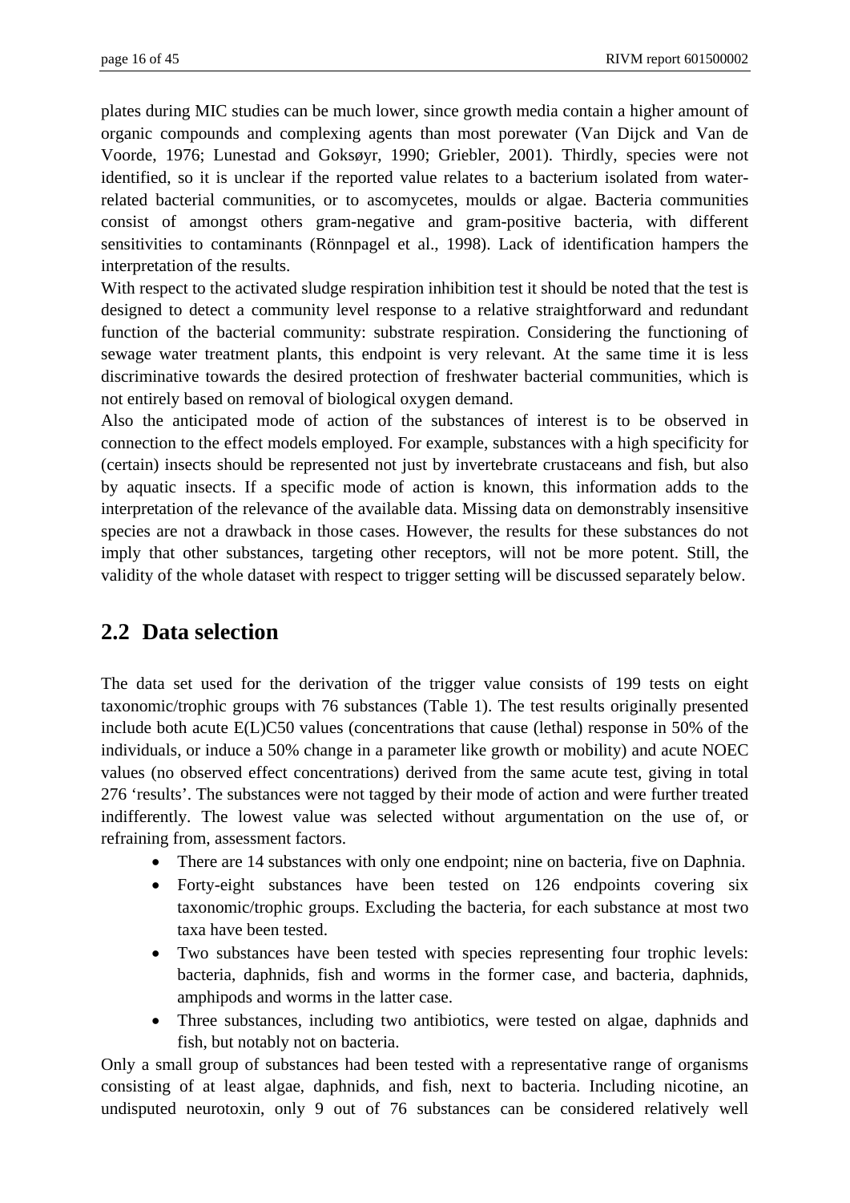plates during MIC studies can be much lower, since growth media contain a higher amount of organic compounds and complexing agents than most porewater (Van Dijck and Van de Voorde, 1976; Lunestad and Goksøyr, 1990; Griebler, 2001). Thirdly, species were not identified, so it is unclear if the reported value relates to a bacterium isolated from water-related bacterial communities, or to ascomycetes, moulds or algae. Bacteria communities consist of amongst others gram-negative and gram-positive bacteria, with different sensitivities to contaminants (Rönnpagel et al., 1998). Lack of identification hampers the interpretation of the results.

With respect to the activated sludge respiration inhibition test it should be noted that the test is designed to detect a community level response to a relative straightforward and redundant function of the bacterial community: substrate respiration. Considering the functioning of sewage water treatment plants, this endpoint is very relevant. At the same time it is less discriminative towards the desired protection of freshwater bacterial communities, which is not entirely based on removal of biological oxygen demand.

Also the anticipated mode of action of the substances of interest is to be observed in connection to the effect models employed. For example, substances with a high specificity for (certain) insects should be represented not just by invertebrate crustaceans and fish, but also by aquatic insects. If a specific mode of action is known, this information adds to the interpretation of the relevance of the available data. Missing data on demonstrably insensitive species are not a drawback in those cases. However, the results for these substances do not imply that other substances, targeting other receptors, will not be more potent. Still, the validity of the whole dataset with respect to trigger setting will be discussed separately below.

## 2.2 Data selection

The data set used for the derivation of the trigger value consists of 199 tests on eight taxonomic/trophic groups with 76 substances (Table 1). The test results originally presented include both acute E(L)C50 values (concentrations that cause (lethal) response in 50% of the individuals, or induce a 50% change in a parameter like growth or mobility) and acute NOEC values (no observed effect concentrations) derived from the same acute test, giving in total 276 'results'. The substances were not tagged by their mode of action and were further treated indifferently. The lowest value was selected without argumentation on the use of, or refraining from, assessment factors.

- There are 14 substances with only one endpoint; nine on bacteria, five on Daphnia.
- Forty-eight substances have been tested on 126 endpoints covering six taxonomic/trophic groups. Excluding the bacteria, for each substance at most two taxa have been tested.
- Two substances have been tested with species representing four trophic levels: bacteria, daphnids, fish and worms in the former case, and bacteria, daphnids, amphipods and worms in the latter case.
- Three substances, including two antibiotics, were tested on algae, daphnids and fish, but notably not on bacteria.

Only a small group of substances had been tested with a representative range of organisms consisting of at least algae, daphnids, and fish, next to bacteria. Including nicotine, an undisputed neurotoxin, only 9 out of 76 substances can be considered relatively well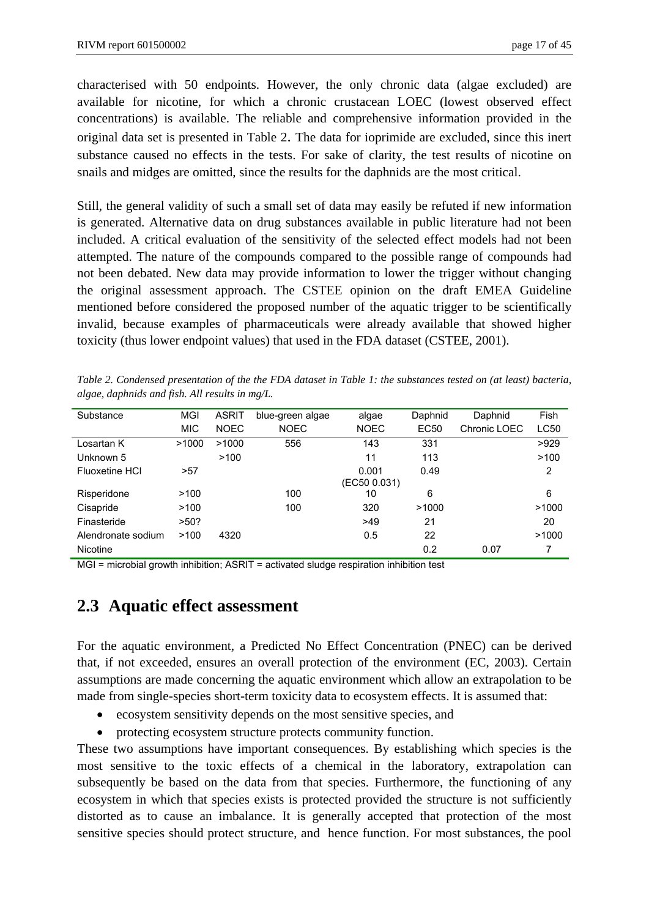characterised with 50 endpoints. However, the only chronic data (algae excluded) are available for nicotine, for which a chronic crustacean LOEC (lowest observed effect concentrations) is available. The reliable and comprehensive information provided in the original data set is presented in Table 2. The data for ioprimide are excluded, since this inert substance caused no effects in the tests. For sake of clarity, the test results of nicotine on snails and midges are omitted, since the results for the daphnids are the most critical.

Still, the general validity of such a small set of data may easily be refuted if new information is generated. Alternative data on drug substances available in public literature had not been included. A critical evaluation of the sensitivity of the selected effect models had not been attempted. The nature of the compounds compared to the possible range of compounds had not been debated. New data may provide information to lower the trigger without changing the original assessment approach. The CSTEE opinion on the draft EMEA Guideline mentioned before considered the proposed number of the aquatic trigger to be scientifically invalid, because examples of pharmaceuticals were already available that showed higher toxicity (thus lower endpoint values) that used in the FDA dataset (CSTEE, 2001).

*Table 2. Condensed presentation of the the FDA dataset in Table 1: the substances tested on (at least) bacteria, algae, daphnids and fish. All results in mg/L.*

| Substance | MGI MIC | ASRIT NOEC | blue-green algae NOEC | algae NOEC | Daphnid EC50 | Daphnid Chronic LOEC | Fish LC50 |
|---|---|---|---|---|---|---|---|
| Losartan K | >1000 | >1000 | 556 | 143 | 331 | | >929 |
| Unknown 5 | | >100 | | 11 | 113 | | >100 |
| Fluoxetine HCl | >57 | | | 0.001 (EC50 0.031) | 0.49 | | 2 |
| Risperidone | >100 | | 100 | 10 | 6 | | 6 |
| Cisapride | >100 | | 100 | 320 | >1000 | | >1000 |
| Finasteride | >50? | | | >49 | 21 | | 20 |
| Alendronate sodium | >100 | 4320 | | 0.5 | 22 | | >1000 |
| Nicotine | | | | | 0.2 | 0.07 | 7 |

MGI = microbial growth inhibition; ASRIT = activated sludge respiration inhibition test

## 2.3 Aquatic effect assessment

For the aquatic environment, a Predicted No Effect Concentration (PNEC) can be derived that, if not exceeded, ensures an overall protection of the environment (EC, 2003). Certain assumptions are made concerning the aquatic environment which allow an extrapolation to be made from single-species short-term toxicity data to ecosystem effects. It is assumed that:

- ecosystem sensitivity depends on the most sensitive species, and
- protecting ecosystem structure protects community function.

These two assumptions have important consequences. By establishing which species is the most sensitive to the toxic effects of a chemical in the laboratory, extrapolation can subsequently be based on the data from that species. Furthermore, the functioning of any ecosystem in which that species exists is protected provided the structure is not sufficiently distorted as to cause an imbalance. It is generally accepted that protection of the most sensitive species should protect structure, and hence function. For most substances, the pool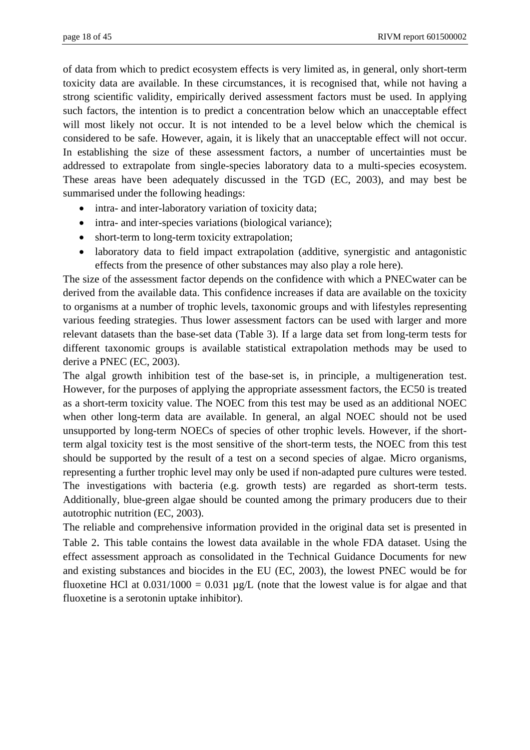of data from which to predict ecosystem effects is very limited as, in general, only short-term toxicity data are available. In these circumstances, it is recognised that, while not having a strong scientific validity, empirically derived assessment factors must be used. In applying such factors, the intention is to predict a concentration below which an unacceptable effect will most likely not occur. It is not intended to be a level below which the chemical is considered to be safe. However, again, it is likely that an unacceptable effect will not occur. In establishing the size of these assessment factors, a number of uncertainties must be addressed to extrapolate from single-species laboratory data to a multi-species ecosystem. These areas have been adequately discussed in the TGD (EC, 2003), and may best be summarised under the following headings:

- intra- and inter-laboratory variation of toxicity data;
- intra- and inter-species variations (biological variance);
- short-term to long-term toxicity extrapolation;
- laboratory data to field impact extrapolation (additive, synergistic and antagonistic effects from the presence of other substances may also play a role here).

The size of the assessment factor depends on the confidence with which a PNECwater can be derived from the available data. This confidence increases if data are available on the toxicity to organisms at a number of trophic levels, taxonomic groups and with lifestyles representing various feeding strategies. Thus lower assessment factors can be used with larger and more relevant datasets than the base-set data (Table 3). If a large data set from long-term tests for different taxonomic groups is available statistical extrapolation methods may be used to derive a PNEC (EC, 2003).

The algal growth inhibition test of the base-set is, in principle, a multigeneration test. However, for the purposes of applying the appropriate assessment factors, the EC50 is treated as a short-term toxicity value. The NOEC from this test may be used as an additional NOEC when other long-term data are available. In general, an algal NOEC should not be used unsupported by long-term NOECs of species of other trophic levels. However, if the short-term algal toxicity test is the most sensitive of the short-term tests, the NOEC from this test should be supported by the result of a test on a second species of algae. Micro organisms, representing a further trophic level may only be used if non-adapted pure cultures were tested. The investigations with bacteria (e.g. growth tests) are regarded as short-term tests. Additionally, blue-green algae should be counted among the primary producers due to their autotrophic nutrition (EC, 2003).

The reliable and comprehensive information provided in the original data set is presented in Table 2. This table contains the lowest data available in the whole FDA dataset. Using the effect assessment approach as consolidated in the Technical Guidance Documents for new and existing substances and biocides in the EU (EC, 2003), the lowest PNEC would be for fluoxetine HCl at $0.031/1000 = 0.031$ µg/L (note that the lowest value is for algae and that fluoxetine is a serotonin uptake inhibitor).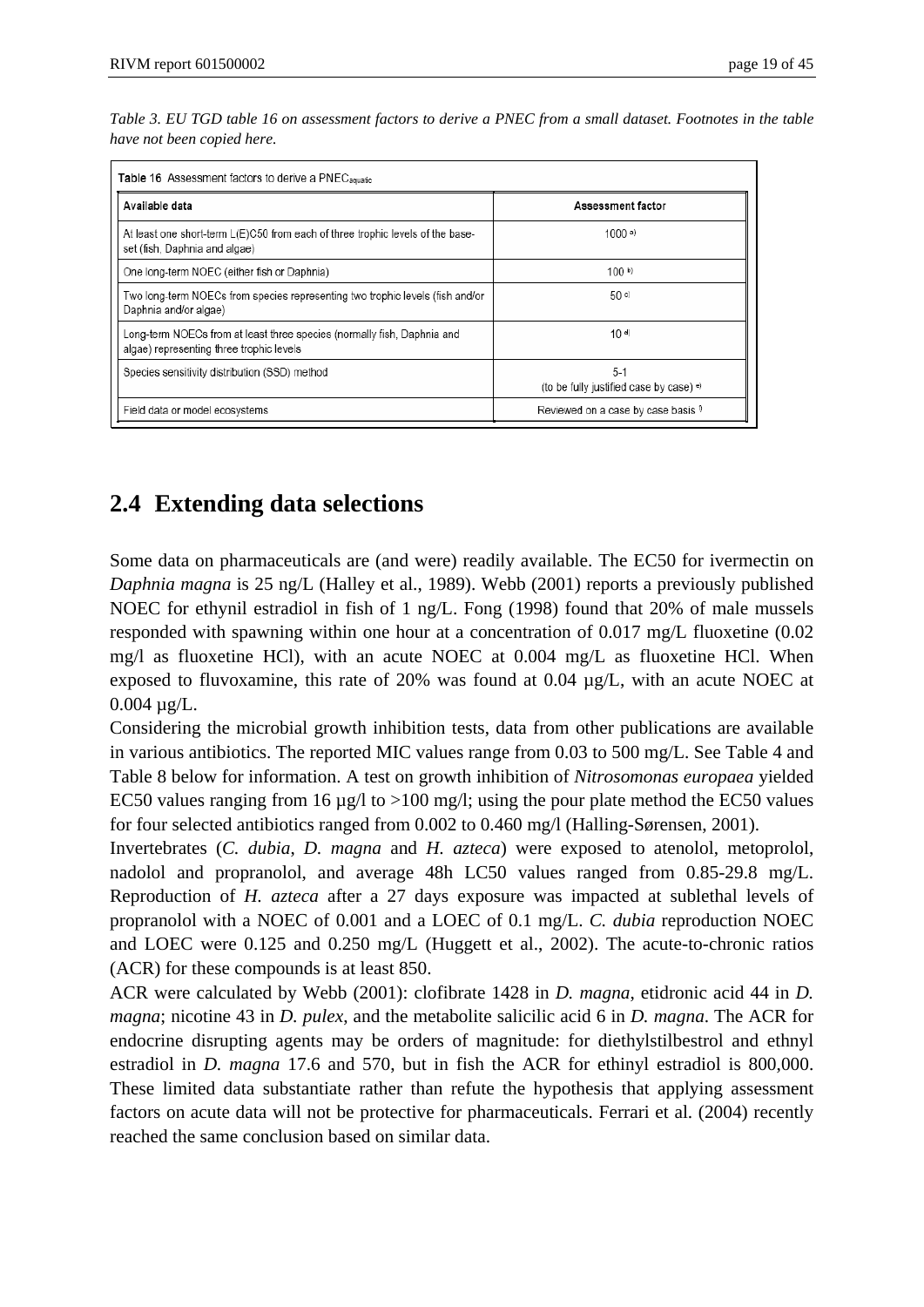*Table 3. EU TGD table 16 on assessment factors to derive a PNEC from a small dataset. Footnotes in the table have not been copied here.*

**Table 16** Assessment factors to derive a $PNEC_{aquatic}$

| Available data | Assessment factor |
|---|---|
| At least one short-term L(E)C50 from each of three trophic levels of the base-set (fish, Daphnia and algae) | 1000 [a)] |
| One long-term NOEC (either fish or Daphnia) | 100 [b)] |
| Two long-term NOECs from species representing two trophic levels (fish and/or Daphnia and/or algae) | 50 [c)] |
| Long-term NOECs from at least three species (normally fish, Daphnia and algae) representing three trophic levels | 10 [d)] |
| Species sensitivity distribution (SSD) method | 5-1 (to be fully justified case by case) [e)] |
| Field data or model ecosystems | Reviewed on a case by case basis [f)] |

## 2.4 Extending data selections

Some data on pharmaceuticals are (and were) readily available. The EC50 for ivermectin on *Daphnia magna* is 25 ng/L (Halley et al., 1989). Webb (2001) reports a previously published NOEC for ethynil estradiol in fish of 1 ng/L. Fong (1998) found that 20% of male mussels responded with spawning within one hour at a concentration of 0.017 mg/L fluoxetine (0.02 mg/l as fluoxetine HCl), with an acute NOEC at 0.004 mg/L as fluoxetine HCl. When exposed to fluvoxamine, this rate of 20% was found at 0.04 µg/L, with an acute NOEC at 0.004 µg/L.

Considering the microbial growth inhibition tests, data from other publications are available in various antibiotics. The reported MIC values range from 0.03 to 500 mg/L. See Table 4 and Table 8 below for information. A test on growth inhibition of *Nitrosomonas europaea* yielded EC50 values ranging from 16 µg/l to >100 mg/l; using the pour plate method the EC50 values for four selected antibiotics ranged from 0.002 to 0.460 mg/l (Halling-Sørensen, 2001).

Invertebrates (*C. dubia*, *D. magna* and *H. azteca*) were exposed to atenolol, metoprolol, nadolol and propranolol, and average 48h LC50 values ranged from 0.85-29.8 mg/L. Reproduction of *H. azteca* after a 27 days exposure was impacted at sublethal levels of propranolol with a NOEC of 0.001 and a LOEC of 0.1 mg/L. *C. dubia* reproduction NOEC and LOEC were 0.125 and 0.250 mg/L (Huggett et al., 2002). The acute-to-chronic ratios (ACR) for these compounds is at least 850.

ACR were calculated by Webb (2001): clofibrate 1428 in *D. magna*, etidronic acid 44 in *D. magna*; nicotine 43 in *D. pulex*, and the metabolite salicilic acid 6 in *D. magna*. The ACR for endocrine disrupting agents may be orders of magnitude: for diethylstilbestrol and ethnyl estradiol in *D. magna* 17.6 and 570, but in fish the ACR for ethinyl estradiol is 800,000. These limited data substantiate rather than refute the hypothesis that applying assessment factors on acute data will not be protective for pharmaceuticals. Ferrari et al. (2004) recently reached the same conclusion based on similar data.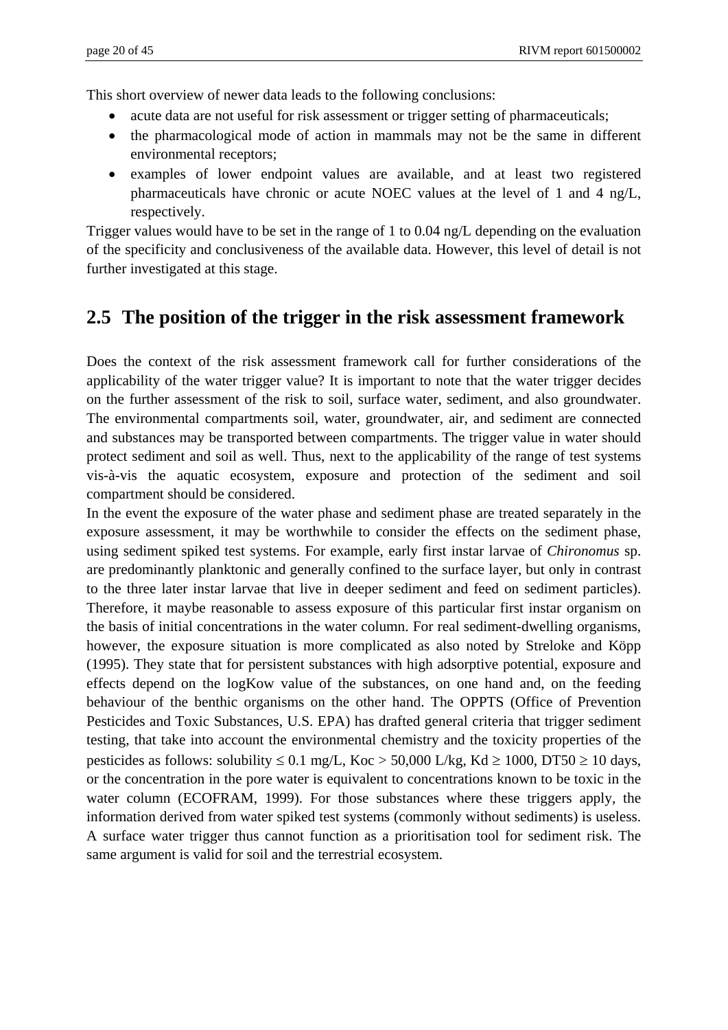This short overview of newer data leads to the following conclusions:

- acute data are not useful for risk assessment or trigger setting of pharmaceuticals;
- the pharmacological mode of action in mammals may not be the same in different environmental receptors;
- examples of lower endpoint values are available, and at least two registered pharmaceuticals have chronic or acute NOEC values at the level of 1 and 4 ng/L, respectively.

Trigger values would have to be set in the range of 1 to 0.04 ng/L depending on the evaluation of the specificity and conclusiveness of the available data. However, this level of detail is not further investigated at this stage.

## 2.5 The position of the trigger in the risk assessment framework

Does the context of the risk assessment framework call for further considerations of the applicability of the water trigger value? It is important to note that the water trigger decides on the further assessment of the risk to soil, surface water, sediment, and also groundwater. The environmental compartments soil, water, groundwater, air, and sediment are connected and substances may be transported between compartments. The trigger value in water should protect sediment and soil as well. Thus, next to the applicability of the range of test systems vis-à-vis the aquatic ecosystem, exposure and protection of the sediment and soil compartment should be considered.

In the event the exposure of the water phase and sediment phase are treated separately in the exposure assessment, it may be worthwhile to consider the effects on the sediment phase, using sediment spiked test systems. For example, early first instar larvae of *Chironomus* sp. are predominantly planktonic and generally confined to the surface layer, but only in contrast to the three later instar larvae that live in deeper sediment and feed on sediment particles). Therefore, it maybe reasonable to assess exposure of this particular first instar organism on the basis of initial concentrations in the water column. For real sediment-dwelling organisms, however, the exposure situation is more complicated as also noted by Streloke and Köpp (1995). They state that for persistent substances with high adsorptive potential, exposure and effects depend on the logKow value of the substances, on one hand and, on the feeding behaviour of the benthic organisms on the other hand. The OPPTS (Office of Prevention Pesticides and Toxic Substances, U.S. EPA) has drafted general criteria that trigger sediment testing, that take into account the environmental chemistry and the toxicity properties of the pesticides as follows: solubility $\leq$ 0.1 mg/L, Koc > 50,000 L/kg, Kd $\geq$ 1000, DT50 $\geq$ 10 days, or the concentration in the pore water is equivalent to concentrations known to be toxic in the water column (ECOFRAM, 1999). For those substances where these triggers apply, the information derived from water spiked test systems (commonly without sediments) is useless. A surface water trigger thus cannot function as a prioritisation tool for sediment risk. The same argument is valid for soil and the terrestrial ecosystem.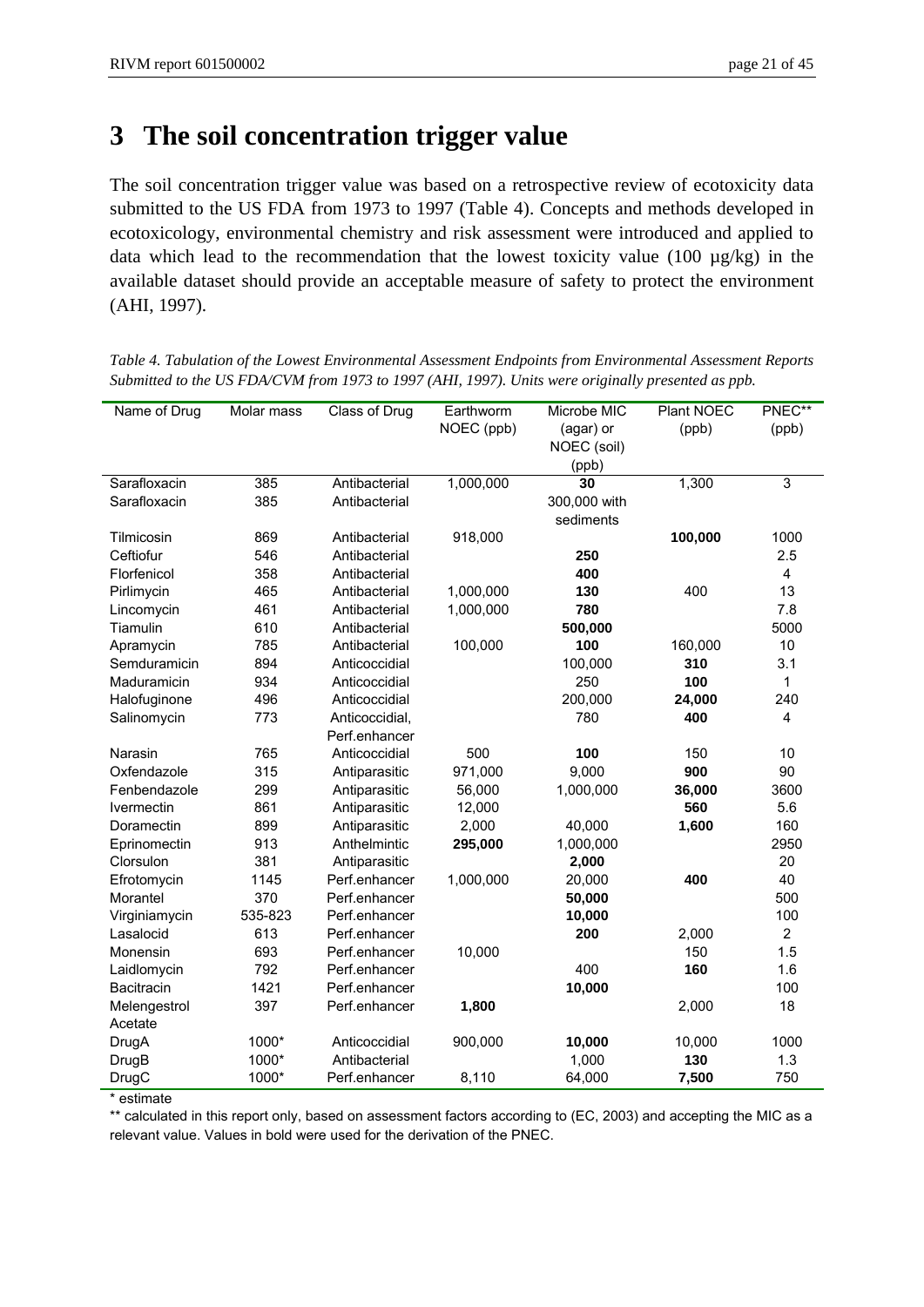# 3 The soil concentration trigger value

The soil concentration trigger value was based on a retrospective review of ecotoxicity data submitted to the US FDA from 1973 to 1997 (Table 4). Concepts and methods developed in ecotoxicology, environmental chemistry and risk assessment were introduced and applied to data which lead to the recommendation that the lowest toxicity value (100 µg/kg) in the available dataset should provide an acceptable measure of safety to protect the environment (AHI, 1997).

*Table 4. Tabulation of the Lowest Environmental Assessment Endpoints from Environmental Assessment Reports Submitted to the US FDA/CVM from 1973 to 1997 (AHI, 1997). Units were originally presented as ppb.*

| Name of Drug | Molar mass | Class of Drug | Earthworm NOEC (ppb) | Microbe MIC (agar) or NOEC (soil) (ppb) | Plant NOEC (ppb) | PNEC** (ppb) |
|---|---|---|---|---|---|---|
| Sarafloxacin | 385 | Antibacterial | 1,000,000 | **30** | 1,300 | 3 |
| Sarafloxacin | 385 | Antibacterial | | 300,000 with sediments | | |
| Tilmicosin | 869 | Antibacterial | 918,000 | | **100,000** | 1000 |
| Ceftiofur | 546 | Antibacterial | | **250** | | 2.5 |
| Florfenicol | 358 | Antibacterial | | **400** | | 4 |
| Pirlimycin | 465 | Antibacterial | 1,000,000 | **130** | 400 | 13 |
| Lincomycin | 461 | Antibacterial | 1,000,000 | **780** | | 7.8 |
| Tiamulin | 610 | Antibacterial | | **500,000** | | 5000 |
| Apramycin | 785 | Antibacterial | 100,000 | **100** | 160,000 | 10 |
| Semduramicin | 894 | Anticoccidial | | 100,000 | **310** | 3.1 |
| Maduramicin | 934 | Anticoccidial | | 250 | **100** | 1 |
| Halofuginone | 496 | Anticoccidial | | 200,000 | **24,000** | 240 |
| Salinomycin | 773 | Anticoccidial, Perf.enhancer | | 780 | **400** | 4 |
| Narasin | 765 | Anticoccidial | 500 | **100** | 150 | 10 |
| Oxfendazole | 315 | Antiparasitic | 971,000 | 9,000 | **900** | 90 |
| Fenbendazole | 299 | Antiparasitic | 56,000 | 1,000,000 | **36,000** | 3600 |
| Ivermectin | 861 | Antiparasitic | 12,000 | | **560** | 5.6 |
| Doramectin | 899 | Antiparasitic | 2,000 | 40,000 | **1,600** | 160 |
| Eprinomectin | 913 | Anthelmintic | **295,000** | 1,000,000 | | 2950 |
| Clorsulon | 381 | Antiparasitic | | **2,000** | | 20 |
| Efrotomycin | 1145 | Perf.enhancer | 1,000,000 | 20,000 | **400** | 40 |
| Morantel | 370 | Perf.enhancer | | **50,000** | | 500 |
| Virginiamycin | 535-823 | Perf.enhancer | | **10,000** | | 100 |
| Lasalocid | 613 | Perf.enhancer | | **200** | 2,000 | 2 |
| Monensin | 693 | Perf.enhancer | 10,000 | | 150 | 1.5 |
| Laidlomycin | 792 | Perf.enhancer | | 400 | **160** | 1.6 |
| Bacitracin | 1421 | Perf.enhancer | | **10,000** | | 100 |
| Melengestrol Acetate | 397 | Perf.enhancer | **1,800** | | 2,000 | 18 |
| DrugA | 1000* | Anticoccidial | 900,000 | **10,000** | 10,000 | 1000 |
| DrugB | 1000* | Antibacterial | | 1,000 | **130** | 1.3 |
| DrugC | 1000* | Perf.enhancer | 8,110 | 64,000 | **7,500** | 750 |

\* estimate

\** calculated in this report only, based on assessment factors according to (EC, 2003) and accepting the MIC as a relevant value. Values in bold were used for the derivation of the PNEC.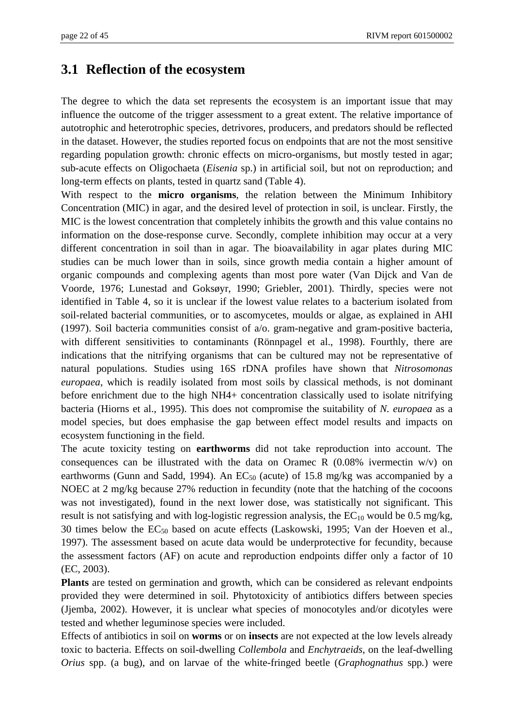## 3.1 Reflection of the ecosystem

The degree to which the data set represents the ecosystem is an important issue that may influence the outcome of the trigger assessment to a great extent. The relative importance of autotrophic and heterotrophic species, detrivores, producers, and predators should be reflected in the dataset. However, the studies reported focus on endpoints that are not the most sensitive regarding population growth: chronic effects on micro-organisms, but mostly tested in agar; sub-acute effects on Oligochaeta (*Eisenia* sp.) in artificial soil, but not on reproduction; and long-term effects on plants, tested in quartz sand (Table 4).

With respect to the **micro organisms**, the relation between the Minimum Inhibitory Concentration (MIC) in agar, and the desired level of protection in soil, is unclear. Firstly, the MIC is the lowest concentration that completely inhibits the growth and this value contains no information on the dose-response curve. Secondly, complete inhibition may occur at a very different concentration in soil than in agar. The bioavailability in agar plates during MIC studies can be much lower than in soils, since growth media contain a higher amount of organic compounds and complexing agents than most pore water (Van Dijck and Van de Voorde, 1976; Lunestad and Goksøyr, 1990; Griebler, 2001). Thirdly, species were not identified in Table 4, so it is unclear if the lowest value relates to a bacterium isolated from soil-related bacterial communities, or to ascomycetes, moulds or algae, as explained in AHI (1997). Soil bacteria communities consist of a/o. gram-negative and gram-positive bacteria, with different sensitivities to contaminants (Rönnpagel et al., 1998). Fourthly, there are indications that the nitrifying organisms that can be cultured may not be representative of natural populations. Studies using 16S rDNA profiles have shown that *Nitrosomonas europaea*, which is readily isolated from most soils by classical methods, is not dominant before enrichment due to the high NH4+ concentration classically used to isolate nitrifying bacteria (Hiorns et al., 1995). This does not compromise the suitability of *N. europaea* as a model species, but does emphasise the gap between effect model results and impacts on ecosystem functioning in the field.

The acute toxicity testing on **earthworms** did not take reproduction into account. The consequences can be illustrated with the data on Oramec R (0.08% ivermectin w/v) on earthworms (Gunn and Sadd, 1994). An $EC_{50}$ (acute) of 15.8 mg/kg was accompanied by a NOEC at 2 mg/kg because 27% reduction in fecundity (note that the hatching of the cocoons was not investigated), found in the next lower dose, was statistically not significant. This result is not satisfying and with log-logistic regression analysis, the $EC_{10}$ would be 0.5 mg/kg, 30 times below the $EC_{50}$ based on acute effects (Laskowski, 1995; Van der Hoeven et al., 1997). The assessment based on acute data would be underprotective for fecundity, because the assessment factors (AF) on acute and reproduction endpoints differ only a factor of 10 (EC, 2003).

**Plants** are tested on germination and growth, which can be considered as relevant endpoints provided they were determined in soil. Phytotoxicity of antibiotics differs between species (Jjemba, 2002). However, it is unclear what species of monocotyles and/or dicotyles were tested and whether leguminose species were included.

Effects of antibiotics in soil on **worms** or on **insects** are not expected at the low levels already toxic to bacteria. Effects on soil-dwelling *Collembola* and *Enchytraeids*, on the leaf-dwelling *Orius* spp. (a bug), and on larvae of the white-fringed beetle (*Graphognathus* spp.) were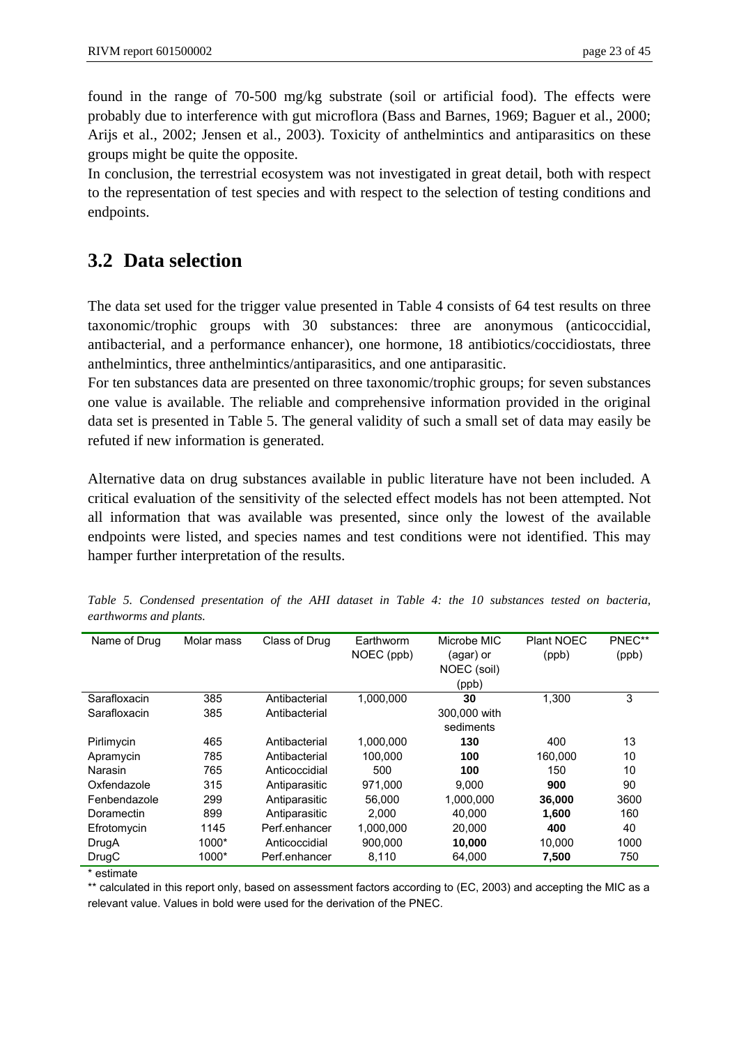found in the range of 70-500 mg/kg substrate (soil or artificial food). The effects were probably due to interference with gut microflora (Bass and Barnes, 1969; Baguer et al., 2000; Arijs et al., 2002; Jensen et al., 2003). Toxicity of anthelmintics and antiparasitics on these groups might be quite the opposite.

In conclusion, the terrestrial ecosystem was not investigated in great detail, both with respect to the representation of test species and with respect to the selection of testing conditions and endpoints.

## 3.2 Data selection

The data set used for the trigger value presented in Table 4 consists of 64 test results on three taxonomic/trophic groups with 30 substances: three are anonymous (anticoccidial, antibacterial, and a performance enhancer), one hormone, 18 antibiotics/coccidiostats, three anthelmintics, three anthelmintics/antiparasitics, and one antiparasitic.

For ten substances data are presented on three taxonomic/trophic groups; for seven substances one value is available. The reliable and comprehensive information provided in the original data set is presented in Table 5. The general validity of such a small set of data may easily be refuted if new information is generated.

Alternative data on drug substances available in public literature have not been included. A critical evaluation of the sensitivity of the selected effect models has not been attempted. Not all information that was available was presented, since only the lowest of the available endpoints were listed, and species names and test conditions were not identified. This may hamper further interpretation of the results.

*Table 5. Condensed presentation of the AHI dataset in Table 4: the 10 substances tested on bacteria, earthworms and plants.*

| Name of Drug | Molar mass | Class of Drug | Earthworm NOEC (ppb) | Microbe MIC (agar) or NOEC (soil) (ppb) | Plant NOEC (ppb) | PNEC** (ppb) |
|---|---|---|---|---|---|---|
| Sarafloxacin | 385 | Antibacterial | 1,000,000 | **30** | 1,300 | 3 |
| Sarafloxacin | 385 | Antibacterial | | 300,000 with sediments | | |
| Pirlimycin | 465 | Antibacterial | 1,000,000 | **130** | 400 | 13 |
| Apramycin | 785 | Antibacterial | 100,000 | **100** | 160,000 | 10 |
| Narasin | 765 | Anticoccidial | 500 | **100** | 150 | 10 |
| Oxfendazole | 315 | Antiparasitic | 971,000 | 9,000 | **900** | 90 |
| Fenbendazole | 299 | Antiparasitic | 56,000 | 1,000,000 | **36,000** | 3600 |
| Doramectin | 899 | Antiparasitic | 2,000 | 40,000 | **1,600** | 160 |
| Efrotomycin | 1145 | Perf.enhancer | 1,000,000 | 20,000 | **400** | 40 |
| DrugA | 1000* | Anticoccidial | 900,000 | **10,000** | 10,000 | 1000 |
| DrugC | 1000* | Perf.enhancer | 8,110 | 64,000 | **7,500** | 750 |

\* estimate

** calculated in this report only, based on assessment factors according to (EC, 2003) and accepting the MIC as a relevant value. Values in bold were used for the derivation of the PNEC.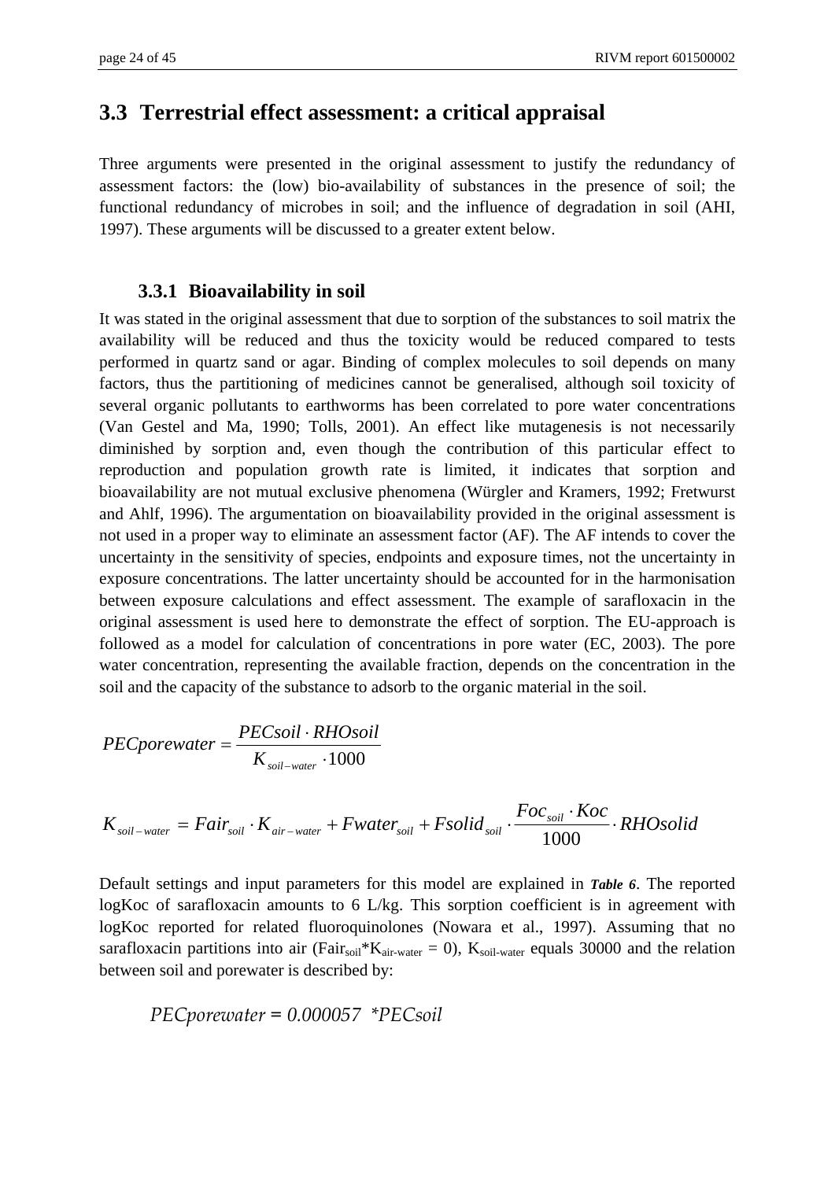## 3.3 Terrestrial effect assessment: a critical appraisal

Three arguments were presented in the original assessment to justify the redundancy of assessment factors: the (low) bio-availability of substances in the presence of soil; the functional redundancy of microbes in soil; and the influence of degradation in soil (AHI, 1997). These arguments will be discussed to a greater extent below.

### 3.3.1 Bioavailability in soil

It was stated in the original assessment that due to sorption of the substances to soil matrix the availability will be reduced and thus the toxicity would be reduced compared to tests performed in quartz sand or agar. Binding of complex molecules to soil depends on many factors, thus the partitioning of medicines cannot be generalised, although soil toxicity of several organic pollutants to earthworms has been correlated to pore water concentrations (Van Gestel and Ma, 1990; Tolls, 2001). An effect like mutagenesis is not necessarily diminished by sorption and, even though the contribution of this particular effect to reproduction and population growth rate is limited, it indicates that sorption and bioavailability are not mutual exclusive phenomena (Würgler and Kramers, 1992; Fretwurst and Ahlf, 1996). The argumentation on bioavailability provided in the original assessment is not used in a proper way to eliminate an assessment factor (AF). The AF intends to cover the uncertainty in the sensitivity of species, endpoints and exposure times, not the uncertainty in exposure concentrations. The latter uncertainty should be accounted for in the harmonisation between exposure calculations and effect assessment. The example of sarafloxacin in the original assessment is used here to demonstrate the effect of sorption. The EU-approach is followed as a model for calculation of concentrations in pore water (EC, 2003). The pore water concentration, representing the available fraction, depends on the concentration in the soil and the capacity of the substance to adsorb to the organic material in the soil.

$$PECporewater = \frac{PECsoil \cdot RHOsoil}{K_{soil-water} \cdot 1000}$$

$$K_{soil-water} = Fair_{soil} \cdot K_{air-water} + Fwater_{soil} + Fsolid_{soil} \cdot \frac{Foc_{soil} \cdot Koc}{1000} \cdot RHOsolid$$

Default settings and input parameters for this model are explained in ***Table 6***. The reported logKoc of sarafloxacin amounts to 6 L/kg. This sorption coefficient is in agreement with logKoc reported for related fluoroquinolones (Nowara et al., 1997). Assuming that no sarafloxacin partitions into air ($Fair_{soil}$*$K_{air\text{-}water}$ = 0), $K_{soil\text{-}water}$ equals 30000 and the relation between soil and porewater is described by:

$$PECporewater = 0.000057 \ {}^{*}PECsoil$$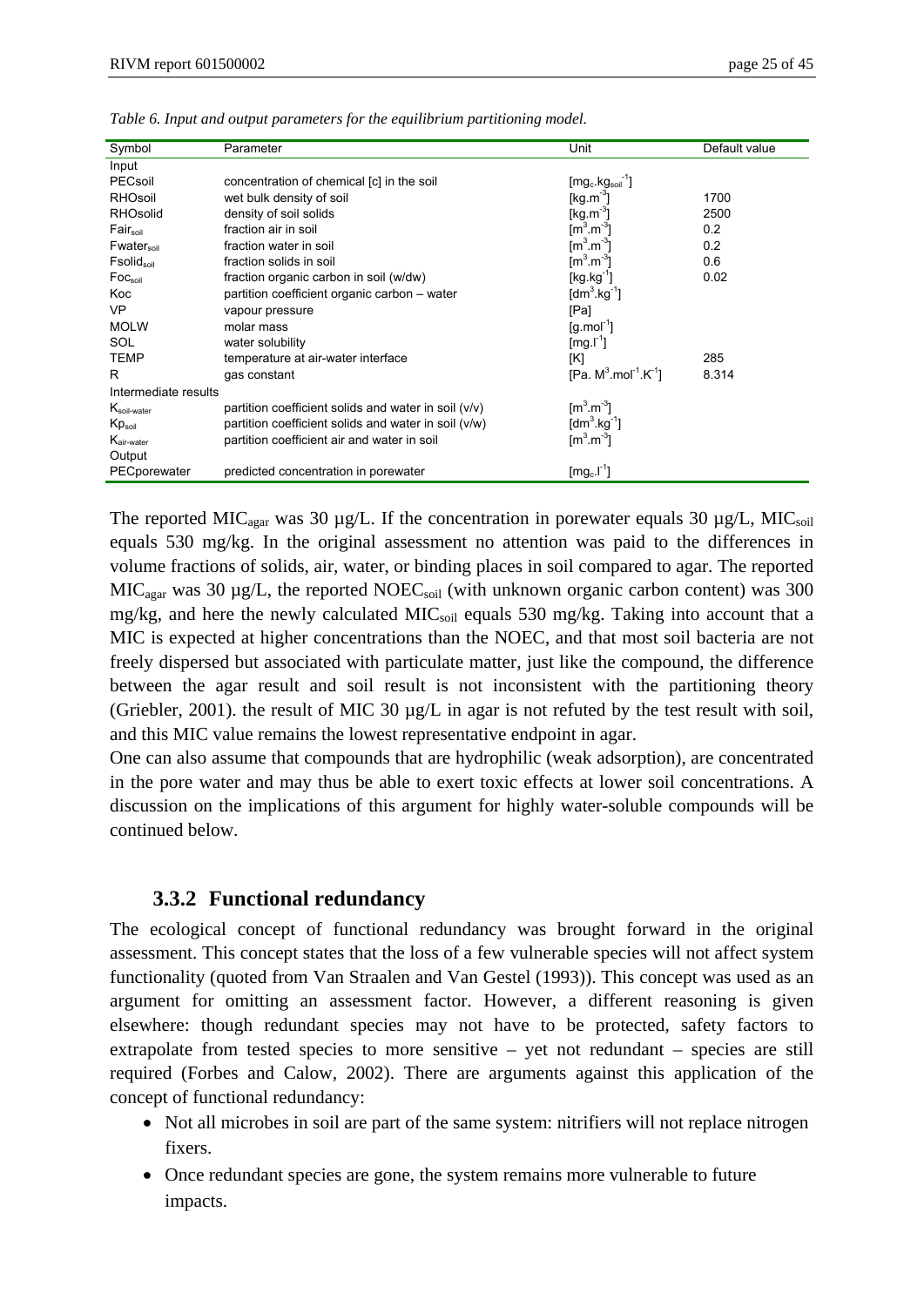*Table 6. Input and output parameters for the equilibrium partitioning model.*

| Symbol | Parameter | Unit | Default value |
|---|---|---|---|
| Input | | | |
| PECsoil | concentration of chemical [c] in the soil | $[mg_c.kg_{soil}^{-1}]$ | |
| RHOsoil | wet bulk density of soil | $[kg.m^{-3}]$ | 1700 |
| RHOsolid | density of soil solids | $[kg.m^{-3}]$ | 2500 |
| $Fair_{soil}$ | fraction air in soil | $[m^3.m^{-3}]$ | 0.2 |
| $Fwater_{soil}$ | fraction water in soil | $[m^3.m^{-3}]$ | 0.2 |
| $Fsolid_{soil}$ | fraction solids in soil | $[m^3.m^{-3}]$ | 0.6 |
| $Foc_{soil}$ | fraction organic carbon in soil (w/dw) | $[kg.kg^{-1}]$ | 0.02 |
| Koc | partition coefficient organic carbon – water | $[dm^3.kg^{-1}]$ | |
| VP | vapour pressure | [Pa] | |
| MOLW | molar mass | $[g.mol^{-1}]$ | |
| SOL | water solubility | $[mg.l^{-1}]$ | |
| TEMP | temperature at air-water interface | [K] | 285 |
| R | gas constant | $[Pa.\ M^3.mol^{-1}.K^{-1}]$ | 8.314 |
| Intermediate results | | | |
| $K_{soil-water}$ | partition coefficient solids and water in soil (v/v) | $[m^3.m^{-3}]$ | |
| $Kp_{soil}$ | partition coefficient solids and water in soil (v/w) | $[dm^3.kg^{-1}]$ | |
| $K_{air-water}$ | partition coefficient air and water in soil | $[m^3.m^{-3}]$ | |
| Output | | | |
| PECporewater | predicted concentration in porewater | $[mg_c.l^{-1}]$ | |

The reported $MIC_{agar}$ was 30 µg/L. If the concentration in porewater equals 30 µg/L, $MIC_{soil}$ equals 530 mg/kg. In the original assessment no attention was paid to the differences in volume fractions of solids, air, water, or binding places in soil compared to agar. The reported $MIC_{agar}$ was 30 µg/L, the reported $NOEC_{soil}$ (with unknown organic carbon content) was 300 mg/kg, and here the newly calculated $MIC_{soil}$ equals 530 mg/kg. Taking into account that a MIC is expected at higher concentrations than the NOEC, and that most soil bacteria are not freely dispersed but associated with particulate matter, just like the compound, the difference between the agar result and soil result is not inconsistent with the partitioning theory (Griebler, 2001). the result of MIC 30 µg/L in agar is not refuted by the test result with soil, and this MIC value remains the lowest representative endpoint in agar.

One can also assume that compounds that are hydrophilic (weak adsorption), are concentrated in the pore water and may thus be able to exert toxic effects at lower soil concentrations. A discussion on the implications of this argument for highly water-soluble compounds will be continued below.

### 3.3.2 Functional redundancy

The ecological concept of functional redundancy was brought forward in the original assessment. This concept states that the loss of a few vulnerable species will not affect system functionality (quoted from Van Straalen and Van Gestel (1993)). This concept was used as an argument for omitting an assessment factor. However, a different reasoning is given elsewhere: though redundant species may not have to be protected, safety factors to extrapolate from tested species to more sensitive – yet not redundant – species are still required (Forbes and Calow, 2002). There are arguments against this application of the concept of functional redundancy:

- Not all microbes in soil are part of the same system: nitrifiers will not replace nitrogen fixers.
- Once redundant species are gone, the system remains more vulnerable to future impacts.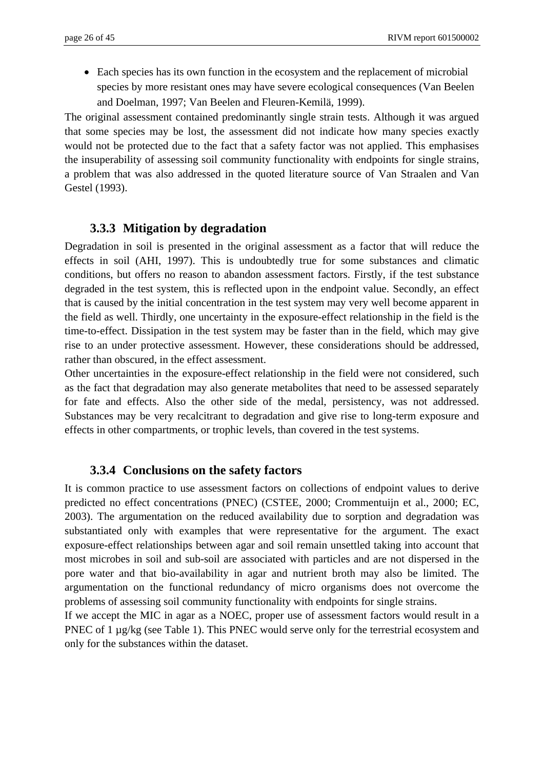- Each species has its own function in the ecosystem and the replacement of microbial species by more resistant ones may have severe ecological consequences (Van Beelen and Doelman, 1997; Van Beelen and Fleuren-Kemilä, 1999).

The original assessment contained predominantly single strain tests. Although it was argued that some species may be lost, the assessment did not indicate how many species exactly would not be protected due to the fact that a safety factor was not applied. This emphasises the insuperability of assessing soil community functionality with endpoints for single strains, a problem that was also addressed in the quoted literature source of Van Straalen and Van Gestel (1993).

### 3.3.3 Mitigation by degradation

Degradation in soil is presented in the original assessment as a factor that will reduce the effects in soil (AHI, 1997). This is undoubtedly true for some substances and climatic conditions, but offers no reason to abandon assessment factors. Firstly, if the test substance degraded in the test system, this is reflected upon in the endpoint value. Secondly, an effect that is caused by the initial concentration in the test system may very well become apparent in the field as well. Thirdly, one uncertainty in the exposure-effect relationship in the field is the time-to-effect. Dissipation in the test system may be faster than in the field, which may give rise to an under protective assessment. However, these considerations should be addressed, rather than obscured, in the effect assessment.

Other uncertainties in the exposure-effect relationship in the field were not considered, such as the fact that degradation may also generate metabolites that need to be assessed separately for fate and effects. Also the other side of the medal, persistency, was not addressed. Substances may be very recalcitrant to degradation and give rise to long-term exposure and effects in other compartments, or trophic levels, than covered in the test systems.

### 3.3.4 Conclusions on the safety factors

It is common practice to use assessment factors on collections of endpoint values to derive predicted no effect concentrations (PNEC) (CSTEE, 2000; Crommentuijn et al., 2000; EC, 2003). The argumentation on the reduced availability due to sorption and degradation was substantiated only with examples that were representative for the argument. The exact exposure-effect relationships between agar and soil remain unsettled taking into account that most microbes in soil and sub-soil are associated with particles and are not dispersed in the pore water and that bio-availability in agar and nutrient broth may also be limited. The argumentation on the functional redundancy of micro organisms does not overcome the problems of assessing soil community functionality with endpoints for single strains.

If we accept the MIC in agar as a NOEC, proper use of assessment factors would result in a PNEC of 1 µg/kg (see Table 1). This PNEC would serve only for the terrestrial ecosystem and only for the substances within the dataset.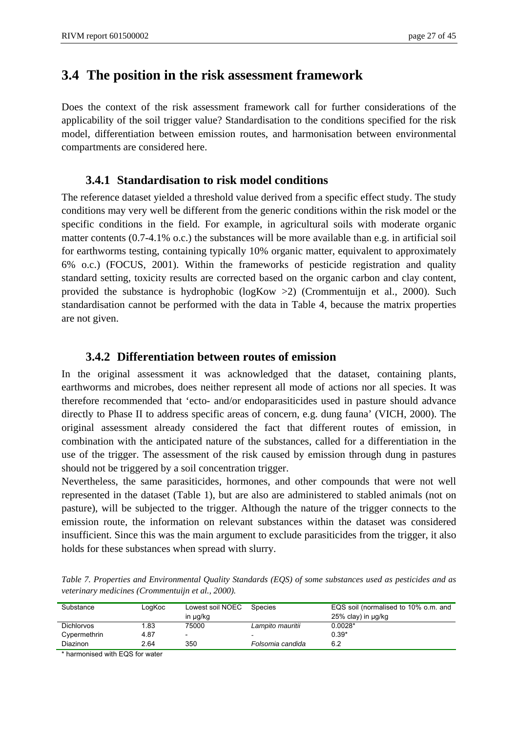## 3.4 The position in the risk assessment framework

Does the context of the risk assessment framework call for further considerations of the applicability of the soil trigger value? Standardisation to the conditions specified for the risk model, differentiation between emission routes, and harmonisation between environmental compartments are considered here.

### 3.4.1 Standardisation to risk model conditions

The reference dataset yielded a threshold value derived from a specific effect study. The study conditions may very well be different from the generic conditions within the risk model or the specific conditions in the field. For example, in agricultural soils with moderate organic matter contents (0.7-4.1% o.c.) the substances will be more available than e.g. in artificial soil for earthworms testing, containing typically 10% organic matter, equivalent to approximately 6% o.c.) (FOCUS, 2001). Within the frameworks of pesticide registration and quality standard setting, toxicity results are corrected based on the organic carbon and clay content, provided the substance is hydrophobic (logKow >2) (Crommentuijn et al., 2000). Such standardisation cannot be performed with the data in Table 4, because the matrix properties are not given.

### 3.4.2 Differentiation between routes of emission

In the original assessment it was acknowledged that the dataset, containing plants, earthworms and microbes, does neither represent all mode of actions nor all species. It was therefore recommended that 'ecto- and/or endoparasiticides used in pasture should advance directly to Phase II to address specific areas of concern, e.g. dung fauna' (VICH, 2000). The original assessment already considered the fact that different routes of emission, in combination with the anticipated nature of the substances, called for a differentiation in the use of the trigger. The assessment of the risk caused by emission through dung in pastures should not be triggered by a soil concentration trigger.

Nevertheless, the same parasiticides, hormones, and other compounds that were not well represented in the dataset (Table 1), but are also are administered to stabled animals (not on pasture), will be subjected to the trigger. Although the nature of the trigger connects to the emission route, the information on relevant substances within the dataset was considered insufficient. Since this was the main argument to exclude parasiticides from the trigger, it also holds for these substances when spread with slurry.

*Table 7. Properties and Environmental Quality Standards (EQS) of some substances used as pesticides and as veterinary medicines (Crommentuijn et al., 2000).*

| Substance | LogKoc | Lowest soil NOEC in µg/kg | Species | EQS soil (normalised to 10% o.m. and 25% clay) in µg/kg |
|---|---|---|---|---|
| Dichlorvos | 1.83 | 75000 | *Lampito mauritii* | 0.0028* |
| Cypermethrin | 4.87 | - | - | 0.39* |
| Diazinon | 2.64 | 350 | *Folsomia candida* | 6.2 |

\* harmonised with EQS for water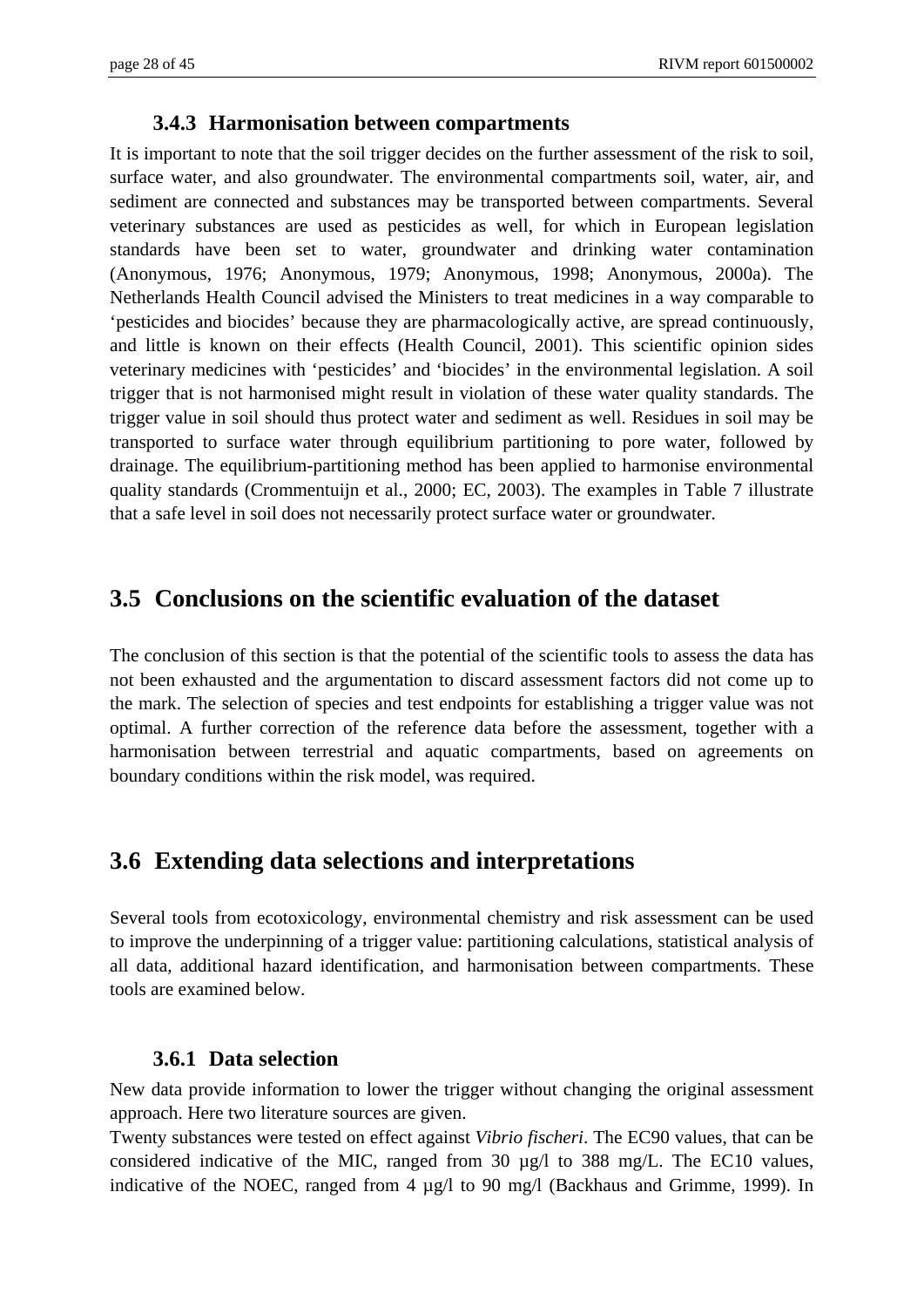### 3.4.3 Harmonisation between compartments

It is important to note that the soil trigger decides on the further assessment of the risk to soil, surface water, and also groundwater. The environmental compartments soil, water, air, and sediment are connected and substances may be transported between compartments. Several veterinary substances are used as pesticides as well, for which in European legislation standards have been set to water, groundwater and drinking water contamination (Anonymous, 1976; Anonymous, 1979; Anonymous, 1998; Anonymous, 2000a). The Netherlands Health Council advised the Ministers to treat medicines in a way comparable to 'pesticides and biocides' because they are pharmacologically active, are spread continuously, and little is known on their effects (Health Council, 2001). This scientific opinion sides veterinary medicines with 'pesticides' and 'biocides' in the environmental legislation. A soil trigger that is not harmonised might result in violation of these water quality standards. The trigger value in soil should thus protect water and sediment as well. Residues in soil may be transported to surface water through equilibrium partitioning to pore water, followed by drainage. The equilibrium-partitioning method has been applied to harmonise environmental quality standards (Crommentuijn et al., 2000; EC, 2003). The examples in Table 7 illustrate that a safe level in soil does not necessarily protect surface water or groundwater.

## 3.5 Conclusions on the scientific evaluation of the dataset

The conclusion of this section is that the potential of the scientific tools to assess the data has not been exhausted and the argumentation to discard assessment factors did not come up to the mark. The selection of species and test endpoints for establishing a trigger value was not optimal. A further correction of the reference data before the assessment, together with a harmonisation between terrestrial and aquatic compartments, based on agreements on boundary conditions within the risk model, was required.

## 3.6 Extending data selections and interpretations

Several tools from ecotoxicology, environmental chemistry and risk assessment can be used to improve the underpinning of a trigger value: partitioning calculations, statistical analysis of all data, additional hazard identification, and harmonisation between compartments. These tools are examined below.

### 3.6.1 Data selection

New data provide information to lower the trigger without changing the original assessment approach. Here two literature sources are given.

Twenty substances were tested on effect against *Vibrio fischeri*. The EC90 values, that can be considered indicative of the MIC, ranged from 30 µg/l to 388 mg/L. The EC10 values, indicative of the NOEC, ranged from 4 µg/l to 90 mg/l (Backhaus and Grimme, 1999). In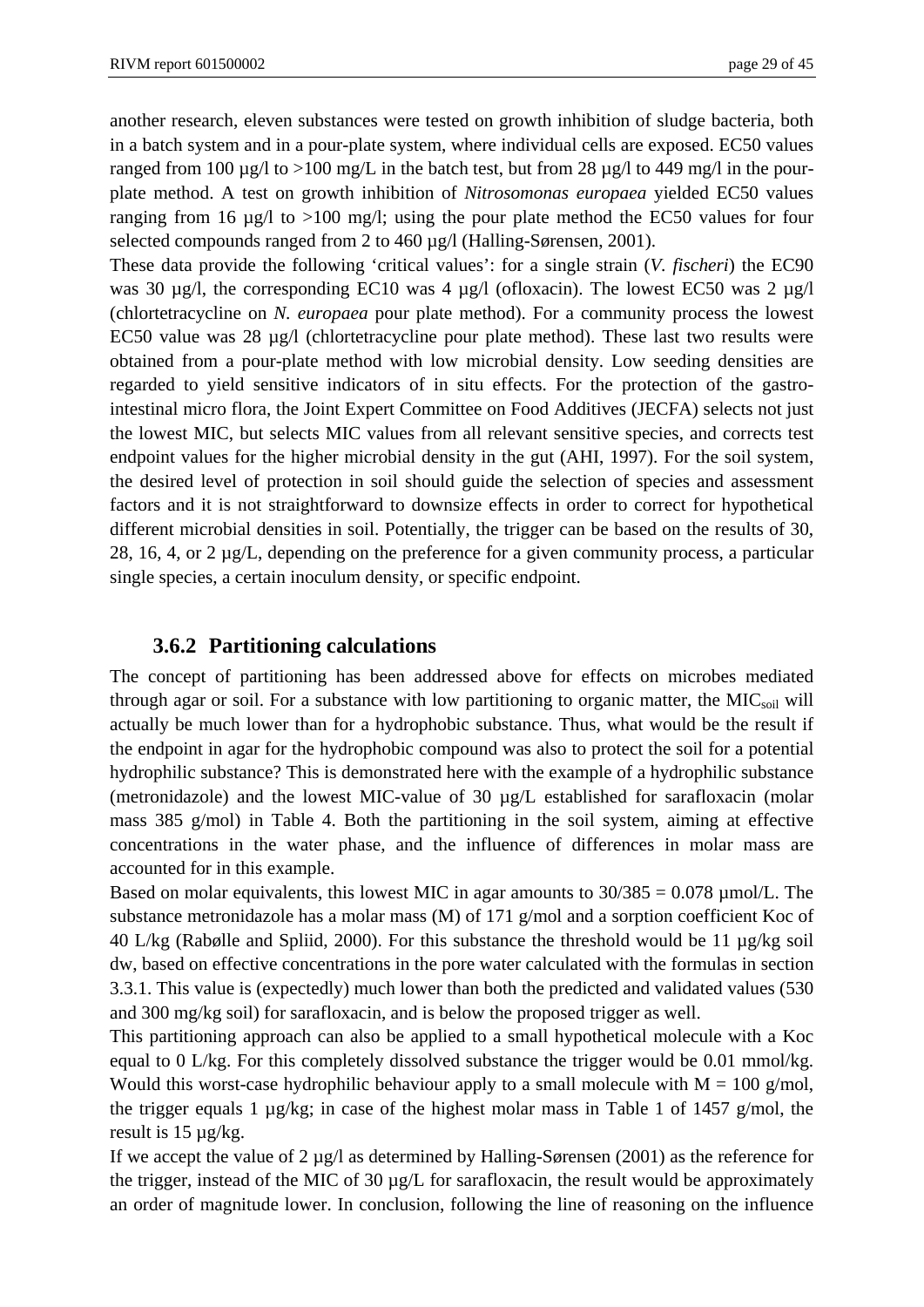another research, eleven substances were tested on growth inhibition of sludge bacteria, both in a batch system and in a pour-plate system, where individual cells are exposed. EC50 values ranged from 100 µg/l to >100 mg/L in the batch test, but from 28 µg/l to 449 mg/l in the pour-plate method. A test on growth inhibition of *Nitrosomonas europaea* yielded EC50 values ranging from 16 µg/l to >100 mg/l; using the pour plate method the EC50 values for four selected compounds ranged from 2 to 460 µg/l (Halling-Sørensen, 2001).

These data provide the following 'critical values': for a single strain (*V. fischeri*) the EC90 was 30 µg/l, the corresponding EC10 was 4 µg/l (ofloxacin). The lowest EC50 was 2 µg/l (chlortetracycline on *N. europaea* pour plate method). For a community process the lowest EC50 value was 28 µg/l (chlortetracycline pour plate method). These last two results were obtained from a pour-plate method with low microbial density. Low seeding densities are regarded to yield sensitive indicators of in situ effects. For the protection of the gastro-intestinal micro flora, the Joint Expert Committee on Food Additives (JECFA) selects not just the lowest MIC, but selects MIC values from all relevant sensitive species, and corrects test endpoint values for the higher microbial density in the gut (AHI, 1997). For the soil system, the desired level of protection in soil should guide the selection of species and assessment factors and it is not straightforward to downsize effects in order to correct for hypothetical different microbial densities in soil. Potentially, the trigger can be based on the results of 30, 28, 16, 4, or 2 µg/L, depending on the preference for a given community process, a particular single species, a certain inoculum density, or specific endpoint.

### 3.6.2 Partitioning calculations

The concept of partitioning has been addressed above for effects on microbes mediated through agar or soil. For a substance with low partitioning to organic matter, the $MIC_{soil}$ will actually be much lower than for a hydrophobic substance. Thus, what would be the result if the endpoint in agar for the hydrophobic compound was also to protect the soil for a potential hydrophilic substance? This is demonstrated here with the example of a hydrophilic substance (metronidazole) and the lowest MIC-value of 30 µg/L established for sarafloxacin (molar mass 385 g/mol) in Table 4. Both the partitioning in the soil system, aiming at effective concentrations in the water phase, and the influence of differences in molar mass are accounted for in this example.

Based on molar equivalents, this lowest MIC in agar amounts to $30/385 = 0.078$ µmol/L. The substance metronidazole has a molar mass (M) of 171 g/mol and a sorption coefficient Koc of 40 L/kg (Rabølle and Spliid, 2000). For this substance the threshold would be 11 µg/kg soil dw, based on effective concentrations in the pore water calculated with the formulas in section 3.3.1. This value is (expectedly) much lower than both the predicted and validated values (530 and 300 mg/kg soil) for sarafloxacin, and is below the proposed trigger as well.

This partitioning approach can also be applied to a small hypothetical molecule with a Koc equal to 0 L/kg. For this completely dissolved substance the trigger would be 0.01 mmol/kg. Would this worst-case hydrophilic behaviour apply to a small molecule with M = 100 g/mol, the trigger equals 1 µg/kg; in case of the highest molar mass in Table 1 of 1457 g/mol, the result is 15 µg/kg.

If we accept the value of 2 µg/l as determined by Halling-Sørensen (2001) as the reference for the trigger, instead of the MIC of 30 µg/L for sarafloxacin, the result would be approximately an order of magnitude lower. In conclusion, following the line of reasoning on the influence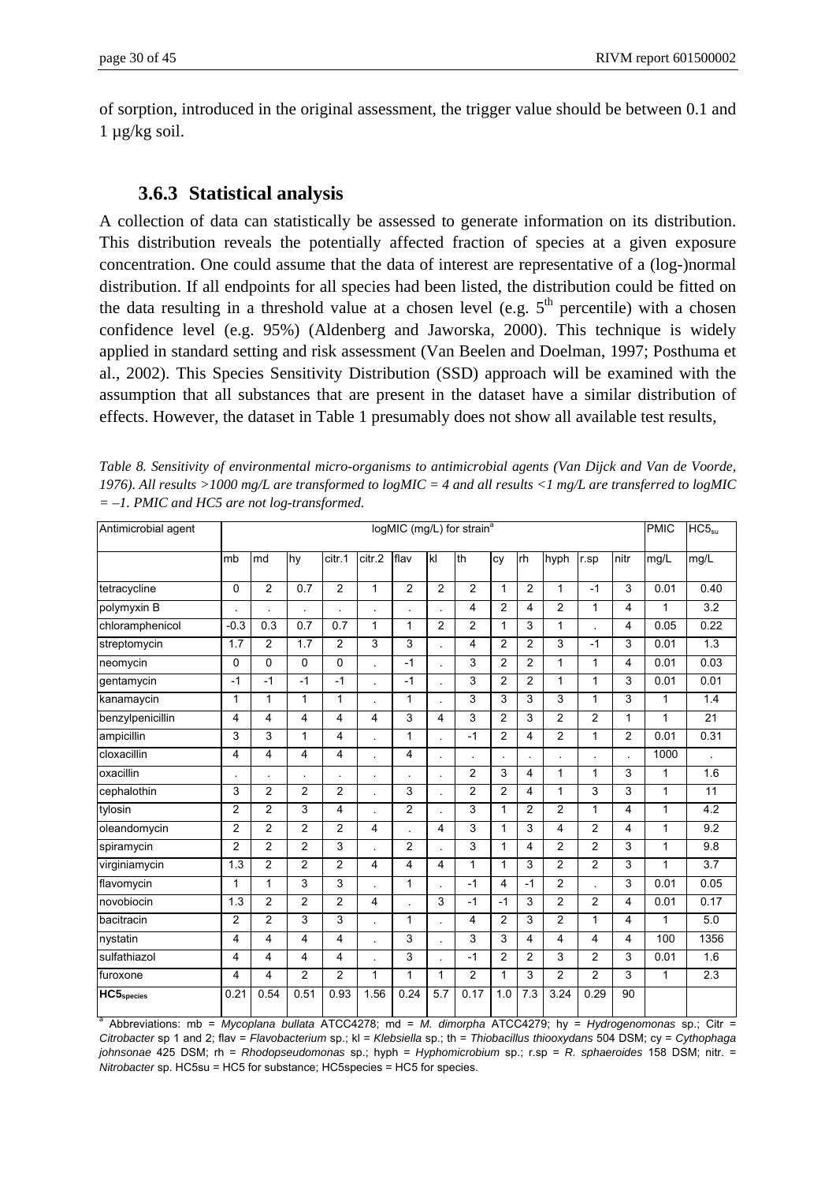of sorption, introduced in the original assessment, the trigger value should be between 0.1 and 1 µg/kg soil.

### 3.6.3 Statistical analysis

A collection of data can statistically be assessed to generate information on its distribution. This distribution reveals the potentially affected fraction of species at a given exposure concentration. One could assume that the data of interest are representative of a (log-)normal distribution. If all endpoints for all species had been listed, the distribution could be fitted on the data resulting in a threshold value at a chosen level (e.g. 5$^{th}$ percentile) with a chosen confidence level (e.g. 95%) (Aldenberg and Jaworska, 2000). This technique is widely applied in standard setting and risk assessment (Van Beelen and Doelman, 1997; Posthuma et al., 2002). This Species Sensitivity Distribution (SSD) approach will be examined with the assumption that all substances that are present in the dataset have a similar distribution of effects. However, the dataset in Table 1 presumably does not show all available test results,

*Table 8. Sensitivity of environmental micro-organisms to antimicrobial agents (Van Dijck and Van de Voorde, 1976). All results >1000 mg/L are transformed to logMIC = 4 and all results <1 mg/L are transferred to logMIC = –1. PMIC and HC5 are not log-transformed.*

| Antimicrobial agent | logMIC (mg/L) for strain[a] | | | | | | | | | | | | | PMIC | $HC5_{su}$ |
|---|---|---|---|---|---|---|---|---|---|---|---|---|---|---|---|
| | mb | md | hy | citr.1 | citr.2 | flav | kl | th | cy | rh | hyph | r.sp | nitr | mg/L | mg/L |
| tetracycline | 0 | 2 | 0.7 | 2 | 1 | 2 | 2 | 2 | 1 | 2 | 1 | -1 | 3 | 0.01 | 0.40 |
| polymyxin B | . | . | . | . | . | . | . | 4 | 2 | 4 | 2 | 1 | 4 | 1 | 3.2 |
| chloramphenicol | -0.3 | 0.3 | 0.7 | 0.7 | 1 | 1 | 2 | 2 | 1 | 3 | 1 | . | 4 | 0.05 | 0.22 |
| streptomycin | 1.7 | 2 | 1.7 | 2 | 3 | 3 | . | 4 | 2 | 2 | 3 | -1 | 3 | 0.01 | 1.3 |
| neomycin | 0 | 0 | 0 | 0 | . | -1 | . | 3 | 2 | 2 | 1 | 1 | 4 | 0.01 | 0.03 |
| gentamycin | -1 | -1 | -1 | -1 | . | -1 | . | 3 | 2 | 2 | 1 | 1 | 3 | 0.01 | 0.01 |
| kanamaycin | 1 | 1 | 1 | 1 | . | 1 | . | 3 | 3 | 3 | 3 | 1 | 3 | 1 | 1.4 |
| benzylpenicillin | 4 | 4 | 4 | 4 | 4 | 3 | 4 | 3 | 2 | 3 | 2 | 2 | 1 | 1 | 21 |
| ampicillin | 3 | 3 | 1 | 4 | . | 1 | . | -1 | 2 | 4 | 2 | 1 | 2 | 0.01 | 0.31 |
| cloxacillin | 4 | 4 | 4 | 4 | . | 4 | . | . | . | . | . | . | . | 1000 | . |
| oxacillin | . | . | . | . | . | . | . | 2 | 3 | 4 | 1 | 1 | 3 | 1 | 1.6 |
| cephalothin | 3 | 2 | 2 | 2 | . | 3 | . | 2 | 2 | 4 | 1 | 3 | 3 | 1 | 11 |
| tylosin | 2 | 2 | 3 | 4 | . | 2 | . | 3 | 1 | 2 | 2 | 1 | 4 | 1 | 4.2 |
| oleandomycin | 2 | 2 | 2 | 2 | 4 | . | 4 | 3 | 1 | 3 | 4 | 2 | 4 | 1 | 9.2 |
| spiramycin | 2 | 2 | 2 | 3 | . | 2 | . | 3 | 1 | 4 | 2 | 2 | 3 | 1 | 9.8 |
| virginiamycin | 1.3 | 2 | 2 | 2 | 4 | 4 | 4 | 1 | 1 | 3 | 2 | 2 | 3 | 1 | 3.7 |
| flavomycin | 1 | 1 | 3 | 3 | . | 1 | . | -1 | 4 | -1 | 2 | . | 3 | 0.01 | 0.05 |
| novobiocin | 1.3 | 2 | 2 | 2 | 4 | . | 3 | -1 | -1 | 3 | 2 | 2 | 4 | 0.01 | 0.17 |
| bacitracin | 2 | 2 | 3 | 3 | . | 1 | . | 4 | 2 | 3 | 2 | 1 | 4 | 1 | 5.0 |
| nystatin | 4 | 4 | 4 | 4 | . | 3 | . | 3 | 3 | 4 | 4 | 4 | 4 | 100 | 1356 |
| sulfathiazol | 4 | 4 | 4 | 4 | . | 3 | . | -1 | 2 | 2 | 3 | 2 | 3 | 0.01 | 1.6 |
| furoxone | 4 | 4 | 2 | 2 | 1 | 1 | 1 | 2 | 1 | 3 | 2 | 2 | 3 | 1 | 2.3 |
| **$HC5_{species}$** | 0.21 | 0.54 | 0.51 | 0.93 | 1.56 | 0.24 | 5.7 | 0.17 | 1.0 | 7.3 | 3.24 | 0.29 | 90 | | |

[a] Abbreviations: mb = *Mycoplana bullata* ATCC4278; md = *M. dimorpha* ATCC4279; hy = *Hydrogenomonas* sp.; Citr = *Citrobacter* sp 1 and 2; flav = *Flavobacterium* sp.; kl = *Klebsiella* sp.; th = *Thiobacillus thiooxydans* 504 DSM; cy = *Cythophaga johnsonae* 425 DSM; rh = *Rhodopseudomonas* sp.; hyph = *Hyphomicrobium* sp.; r.sp = *R. sphaeroides* 158 DSM; nitr. = *Nitrobacter* sp. HC5su = HC5 for substance; HC5species = HC5 for species.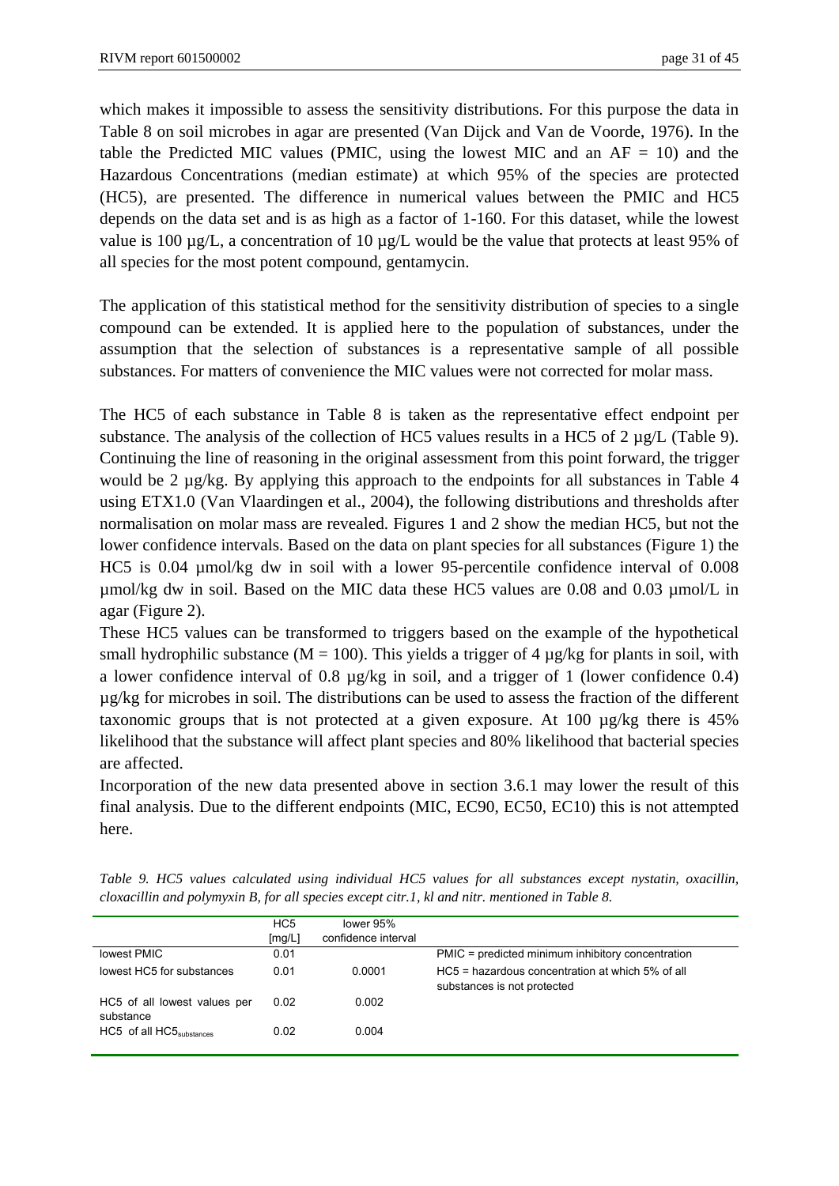which makes it impossible to assess the sensitivity distributions. For this purpose the data in Table 8 on soil microbes in agar are presented (Van Dijck and Van de Voorde, 1976). In the table the Predicted MIC values (PMIC, using the lowest MIC and an AF = 10) and the Hazardous Concentrations (median estimate) at which 95% of the species are protected (HC5), are presented. The difference in numerical values between the PMIC and HC5 depends on the data set and is as high as a factor of 1-160. For this dataset, while the lowest value is 100 µg/L, a concentration of 10 µg/L would be the value that protects at least 95% of all species for the most potent compound, gentamycin.

The application of this statistical method for the sensitivity distribution of species to a single compound can be extended. It is applied here to the population of substances, under the assumption that the selection of substances is a representative sample of all possible substances. For matters of convenience the MIC values were not corrected for molar mass.

The HC5 of each substance in Table 8 is taken as the representative effect endpoint per substance. The analysis of the collection of HC5 values results in a HC5 of 2 µg/L (Table 9). Continuing the line of reasoning in the original assessment from this point forward, the trigger would be 2 µg/kg. By applying this approach to the endpoints for all substances in Table 4 using ETX1.0 (Van Vlaardingen et al., 2004), the following distributions and thresholds after normalisation on molar mass are revealed. Figures 1 and 2 show the median HC5, but not the lower confidence intervals. Based on the data on plant species for all substances (Figure 1) the HC5 is 0.04 µmol/kg dw in soil with a lower 95-percentile confidence interval of 0.008 µmol/kg dw in soil. Based on the MIC data these HC5 values are 0.08 and 0.03 µmol/L in agar (Figure 2).

These HC5 values can be transformed to triggers based on the example of the hypothetical small hydrophilic substance (M = 100). This yields a trigger of 4 µg/kg for plants in soil, with a lower confidence interval of 0.8 µg/kg in soil, and a trigger of 1 (lower confidence 0.4) µg/kg for microbes in soil. The distributions can be used to assess the fraction of the different taxonomic groups that is not protected at a given exposure. At 100 µg/kg there is 45% likelihood that the substance will affect plant species and 80% likelihood that bacterial species are affected.

Incorporation of the new data presented above in section 3.6.1 may lower the result of this final analysis. Due to the different endpoints (MIC, EC90, EC50, EC10) this is not attempted here.

*Table 9. HC5 values calculated using individual HC5 values for all substances except nystatin, oxacillin, cloxacillin and polymyxin B, for all species except citr.1, kl and nitr. mentioned in Table 8.*

| | HC5 [mg/L] | lower 95% confidence interval | |
|---|---|---|---|
| lowest PMIC | 0.01 | | PMIC = predicted minimum inhibitory concentration |
| lowest HC5 for substances | 0.01 | 0.0001 | HC5 = hazardous concentration at which 5% of all substances is not protected |
| HC5 of all lowest values per substance | 0.02 | 0.002 | |
| HC5 of all $HC5_{substances}$ | 0.02 | 0.004 | |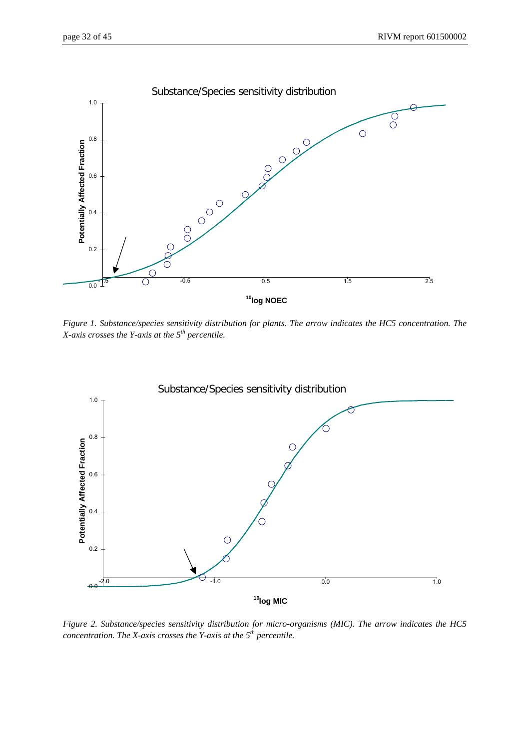Figure 1. Substance/species sensitivity distribution for plants. The arrow indicates the HC5 concentration. The X-axis crosses the Y-axis at the 5th percentile.

Figure 2. Substance/species sensitivity distribution for micro-organisms (MIC). The arrow indicates the HC5 concentration. The X-axis crosses the Y-axis at the 5th percentile.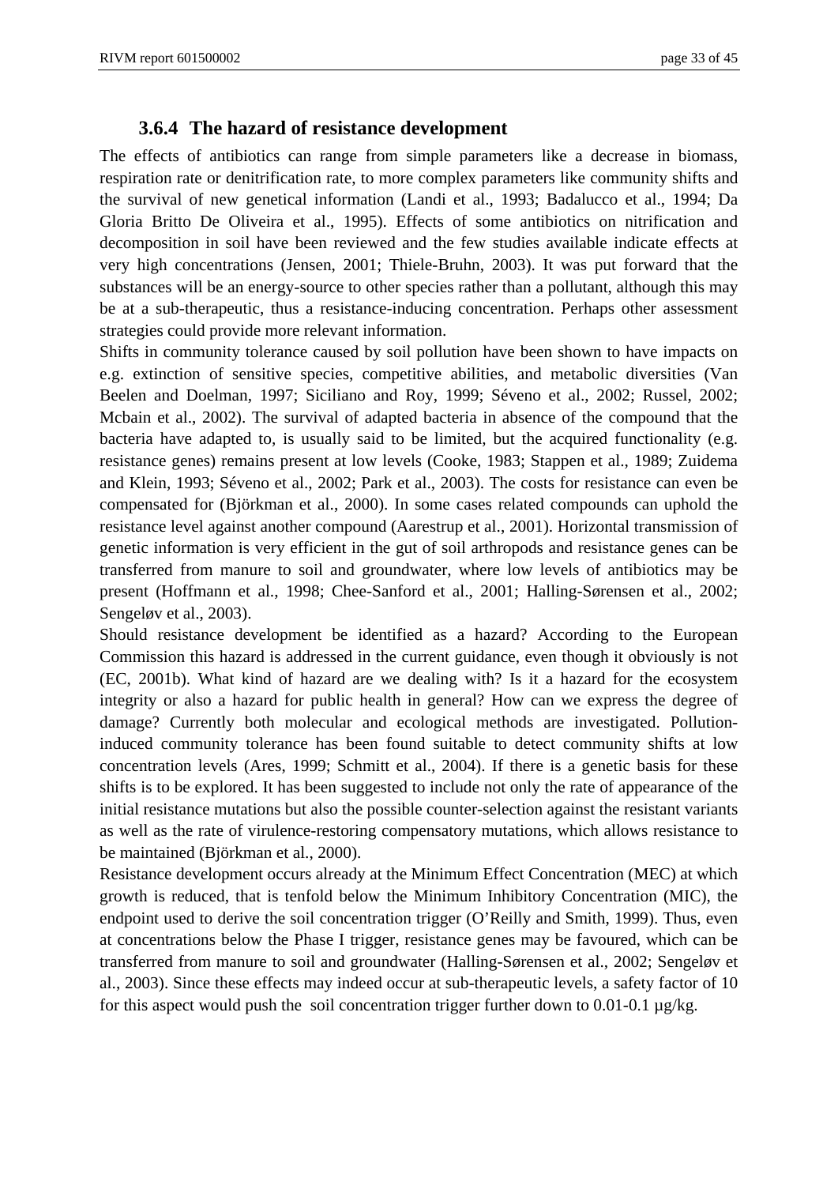### 3.6.4 The hazard of resistance development

The effects of antibiotics can range from simple parameters like a decrease in biomass, respiration rate or denitrification rate, to more complex parameters like community shifts and the survival of new genetical information (Landi et al., 1993; Badalucco et al., 1994; Da Gloria Britto De Oliveira et al., 1995). Effects of some antibiotics on nitrification and decomposition in soil have been reviewed and the few studies available indicate effects at very high concentrations (Jensen, 2001; Thiele-Bruhn, 2003). It was put forward that the substances will be an energy-source to other species rather than a pollutant, although this may be at a sub-therapeutic, thus a resistance-inducing concentration. Perhaps other assessment strategies could provide more relevant information.

Shifts in community tolerance caused by soil pollution have been shown to have impacts on e.g. extinction of sensitive species, competitive abilities, and metabolic diversities (Van Beelen and Doelman, 1997; Siciliano and Roy, 1999; Séveno et al., 2002; Russel, 2002; Mcbain et al., 2002). The survival of adapted bacteria in absence of the compound that the bacteria have adapted to, is usually said to be limited, but the acquired functionality (e.g. resistance genes) remains present at low levels (Cooke, 1983; Stappen et al., 1989; Zuidema and Klein, 1993; Séveno et al., 2002; Park et al., 2003). The costs for resistance can even be compensated for (Björkman et al., 2000). In some cases related compounds can uphold the resistance level against another compound (Aarestrup et al., 2001). Horizontal transmission of genetic information is very efficient in the gut of soil arthropods and resistance genes can be transferred from manure to soil and groundwater, where low levels of antibiotics may be present (Hoffmann et al., 1998; Chee-Sanford et al., 2001; Halling-Sørensen et al., 2002; Sengeløv et al., 2003).

Should resistance development be identified as a hazard? According to the European Commission this hazard is addressed in the current guidance, even though it obviously is not (EC, 2001b). What kind of hazard are we dealing with? Is it a hazard for the ecosystem integrity or also a hazard for public health in general? How can we express the degree of damage? Currently both molecular and ecological methods are investigated. Pollution-induced community tolerance has been found suitable to detect community shifts at low concentration levels (Ares, 1999; Schmitt et al., 2004). If there is a genetic basis for these shifts is to be explored. It has been suggested to include not only the rate of appearance of the initial resistance mutations but also the possible counter-selection against the resistant variants as well as the rate of virulence-restoring compensatory mutations, which allows resistance to be maintained (Björkman et al., 2000).

Resistance development occurs already at the Minimum Effect Concentration (MEC) at which growth is reduced, that is tenfold below the Minimum Inhibitory Concentration (MIC), the endpoint used to derive the soil concentration trigger (O'Reilly and Smith, 1999). Thus, even at concentrations below the Phase I trigger, resistance genes may be favoured, which can be transferred from manure to soil and groundwater (Halling-Sørensen et al., 2002; Sengeløv et al., 2003). Since these effects may indeed occur at sub-therapeutic levels, a safety factor of 10 for this aspect would push the soil concentration trigger further down to 0.01-0.1 µg/kg.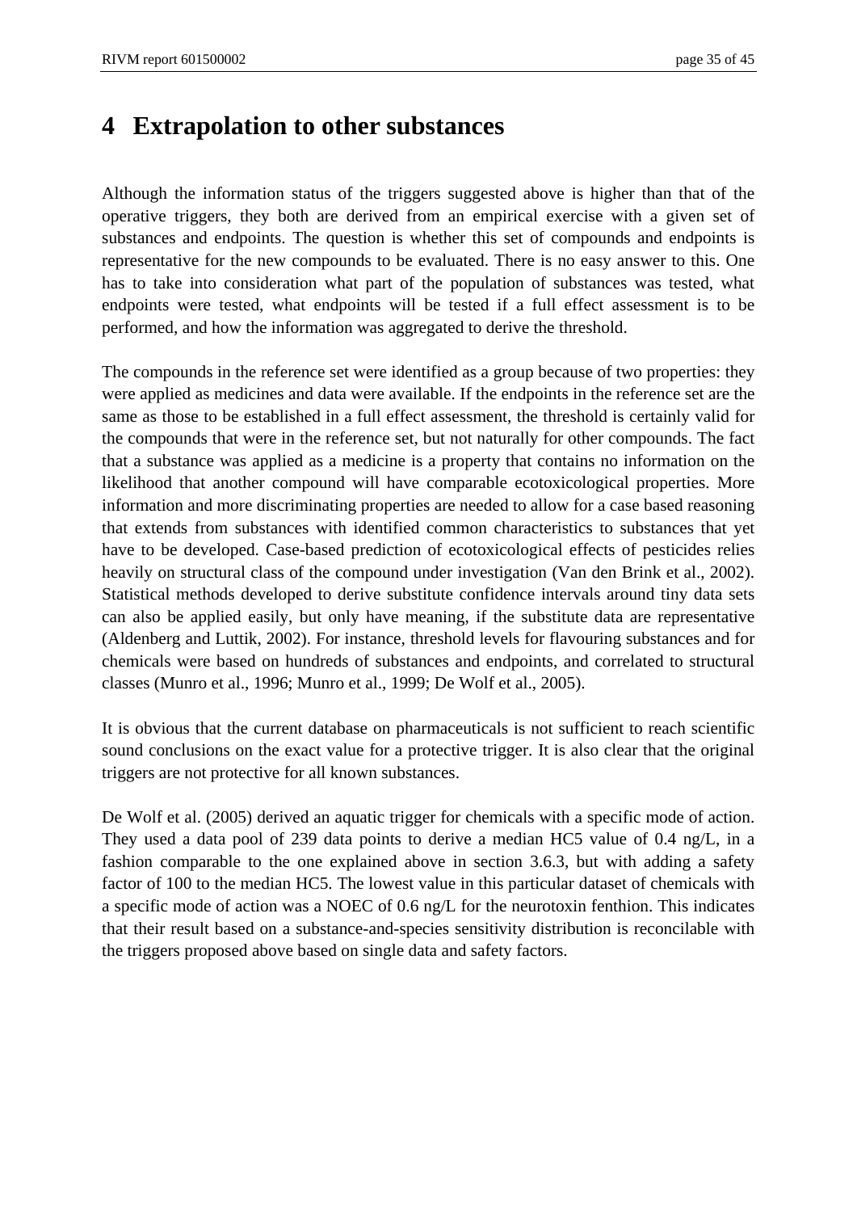# 4 Extrapolation to other substances

Although the information status of the triggers suggested above is higher than that of the operative triggers, they both are derived from an empirical exercise with a given set of substances and endpoints. The question is whether this set of compounds and endpoints is representative for the new compounds to be evaluated. There is no easy answer to this. One has to take into consideration what part of the population of substances was tested, what endpoints were tested, what endpoints will be tested if a full effect assessment is to be performed, and how the information was aggregated to derive the threshold.

The compounds in the reference set were identified as a group because of two properties: they were applied as medicines and data were available. If the endpoints in the reference set are the same as those to be established in a full effect assessment, the threshold is certainly valid for the compounds that were in the reference set, but not naturally for other compounds. The fact that a substance was applied as a medicine is a property that contains no information on the likelihood that another compound will have comparable ecotoxicological properties. More information and more discriminating properties are needed to allow for a case based reasoning that extends from substances with identified common characteristics to substances that yet have to be developed. Case-based prediction of ecotoxicological effects of pesticides relies heavily on structural class of the compound under investigation (Van den Brink et al., 2002). Statistical methods developed to derive substitute confidence intervals around tiny data sets can also be applied easily, but only have meaning, if the substitute data are representative (Aldenberg and Luttik, 2002). For instance, threshold levels for flavouring substances and for chemicals were based on hundreds of substances and endpoints, and correlated to structural classes (Munro et al., 1996; Munro et al., 1999; De Wolf et al., 2005).

It is obvious that the current database on pharmaceuticals is not sufficient to reach scientific sound conclusions on the exact value for a protective trigger. It is also clear that the original triggers are not protective for all known substances.

De Wolf et al. (2005) derived an aquatic trigger for chemicals with a specific mode of action. They used a data pool of 239 data points to derive a median HC5 value of 0.4 ng/L, in a fashion comparable to the one explained above in section 3.6.3, but with adding a safety factor of 100 to the median HC5. The lowest value in this particular dataset of chemicals with a specific mode of action was a NOEC of 0.6 ng/L for the neurotoxin fenthion. This indicates that their result based on a substance-and-species sensitivity distribution is reconcilable with the triggers proposed above based on single data and safety factors.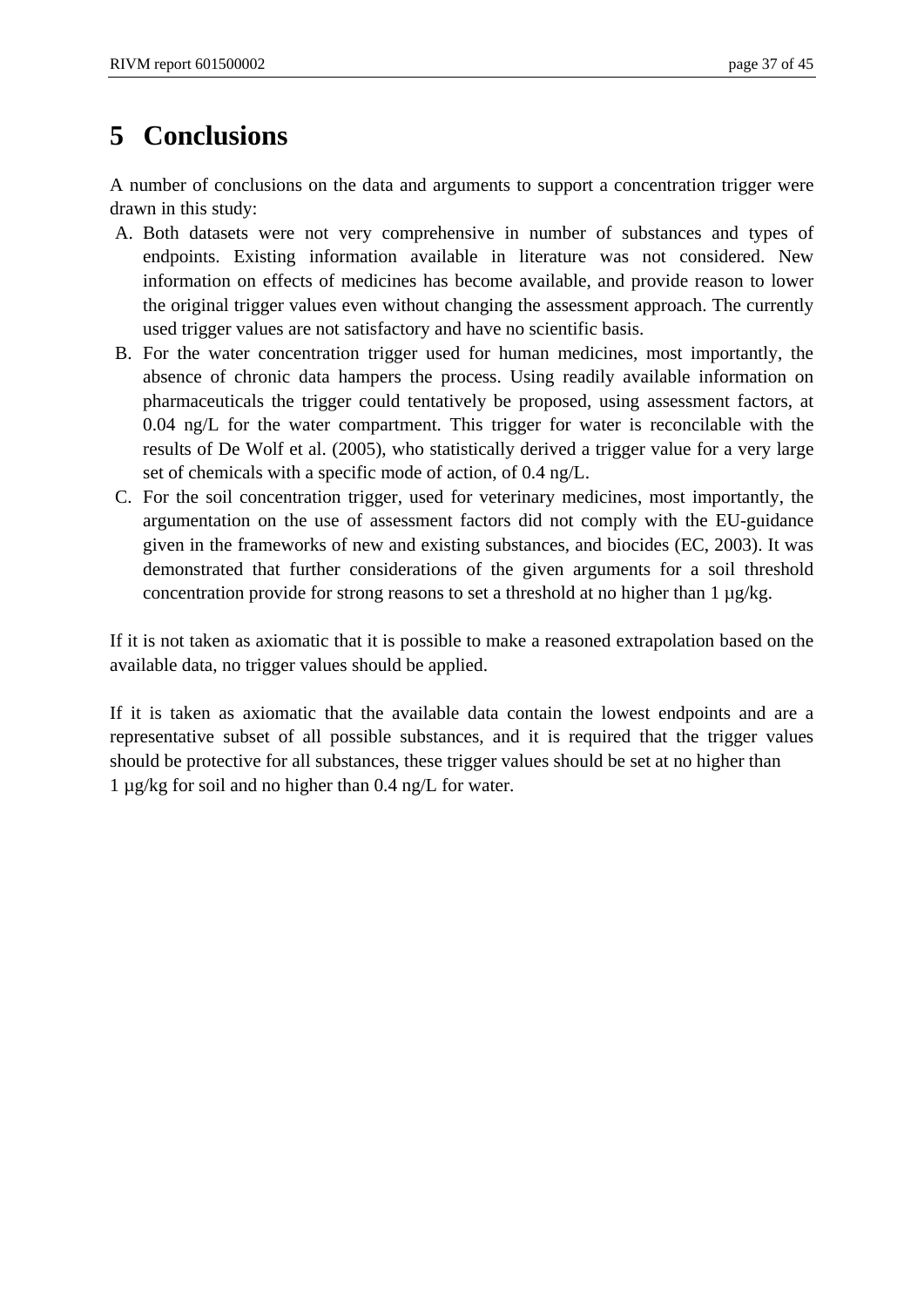# 5 Conclusions

A number of conclusions on the data and arguments to support a concentration trigger were drawn in this study:

A. Both datasets were not very comprehensive in number of substances and types of endpoints. Existing information available in literature was not considered. New information on effects of medicines has become available, and provide reason to lower the original trigger values even without changing the assessment approach. The currently used trigger values are not satisfactory and have no scientific basis.
B. For the water concentration trigger used for human medicines, most importantly, the absence of chronic data hampers the process. Using readily available information on pharmaceuticals the trigger could tentatively be proposed, using assessment factors, at 0.04 ng/L for the water compartment. This trigger for water is reconcilable with the results of De Wolf et al. (2005), who statistically derived a trigger value for a very large set of chemicals with a specific mode of action, of 0.4 ng/L.
C. For the soil concentration trigger, used for veterinary medicines, most importantly, the argumentation on the use of assessment factors did not comply with the EU-guidance given in the frameworks of new and existing substances, and biocides (EC, 2003). It was demonstrated that further considerations of the given arguments for a soil threshold concentration provide for strong reasons to set a threshold at no higher than 1 µg/kg.

If it is not taken as axiomatic that it is possible to make a reasoned extrapolation based on the available data, no trigger values should be applied.

If it is taken as axiomatic that the available data contain the lowest endpoints and are a representative subset of all possible substances, and it is required that the trigger values should be protective for all substances, these trigger values should be set at no higher than 1 µg/kg for soil and no higher than 0.4 ng/L for water.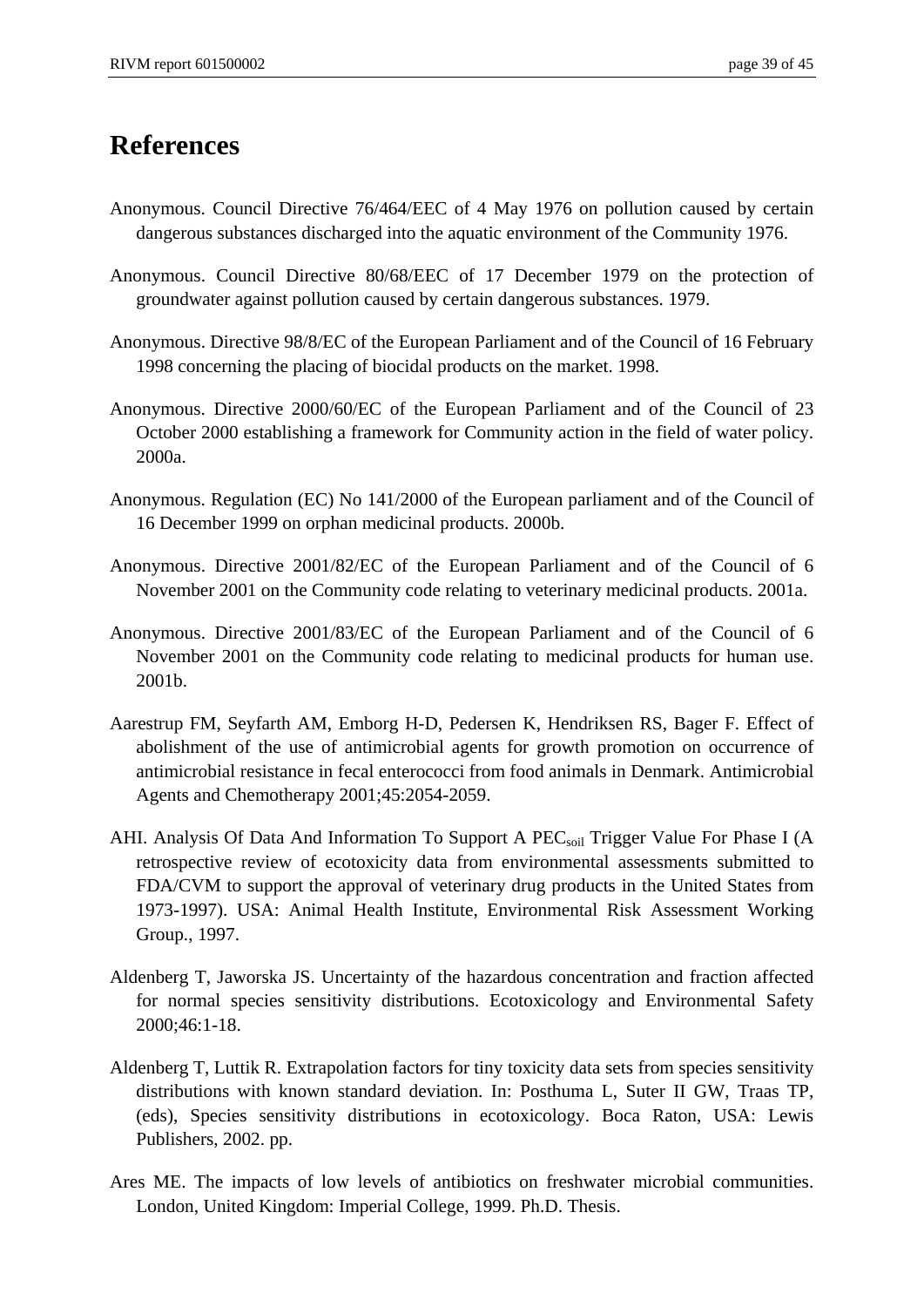# References

Anonymous. Council Directive 76/464/EEC of 4 May 1976 on pollution caused by certain dangerous substances discharged into the aquatic environment of the Community 1976.

Anonymous. Council Directive 80/68/EEC of 17 December 1979 on the protection of groundwater against pollution caused by certain dangerous substances. 1979.

Anonymous. Directive 98/8/EC of the European Parliament and of the Council of 16 February 1998 concerning the placing of biocidal products on the market. 1998.

Anonymous. Directive 2000/60/EC of the European Parliament and of the Council of 23 October 2000 establishing a framework for Community action in the field of water policy. 2000a.

Anonymous. Regulation (EC) No 141/2000 of the European parliament and of the Council of 16 December 1999 on orphan medicinal products. 2000b.

Anonymous. Directive 2001/82/EC of the European Parliament and of the Council of 6 November 2001 on the Community code relating to veterinary medicinal products. 2001a.

Anonymous. Directive 2001/83/EC of the European Parliament and of the Council of 6 November 2001 on the Community code relating to medicinal products for human use. 2001b.

Aarestrup FM, Seyfarth AM, Emborg H-D, Pedersen K, Hendriksen RS, Bager F. Effect of abolishment of the use of antimicrobial agents for growth promotion on occurrence of antimicrobial resistance in fecal enterococci from food animals in Denmark. Antimicrobial Agents and Chemotherapy 2001;45:2054-2059.

AHI. Analysis Of Data And Information To Support A $PEC_{soil}$ Trigger Value For Phase I (A retrospective review of ecotoxicity data from environmental assessments submitted to FDA/CVM to support the approval of veterinary drug products in the United States from 1973-1997). USA: Animal Health Institute, Environmental Risk Assessment Working Group., 1997.

Aldenberg T, Jaworska JS. Uncertainty of the hazardous concentration and fraction affected for normal species sensitivity distributions. Ecotoxicology and Environmental Safety 2000;46:1-18.

Aldenberg T, Luttik R. Extrapolation factors for tiny toxicity data sets from species sensitivity distributions with known standard deviation. In: Posthuma L, Suter II GW, Traas TP, (eds), Species sensitivity distributions in ecotoxicology. Boca Raton, USA: Lewis Publishers, 2002. pp.

Ares ME. The impacts of low levels of antibiotics on freshwater microbial communities. London, United Kingdom: Imperial College, 1999. Ph.D. Thesis.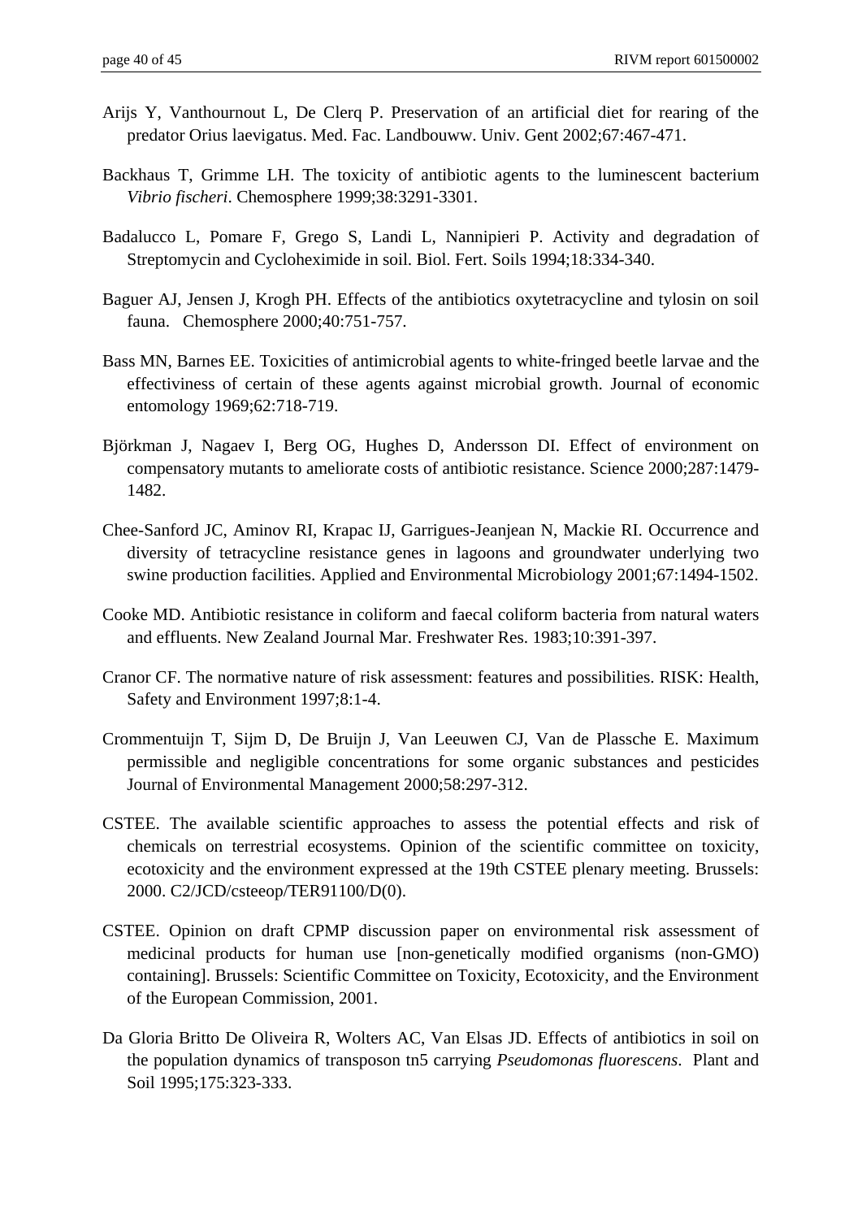Arijs Y, Vanthournout L, De Clerq P. Preservation of an artificial diet for rearing of the predator Orius laevigatus. Med. Fac. Landbouww. Univ. Gent 2002;67:467-471.

Backhaus T, Grimme LH. The toxicity of antibiotic agents to the luminescent bacterium *Vibrio fischeri*. Chemosphere 1999;38:3291-3301.

Badalucco L, Pomare F, Grego S, Landi L, Nannipieri P. Activity and degradation of Streptomycin and Cycloheximide in soil. Biol. Fert. Soils 1994;18:334-340.

Baguer AJ, Jensen J, Krogh PH. Effects of the antibiotics oxytetracycline and tylosin on soil fauna. Chemosphere 2000;40:751-757.

Bass MN, Barnes EE. Toxicities of antimicrobial agents to white-fringed beetle larvae and the effectiviness of certain of these agents against microbial growth. Journal of economic entomology 1969;62:718-719.

Björkman J, Nagaev I, Berg OG, Hughes D, Andersson DI. Effect of environment on compensatory mutants to ameliorate costs of antibiotic resistance. Science 2000;287:1479-1482.

Chee-Sanford JC, Aminov RI, Krapac IJ, Garrigues-Jeanjean N, Mackie RI. Occurrence and diversity of tetracycline resistance genes in lagoons and groundwater underlying two swine production facilities. Applied and Environmental Microbiology 2001;67:1494-1502.

Cooke MD. Antibiotic resistance in coliform and faecal coliform bacteria from natural waters and effluents. New Zealand Journal Mar. Freshwater Res. 1983;10:391-397.

Cranor CF. The normative nature of risk assessment: features and possibilities. RISK: Health, Safety and Environment 1997;8:1-4.

Crommentuijn T, Sijm D, De Bruijn J, Van Leeuwen CJ, Van de Plassche E. Maximum permissible and negligible concentrations for some organic substances and pesticides Journal of Environmental Management 2000;58:297-312.

CSTEE. The available scientific approaches to assess the potential effects and risk of chemicals on terrestrial ecosystems. Opinion of the scientific committee on toxicity, ecotoxicity and the environment expressed at the 19th CSTEE plenary meeting. Brussels: 2000. C2/JCD/csteeop/TER91100/D(0).

CSTEE. Opinion on draft CPMP discussion paper on environmental risk assessment of medicinal products for human use [non-genetically modified organisms (non-GMO) containing]. Brussels: Scientific Committee on Toxicity, Ecotoxicity, and the Environment of the European Commission, 2001.

Da Gloria Britto De Oliveira R, Wolters AC, Van Elsas JD. Effects of antibiotics in soil on the population dynamics of transposon tn5 carrying *Pseudomonas fluorescens*. Plant and Soil 1995;175:323-333.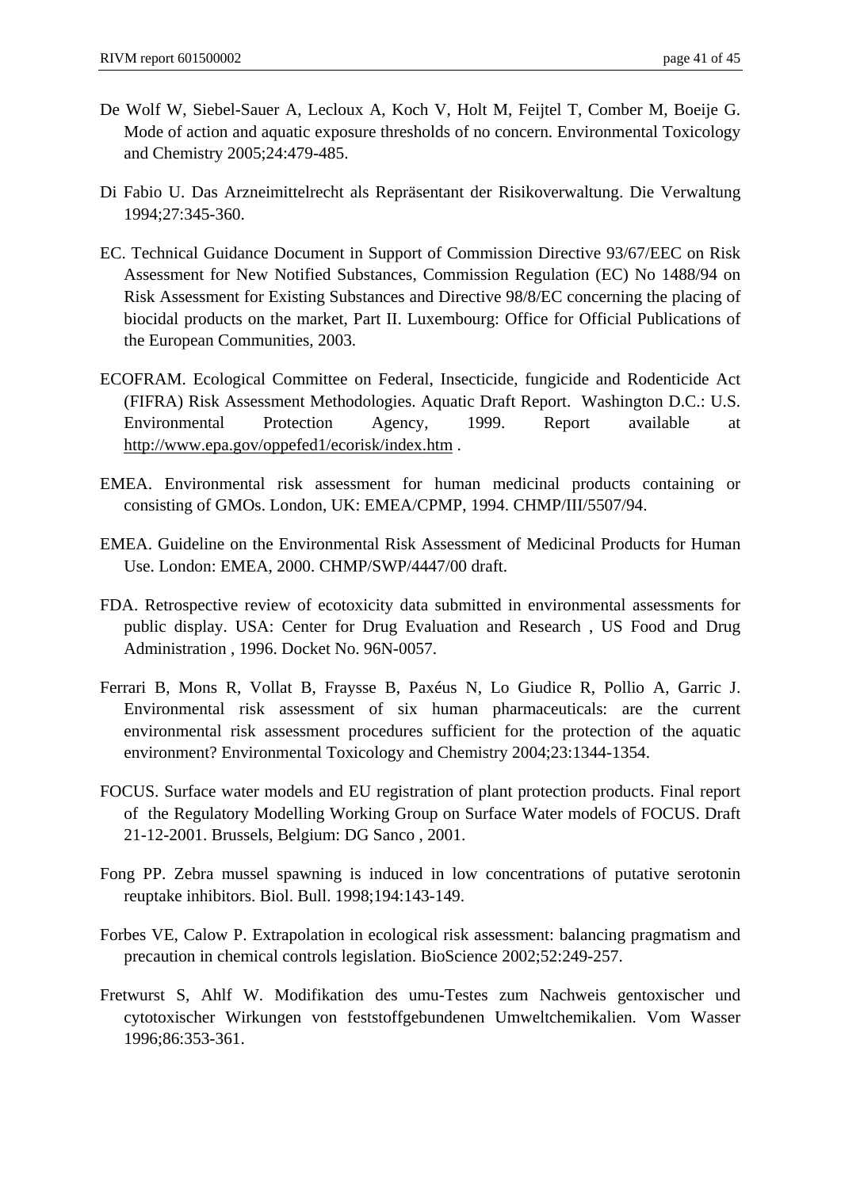De Wolf W, Siebel-Sauer A, Lecloux A, Koch V, Holt M, Feijtel T, Comber M, Boeije G. Mode of action and aquatic exposure thresholds of no concern. Environmental Toxicology and Chemistry 2005;24:479-485.

Di Fabio U. Das Arzneimittelrecht als Repräsentant der Risikoverwaltung. Die Verwaltung 1994;27:345-360.

EC. Technical Guidance Document in Support of Commission Directive 93/67/EEC on Risk Assessment for New Notified Substances, Commission Regulation (EC) No 1488/94 on Risk Assessment for Existing Substances and Directive 98/8/EC concerning the placing of biocidal products on the market, Part II. Luxembourg: Office for Official Publications of the European Communities, 2003.

ECOFRAM. Ecological Committee on Federal, Insecticide, fungicide and Rodenticide Act (FIFRA) Risk Assessment Methodologies. Aquatic Draft Report. Washington D.C.: U.S. Environmental Protection Agency, 1999. Report available at http://www.epa.gov/oppefed1/ecorisk/index.htm .

EMEA. Environmental risk assessment for human medicinal products containing or consisting of GMOs. London, UK: EMEA/CPMP, 1994. CHMP/III/5507/94.

EMEA. Guideline on the Environmental Risk Assessment of Medicinal Products for Human Use. London: EMEA, 2000. CHMP/SWP/4447/00 draft.

FDA. Retrospective review of ecotoxicity data submitted in environmental assessments for public display. USA: Center for Drug Evaluation and Research , US Food and Drug Administration , 1996. Docket No. 96N-0057.

Ferrari B, Mons R, Vollat B, Fraysse B, Paxéus N, Lo Giudice R, Pollio A, Garric J. Environmental risk assessment of six human pharmaceuticals: are the current environmental risk assessment procedures sufficient for the protection of the aquatic environment? Environmental Toxicology and Chemistry 2004;23:1344-1354.

FOCUS. Surface water models and EU registration of plant protection products. Final report of the Regulatory Modelling Working Group on Surface Water models of FOCUS. Draft 21-12-2001. Brussels, Belgium: DG Sanco , 2001.

Fong PP. Zebra mussel spawning is induced in low concentrations of putative serotonin reuptake inhibitors. Biol. Bull. 1998;194:143-149.

Forbes VE, Calow P. Extrapolation in ecological risk assessment: balancing pragmatism and precaution in chemical controls legislation. BioScience 2002;52:249-257.

Fretwurst S, Ahlf W. Modifikation des umu-Testes zum Nachweis gentoxischer und cytotoxischer Wirkungen von feststoffgebundenen Umweltchemikalien. Vom Wasser 1996;86:353-361.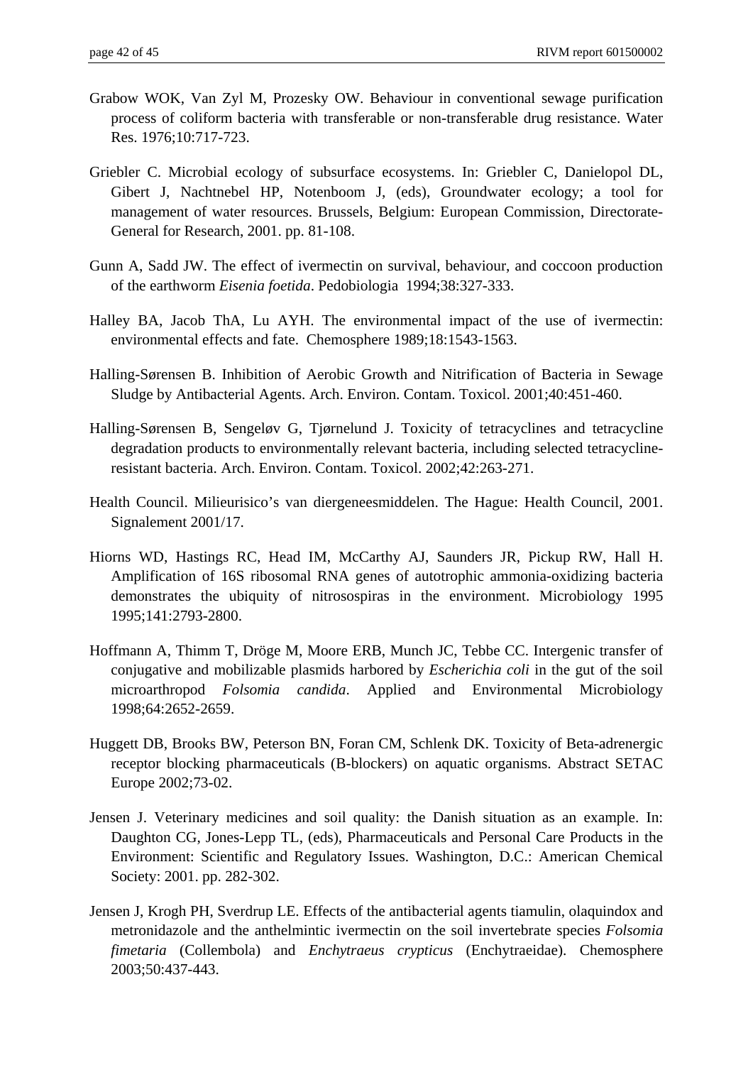Grabow WOK, Van Zyl M, Prozesky OW. Behaviour in conventional sewage purification process of coliform bacteria with transferable or non-transferable drug resistance. Water Res. 1976;10:717-723.

Griebler C. Microbial ecology of subsurface ecosystems. In: Griebler C, Danielopol DL, Gibert J, Nachtnebel HP, Notenboom J, (eds), Groundwater ecology; a tool for management of water resources. Brussels, Belgium: European Commission, Directorate-General for Research, 2001. pp. 81-108.

Gunn A, Sadd JW. The effect of ivermectin on survival, behaviour, and coccoon production of the earthworm *Eisenia foetida*. Pedobiologia 1994;38:327-333.

Halley BA, Jacob ThA, Lu AYH. The environmental impact of the use of ivermectin: environmental effects and fate. Chemosphere 1989;18:1543-1563.

Halling-Sørensen B. Inhibition of Aerobic Growth and Nitrification of Bacteria in Sewage Sludge by Antibacterial Agents. Arch. Environ. Contam. Toxicol. 2001;40:451-460.

Halling-Sørensen B, Sengeløv G, Tjørnelund J. Toxicity of tetracyclines and tetracycline degradation products to environmentally relevant bacteria, including selected tetracycline-resistant bacteria. Arch. Environ. Contam. Toxicol. 2002;42:263-271.

Health Council. Milieurisico's van diergeneesmiddelen. The Hague: Health Council, 2001. Signalement 2001/17.

Hiorns WD, Hastings RC, Head IM, McCarthy AJ, Saunders JR, Pickup RW, Hall H. Amplification of 16S ribosomal RNA genes of autotrophic ammonia-oxidizing bacteria demonstrates the ubiquity of nitrosospiras in the environment. Microbiology 1995 1995;141:2793-2800.

Hoffmann A, Thimm T, Dröge M, Moore ERB, Munch JC, Tebbe CC. Intergenic transfer of conjugative and mobilizable plasmids harbored by *Escherichia coli* in the gut of the soil microarthropod *Folsomia candida*. Applied and Environmental Microbiology 1998;64:2652-2659.

Huggett DB, Brooks BW, Peterson BN, Foran CM, Schlenk DK. Toxicity of Beta-adrenergic receptor blocking pharmaceuticals (B-blockers) on aquatic organisms. Abstract SETAC Europe 2002;73-02.

Jensen J. Veterinary medicines and soil quality: the Danish situation as an example. In: Daughton CG, Jones-Lepp TL, (eds), Pharmaceuticals and Personal Care Products in the Environment: Scientific and Regulatory Issues. Washington, D.C.: American Chemical Society: 2001. pp. 282-302.

Jensen J, Krogh PH, Sverdrup LE. Effects of the antibacterial agents tiamulin, olaquindox and metronidazole and the anthelmintic ivermectin on the soil invertebrate species *Folsomia fimetaria* (Collembola) and *Enchytraeus crypticus* (Enchytraeidae). Chemosphere 2003;50:437-443.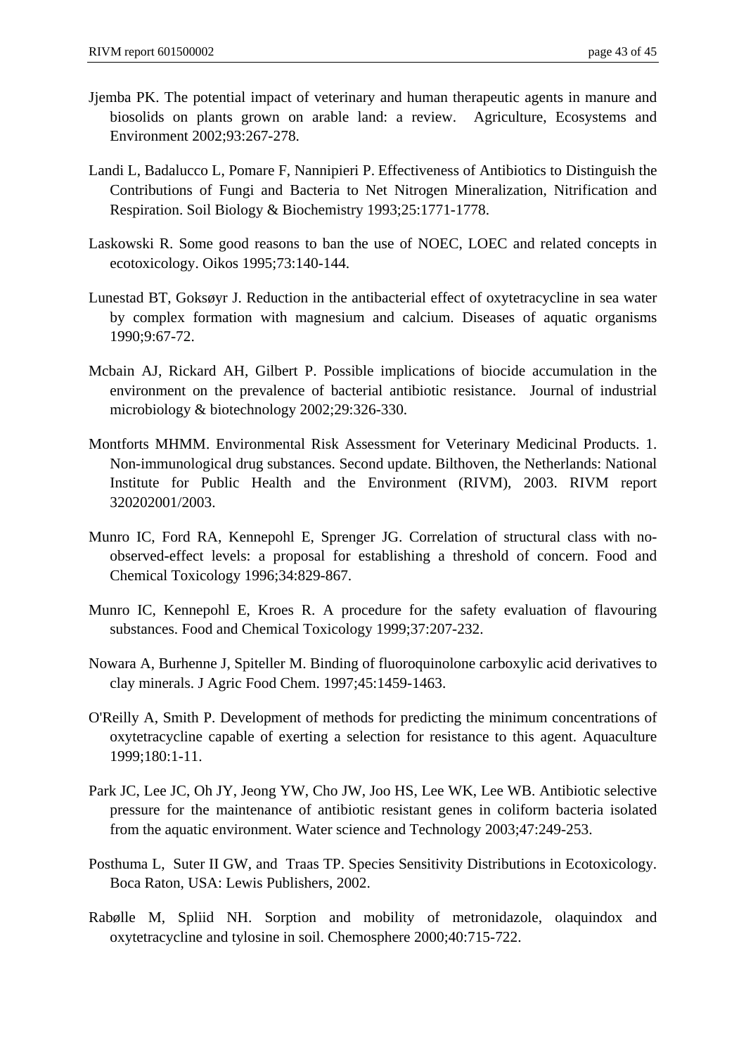Jjemba PK. The potential impact of veterinary and human therapeutic agents in manure and biosolids on plants grown on arable land: a review. Agriculture, Ecosystems and Environment 2002;93:267-278.

Landi L, Badalucco L, Pomare F, Nannipieri P. Effectiveness of Antibiotics to Distinguish the Contributions of Fungi and Bacteria to Net Nitrogen Mineralization, Nitrification and Respiration. Soil Biology & Biochemistry 1993;25:1771-1778.

Laskowski R. Some good reasons to ban the use of NOEC, LOEC and related concepts in ecotoxicology. Oikos 1995;73:140-144.

Lunestad BT, Goksøyr J. Reduction in the antibacterial effect of oxytetracycline in sea water by complex formation with magnesium and calcium. Diseases of aquatic organisms 1990;9:67-72.

Mcbain AJ, Rickard AH, Gilbert P. Possible implications of biocide accumulation in the environment on the prevalence of bacterial antibiotic resistance. Journal of industrial microbiology & biotechnology 2002;29:326-330.

Montforts MHMM. Environmental Risk Assessment for Veterinary Medicinal Products. 1. Non-immunological drug substances. Second update. Bilthoven, the Netherlands: National Institute for Public Health and the Environment (RIVM), 2003. RIVM report 320202001/2003.

Munro IC, Ford RA, Kennepohl E, Sprenger JG. Correlation of structural class with no-observed-effect levels: a proposal for establishing a threshold of concern. Food and Chemical Toxicology 1996;34:829-867.

Munro IC, Kennepohl E, Kroes R. A procedure for the safety evaluation of flavouring substances. Food and Chemical Toxicology 1999;37:207-232.

Nowara A, Burhenne J, Spiteller M. Binding of fluoroquinolone carboxylic acid derivatives to clay minerals. J Agric Food Chem. 1997;45:1459-1463.

O'Reilly A, Smith P. Development of methods for predicting the minimum concentrations of oxytetracycline capable of exerting a selection for resistance to this agent. Aquaculture 1999;180:1-11.

Park JC, Lee JC, Oh JY, Jeong YW, Cho JW, Joo HS, Lee WK, Lee WB. Antibiotic selective pressure for the maintenance of antibiotic resistant genes in coliform bacteria isolated from the aquatic environment. Water science and Technology 2003;47:249-253.

Posthuma L, Suter II GW, and Traas TP. Species Sensitivity Distributions in Ecotoxicology. Boca Raton, USA: Lewis Publishers, 2002.

Rabølle M, Spliid NH. Sorption and mobility of metronidazole, olaquindox and oxytetracycline and tylosine in soil. Chemosphere 2000;40:715-722.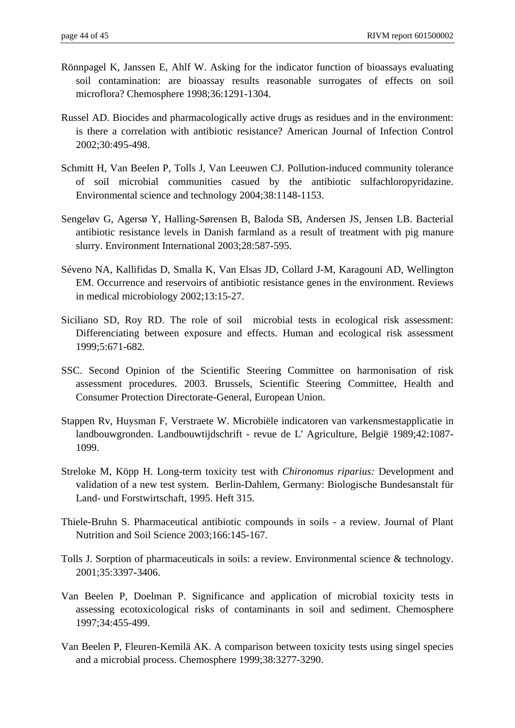Rönnpagel K, Janssen E, Ahlf W. Asking for the indicator function of bioassays evaluating soil contamination: are bioassay results reasonable surrogates of effects on soil microflora? Chemosphere 1998;36:1291-1304.

Russel AD. Biocides and pharmacologically active drugs as residues and in the environment: is there a correlation with antibiotic resistance? American Journal of Infection Control 2002;30:495-498.

Schmitt H, Van Beelen P, Tolls J, Van Leeuwen CJ. Pollution-induced community tolerance of soil microbial communities casued by the antibiotic sulfachloropyridazine. Environmental science and technology 2004;38:1148-1153.

Sengeløv G, Agersø Y, Halling-Sørensen B, Baloda SB, Andersen JS, Jensen LB. Bacterial antibiotic resistance levels in Danish farmland as a result of treatment with pig manure slurry. Environment International 2003;28:587-595.

Séveno NA, Kallifidas D, Smalla K, Van Elsas JD, Collard J-M, Karagouni AD, Wellington EM. Occurrence and reservoirs of antibiotic resistance genes in the environment. Reviews in medical microbiology 2002;13:15-27.

Siciliano SD, Roy RD. The role of soil microbial tests in ecological risk assessment: Differenciating between exposure and effects. Human and ecological risk assessment 1999;5:671-682.

SSC. Second Opinion of the Scientific Steering Committee on harmonisation of risk assessment procedures. 2003. Brussels, Scientific Steering Committee, Health and Consumer Protection Directorate-General, European Union.

Stappen Rv, Huysman F, Verstraete W. Microbiële indicatoren van varkensmestapplicatie in landbouwgronden. Landbouwtijdschrift - revue de L' Agriculture, België 1989;42:1087-1099.

Streloke M, Köpp H. Long-term toxicity test with *Chironomus riparius:* Development and validation of a new test system. Berlin-Dahlem, Germany: Biologische Bundesanstalt für Land- und Forstwirtschaft, 1995. Heft 315.

Thiele-Bruhn S. Pharmaceutical antibiotic compounds in soils - a review. Journal of Plant Nutrition and Soil Science 2003;166:145-167.

Tolls J. Sorption of pharmaceuticals in soils: a review. Environmental science & technology. 2001;35:3397-3406.

Van Beelen P, Doelman P. Significance and application of microbial toxicity tests in assessing ecotoxicological risks of contaminants in soil and sediment. Chemosphere 1997;34:455-499.

Van Beelen P, Fleuren-Kemilä AK. A comparison between toxicity tests using singel species and a microbial process. Chemosphere 1999;38:3277-3290.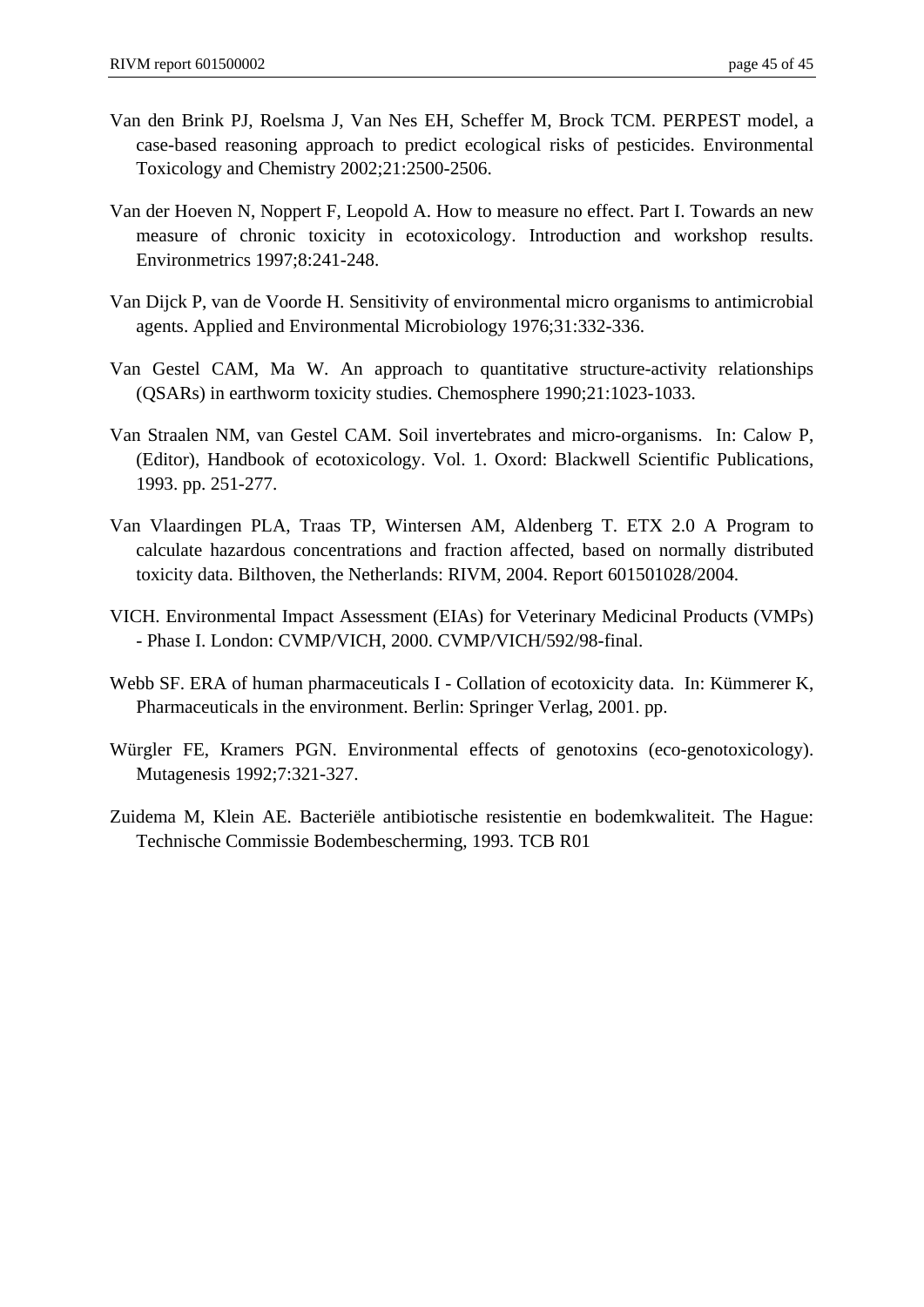Van den Brink PJ, Roelsma J, Van Nes EH, Scheffer M, Brock TCM. PERPEST model, a case-based reasoning approach to predict ecological risks of pesticides. Environmental Toxicology and Chemistry 2002;21:2500-2506.

Van der Hoeven N, Noppert F, Leopold A. How to measure no effect. Part I. Towards an new measure of chronic toxicity in ecotoxicology. Introduction and workshop results. Environmetrics 1997;8:241-248.

Van Dijck P, van de Voorde H. Sensitivity of environmental micro organisms to antimicrobial agents. Applied and Environmental Microbiology 1976;31:332-336.

Van Gestel CAM, Ma W. An approach to quantitative structure-activity relationships (QSARs) in earthworm toxicity studies. Chemosphere 1990;21:1023-1033.

Van Straalen NM, van Gestel CAM. Soil invertebrates and micro-organisms. In: Calow P, (Editor), Handbook of ecotoxicology. Vol. 1. Oxord: Blackwell Scientific Publications, 1993. pp. 251-277.

Van Vlaardingen PLA, Traas TP, Wintersen AM, Aldenberg T. ETX 2.0 A Program to calculate hazardous concentrations and fraction affected, based on normally distributed toxicity data. Bilthoven, the Netherlands: RIVM, 2004. Report 601501028/2004.

VICH. Environmental Impact Assessment (EIAs) for Veterinary Medicinal Products (VMPs) - Phase I. London: CVMP/VICH, 2000. CVMP/VICH/592/98-final.

Webb SF. ERA of human pharmaceuticals I - Collation of ecotoxicity data. In: Kümmerer K, Pharmaceuticals in the environment. Berlin: Springer Verlag, 2001. pp.

Würgler FE, Kramers PGN. Environmental effects of genotoxins (eco-genotoxicology). Mutagenesis 1992;7:321-327.

Zuidema M, Klein AE. Bacteriële antibiotische resistentie en bodemkwaliteit. The Hague: Technische Commissie Bodembescherming, 1993. TCB R01